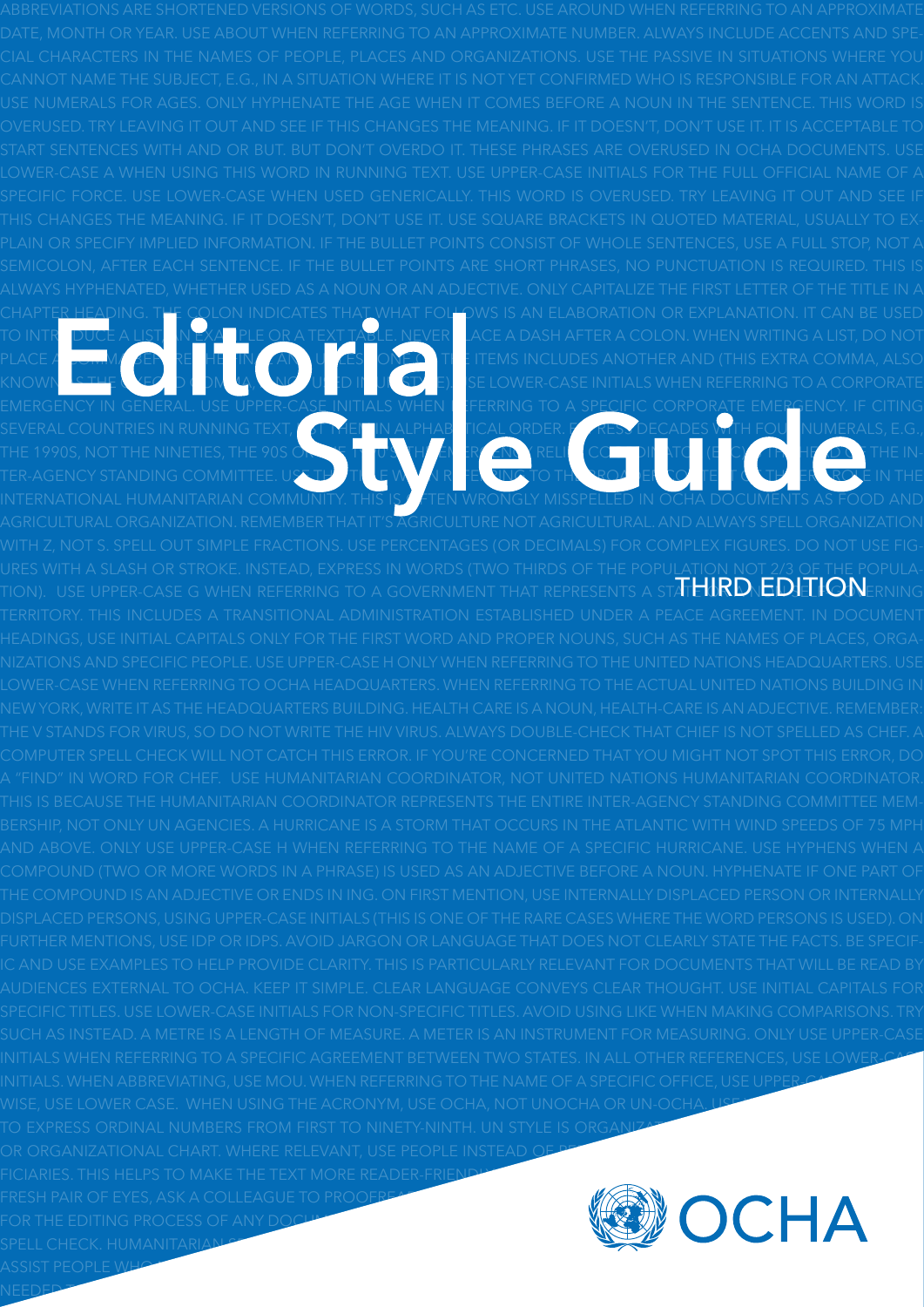# Editorial Style Guide

THIRD EDITION

OCHA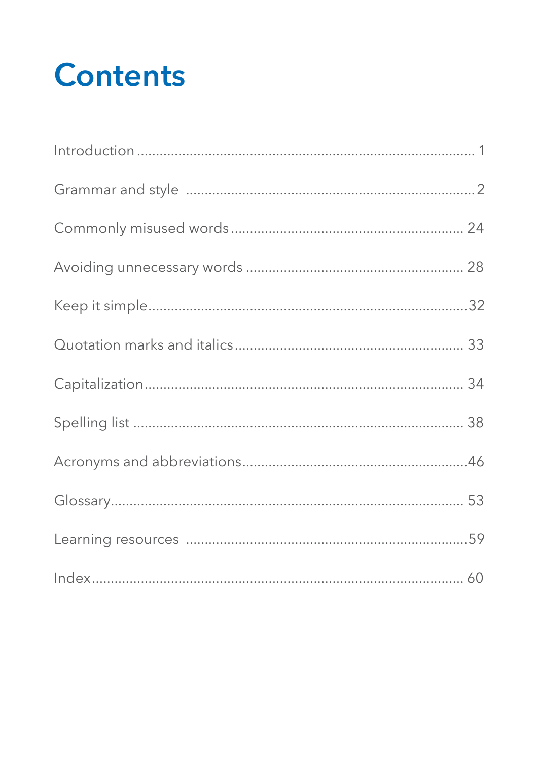# Contents

Introduction ........................................................................................ 1

Grammar and style ............................................................................2

Commonly misused words ............................................................ 24

Avoiding unnecessary words ........................................................ 28

Keep it simple....................................................................................32

Quotation marks and italics ............................................................ 33

Capitalization..................................................................................... 34

Spelling list ........................................................................................ 38

Acronyms and abbreviations...........................................................46

Glossary.............................................................................................. 53

Learning resources ...........................................................................59

Index.................................................................................................... 60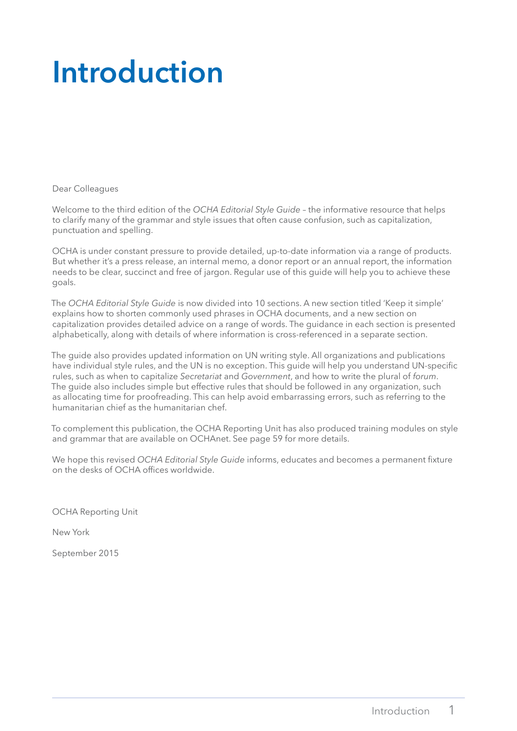# Introduction

Dear Colleagues

Welcome to the third edition of the *OCHA Editorial Style Guide* – the informative resource that helps to clarify many of the grammar and style issues that often cause confusion, such as capitalization, punctuation and spelling.

OCHA is under constant pressure to provide detailed, up-to-date information via a range of products. But whether it's a press release, an internal memo, a donor report or an annual report, the information needs to be clear, succinct and free of jargon. Regular use of this guide will help you to achieve these goals.

The *OCHA Editorial Style Guide* is now divided into 10 sections. A new section titled 'Keep it simple' explains how to shorten commonly used phrases in OCHA documents, and a new section on capitalization provides detailed advice on a range of words. The guidance in each section is presented alphabetically, along with details of where information is cross-referenced in a separate section.

The guide also provides updated information on UN writing style. All organizations and publications have individual style rules, and the UN is no exception. This guide will help you understand UN-specific rules, such as when to capitalize *Secretariat* and *Government*, and how to write the plural of *forum*. The guide also includes simple but effective rules that should be followed in any organization, such as allocating time for proofreading. This can help avoid embarrassing errors, such as referring to the humanitarian chief as the humanitarian chef.

To complement this publication, the OCHA Reporting Unit has also produced training modules on style and grammar that are available on OCHAnet. See page 59 for more details.

We hope this revised *OCHA Editorial Style Guide* informs, educates and becomes a permanent fixture on the desks of OCHA offices worldwide.

OCHA Reporting Unit

New York

September 2015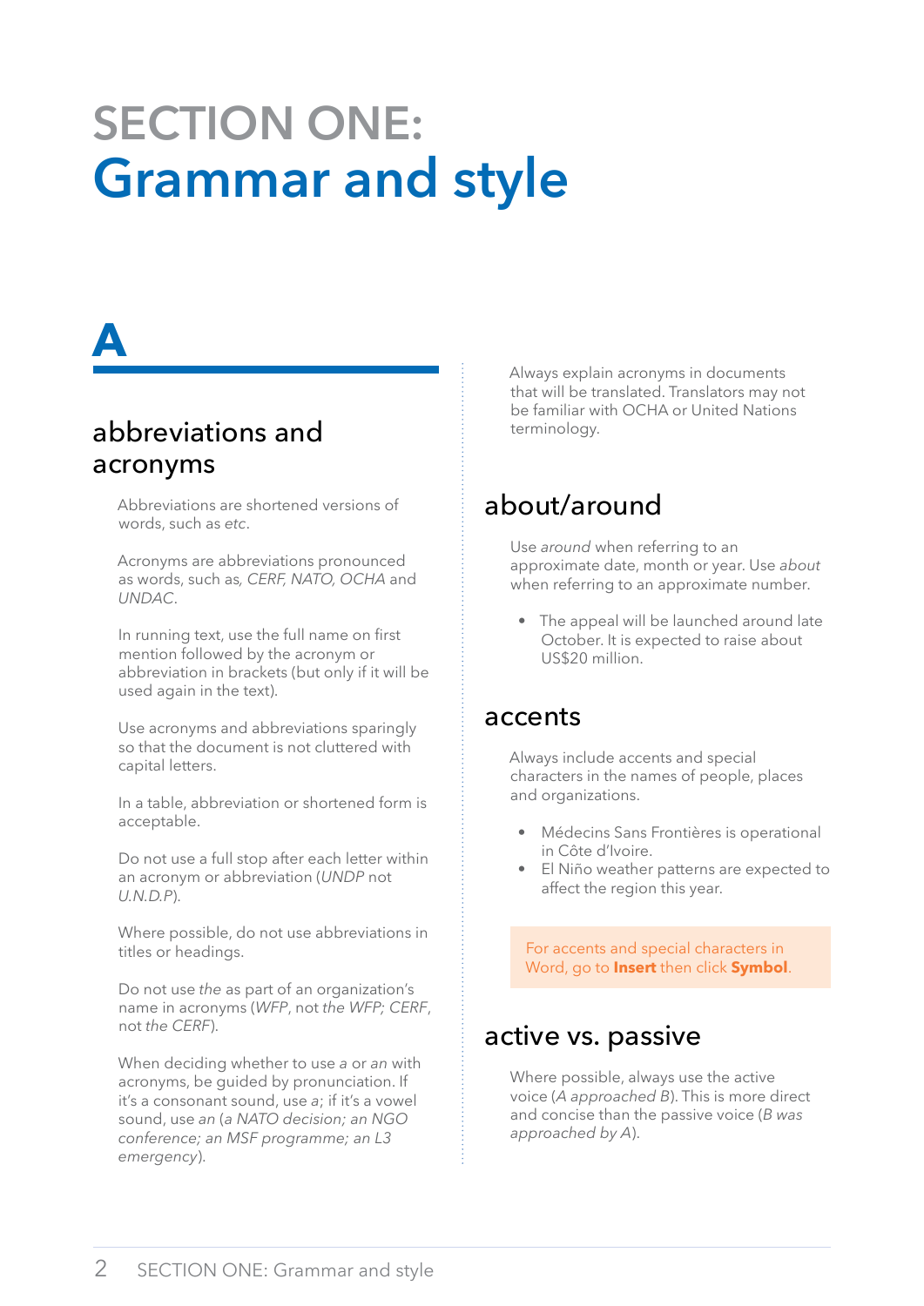# SECTION ONE: Grammar and style

## A

### abbreviations and acronyms

Abbreviations are shortened versions of words, such as *etc*.

Acronyms are abbreviations pronounced as words, such as*, CERF, NATO, OCHA* and *UNDAC*.

In running text, use the full name on first mention followed by the acronym or abbreviation in brackets (but only if it will be used again in the text).

Use acronyms and abbreviations sparingly so that the document is not cluttered with capital letters.

In a table, abbreviation or shortened form is acceptable.

Do not use a full stop after each letter within an acronym or abbreviation (*UNDP* not *U.N.D.P*).

Where possible, do not use abbreviations in titles or headings.

Do not use *the* as part of an organization's name in acronyms (*WFP*, not *the WFP; CERF*, not *the CERF*).

When deciding whether to use *a* or *an* with acronyms, be guided by pronunciation. If it's a consonant sound, use *a*; if it's a vowel sound, use *an* (*a NATO decision; an NGO conference; an MSF programme; an L3 emergency*).

Always explain acronyms in documents that will be translated. Translators may not be familiar with OCHA or United Nations terminology.

### about/around

Use *around* when referring to an approximate date, month or year. Use *about* when referring to an approximate number.

- The appeal will be launched around late October. It is expected to raise about US$20 million.

### accents

Always include accents and special characters in the names of people, places and organizations.

- Médecins Sans Frontières is operational in Côte d'Ivoire.
- El Niño weather patterns are expected to affect the region this year.

For accents and special characters in Word, go to **Insert** then click **Symbol**.

### active vs. passive

Where possible, always use the active voice (*A approached B*). This is more direct and concise than the passive voice (*B was approached by A*).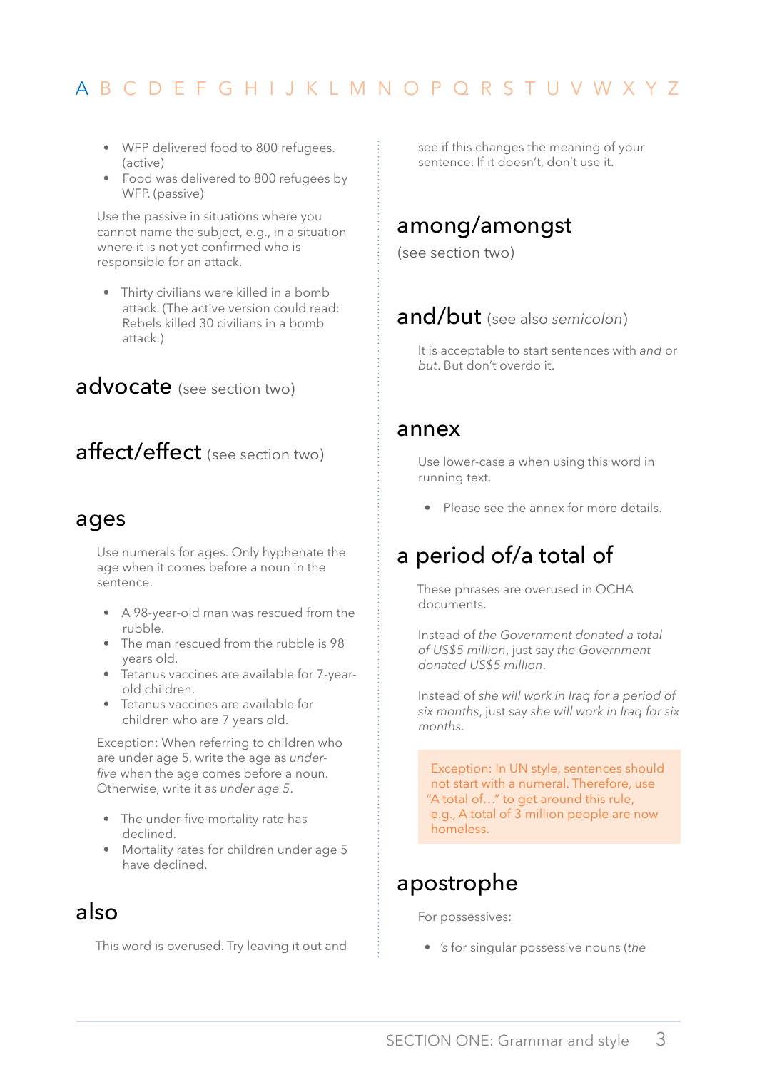A B C D E F G H I J K L M N O P Q R S T U V W X Y Z

- WFP delivered food to 800 refugees. (active)
- Food was delivered to 800 refugees by WFP. (passive)

Use the passive in situations where you cannot name the subject, e.g., in a situation where it is not yet confirmed who is responsible for an attack.

- Thirty civilians were killed in a bomb attack. (The active version could read: Rebels killed 30 civilians in a bomb attack.)

## advocate (see section two)

## affect/effect (see section two)

## ages

Use numerals for ages. Only hyphenate the age when it comes before a noun in the sentence.

- A 98-year-old man was rescued from the rubble.
- The man rescued from the rubble is 98 years old.
- Tetanus vaccines are available for 7-year-old children.
- Tetanus vaccines are available for children who are 7 years old.

Exception: When referring to children who are under age 5, write the age as *under-five* when the age comes before a noun. Otherwise, write it as *under age 5*.

- The under-five mortality rate has declined.
- Mortality rates for children under age 5 have declined.

## also

This word is overused. Try leaving it out and see if this changes the meaning of your sentence. If it doesn't, don't use it.

## among/amongst

(see section two)

## and/but (see also *semicolon*)

It is acceptable to start sentences with *and* or *but*. But don't overdo it.

## annex

Use lower-case *a* when using this word in running text.

- Please see the annex for more details.

## a period of/a total of

These phrases are overused in OCHA documents.

Instead of *the Government donated a total of US$5 million*, just say *the Government donated US$5 million*.

Instead of *she will work in Iraq for a period of six months*, just say *she will work in Iraq for six months*.

Exception: In UN style, sentences should not start with a numeral. Therefore, use "A total of…" to get around this rule, e.g., A total of 3 million people are now homeless.

## apostrophe

For possessives:

- *'s* for singular possessive nouns (*the*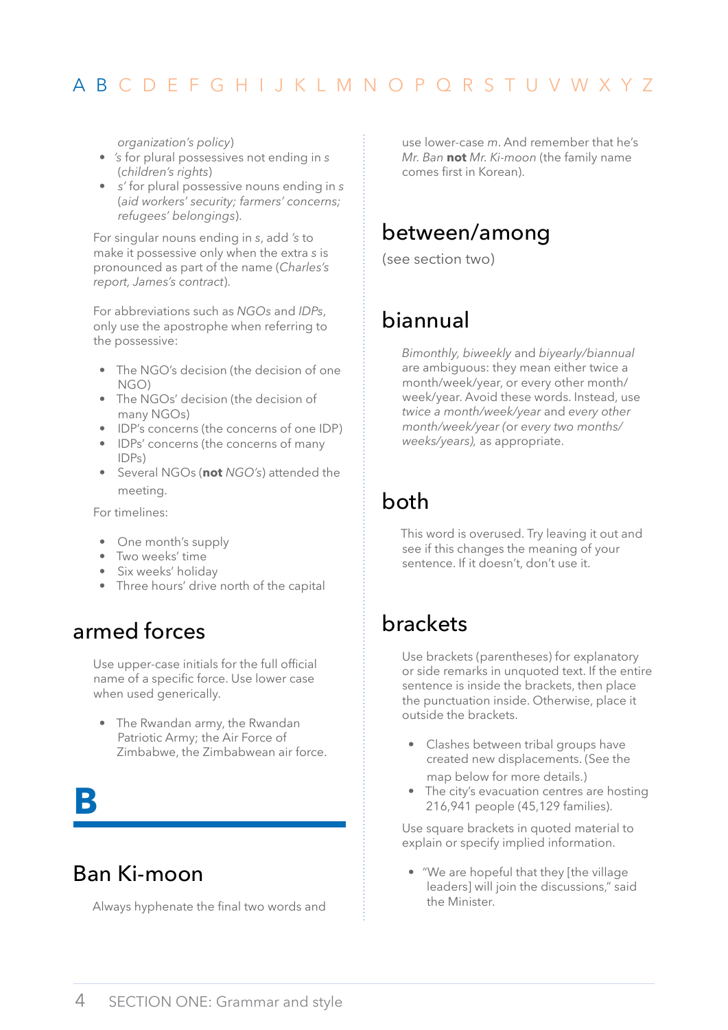*organization's policy*)

- *'s* for plural possessives not ending in *s* (*children's rights*)
- *s'* for plural possessive nouns ending in *s* (*aid workers' security; farmers' concerns; refugees' belongings*).

For singular nouns ending in *s*, add *'s* to make it possessive only when the extra *s* is pronounced as part of the name (*Charles's report, James's contract*).

For abbreviations such as *NGOs* and *IDPs*, only use the apostrophe when referring to the possessive:

- The NGO's decision (the decision of one NGO)
- The NGOs' decision (the decision of many NGOs)
- IDP's concerns (the concerns of one IDP)
- IDPs' concerns (the concerns of many IDPs)
- Several NGOs (**not** *NGO's*) attended the meeting.

For timelines:

- One month's supply
- Two weeks' time
- Six weeks' holiday
- Three hours' drive north of the capital

## armed forces

Use upper-case initials for the full official name of a specific force. Use lower case when used generically.

- The Rwandan army, the Rwandan Patriotic Army; the Air Force of Zimbabwe, the Zimbabwean air force.

# B

## Ban Ki-moon

Always hyphenate the final two words and use lower-case *m*. And remember that he's *Mr. Ban* **not** *Mr. Ki-moon* (the family name comes first in Korean).

## between/among

(see section two)

## biannual

*Bimonthly, biweekly* and *biyearly/biannual* are ambiguous: they mean either twice a month/week/year, or every other month/week/year. Avoid these words. Instead, use *twice a month/week/year* and *every other month/week/year* (or *every two months/weeks/years*), as appropriate.

## both

This word is overused. Try leaving it out and see if this changes the meaning of your sentence. If it doesn't, don't use it.

## brackets

Use brackets (parentheses) for explanatory or side remarks in unquoted text. If the entire sentence is inside the brackets, then place the punctuation inside. Otherwise, place it outside the brackets.

- Clashes between tribal groups have created new displacements. (See the map below for more details.)
- The city's evacuation centres are hosting 216,941 people (45,129 families).

Use square brackets in quoted material to explain or specify implied information.

- "We are hopeful that they [the village leaders] will join the discussions," said the Minister.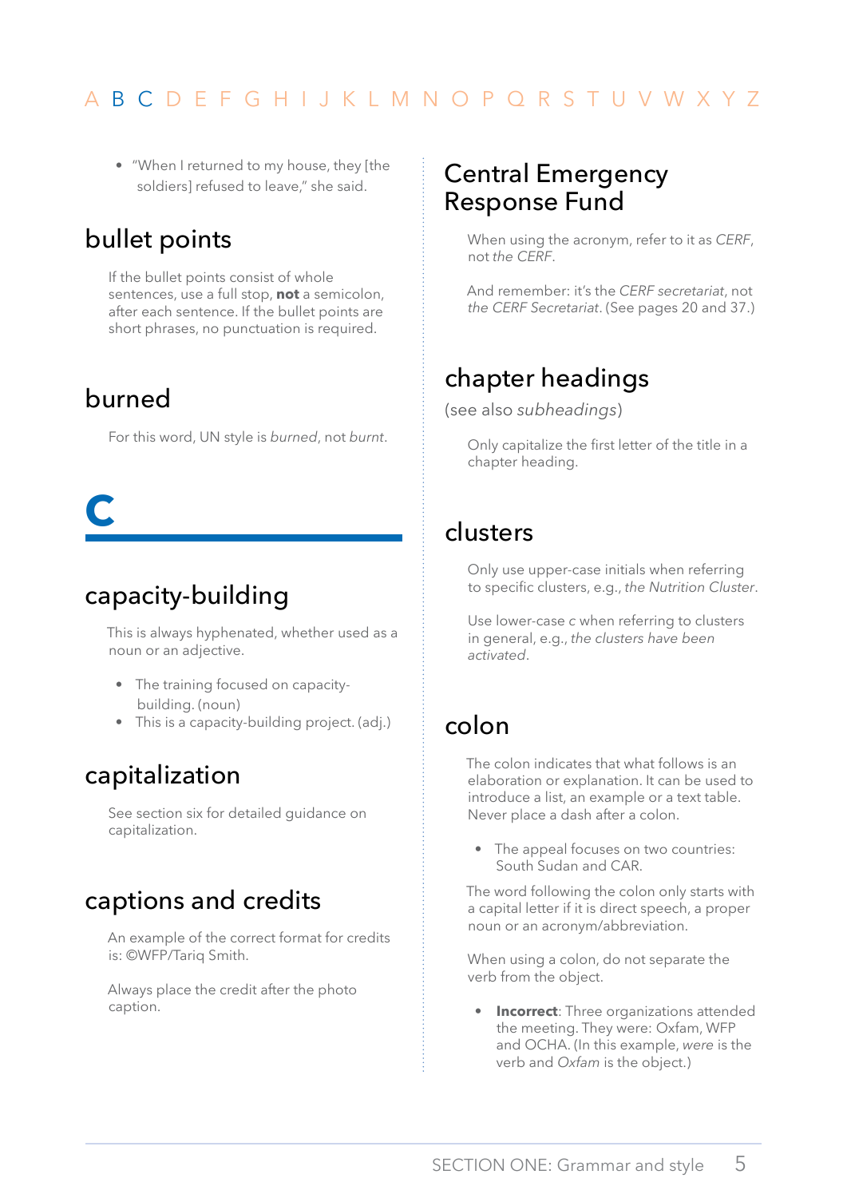- “When I returned to my house, they [the soldiers] refused to leave,” she said.

## bullet points

If the bullet points consist of whole sentences, use a full stop, **not** a semicolon, after each sentence. If the bullet points are short phrases, no punctuation is required.

## burned

For this word, UN style is *burned*, not *burnt*.

# C

## capacity-building

This is always hyphenated, whether used as a noun or an adjective.

- The training focused on capacity-building. (noun)
- This is a capacity-building project. (adj.)

## capitalization

See section six for detailed guidance on capitalization.

## captions and credits

An example of the correct format for credits is: ©WFP/Tariq Smith.

Always place the credit after the photo caption.

## Central Emergency Response Fund

When using the acronym, refer to it as *CERF*, not *the CERF*.

And remember: it’s the *CERF secretariat*, not *the CERF Secretariat*. (See pages 20 and 37.)

## chapter headings

(see also *subheadings*)

Only capitalize the first letter of the title in a chapter heading.

## clusters

Only use upper-case initials when referring to specific clusters, e.g., *the Nutrition Cluster*.

Use lower-case *c* when referring to clusters in general, e.g., *the clusters have been activated*.

## colon

The colon indicates that what follows is an elaboration or explanation. It can be used to introduce a list, an example or a text table. Never place a dash after a colon.

- The appeal focuses on two countries: South Sudan and CAR.

The word following the colon only starts with a capital letter if it is direct speech, a proper noun or an acronym/abbreviation.

When using a colon, do not separate the verb from the object.

- **Incorrect**: Three organizations attended the meeting. They were: Oxfam, WFP and OCHA. (In this example, *were* is the verb and *Oxfam* is the object.)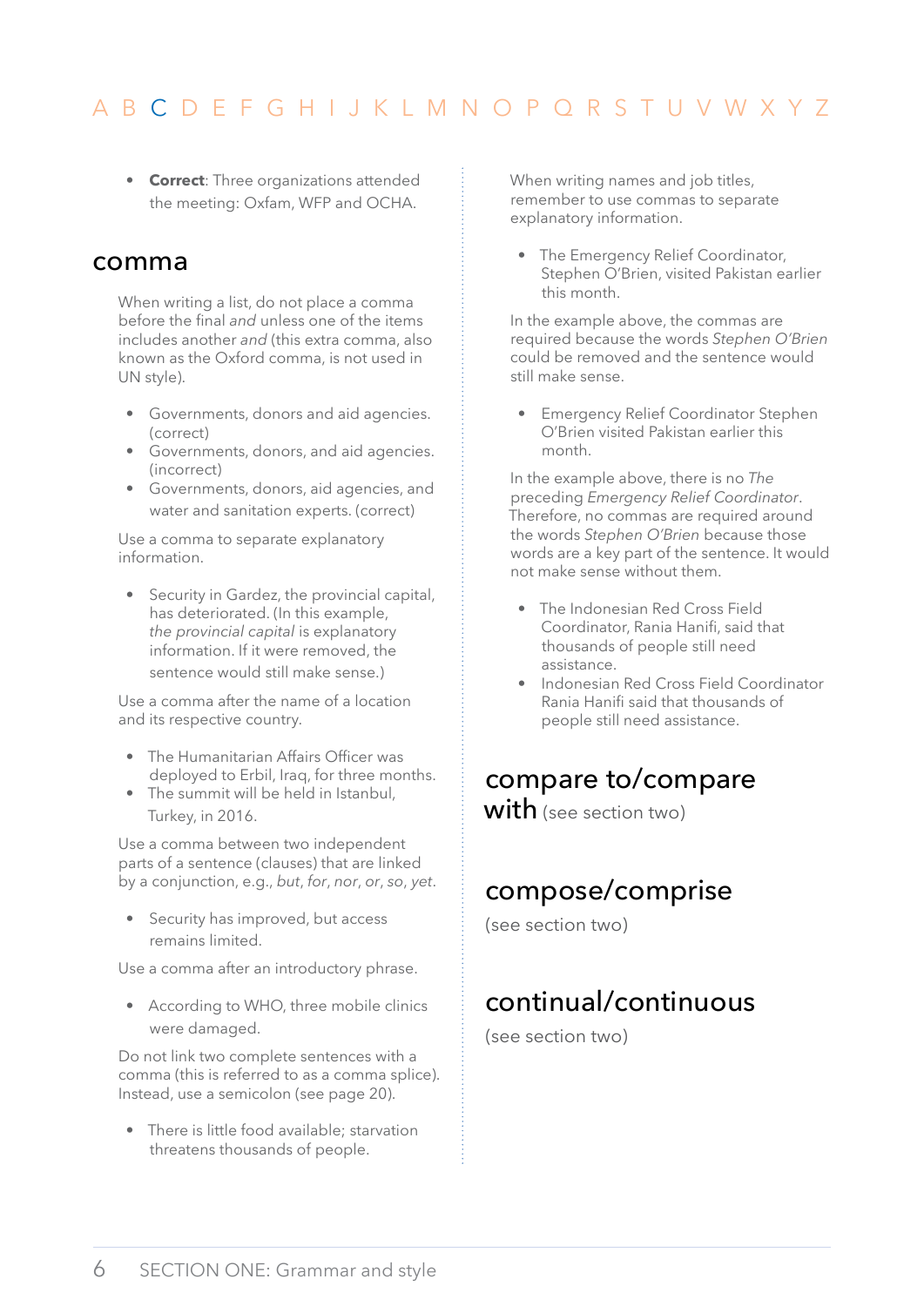- **Correct**: Three organizations attended the meeting: Oxfam, WFP and OCHA.

## comma

When writing a list, do not place a comma before the final *and* unless one of the items includes another *and* (this extra comma, also known as the Oxford comma, is not used in UN style).

- Governments, donors and aid agencies. (correct)
- Governments, donors, and aid agencies. (incorrect)
- Governments, donors, aid agencies, and water and sanitation experts. (correct)

Use a comma to separate explanatory information.

- Security in Gardez, the provincial capital, has deteriorated. (In this example, *the provincial capital* is explanatory information. If it were removed, the sentence would still make sense.)

Use a comma after the name of a location and its respective country.

- The Humanitarian Affairs Officer was deployed to Erbil, Iraq, for three months.
- The summit will be held in Istanbul, Turkey, in 2016.

Use a comma between two independent parts of a sentence (clauses) that are linked by a conjunction, e.g., *but*, *for*, *nor*, *or*, *so*, *yet*.

- Security has improved, but access remains limited.

Use a comma after an introductory phrase.

- According to WHO, three mobile clinics were damaged.

Do not link two complete sentences with a comma (this is referred to as a comma splice). Instead, use a semicolon (see page 20).

- There is little food available; starvation threatens thousands of people.

When writing names and job titles, remember to use commas to separate explanatory information.

- The Emergency Relief Coordinator, Stephen O'Brien, visited Pakistan earlier this month.

In the example above, the commas are required because the words *Stephen O'Brien* could be removed and the sentence would still make sense.

- Emergency Relief Coordinator Stephen O'Brien visited Pakistan earlier this month.

In the example above, there is no *The* preceding *Emergency Relief Coordinator*. Therefore, no commas are required around the words *Stephen O'Brien* because those words are a key part of the sentence. It would not make sense without them.

- The Indonesian Red Cross Field Coordinator, Rania Hanifi, said that thousands of people still need assistance.
- Indonesian Red Cross Field Coordinator Rania Hanifi said that thousands of people still need assistance.

## compare to/compare with (see section two)

## compose/comprise

(see section two)

## continual/continuous

(see section two)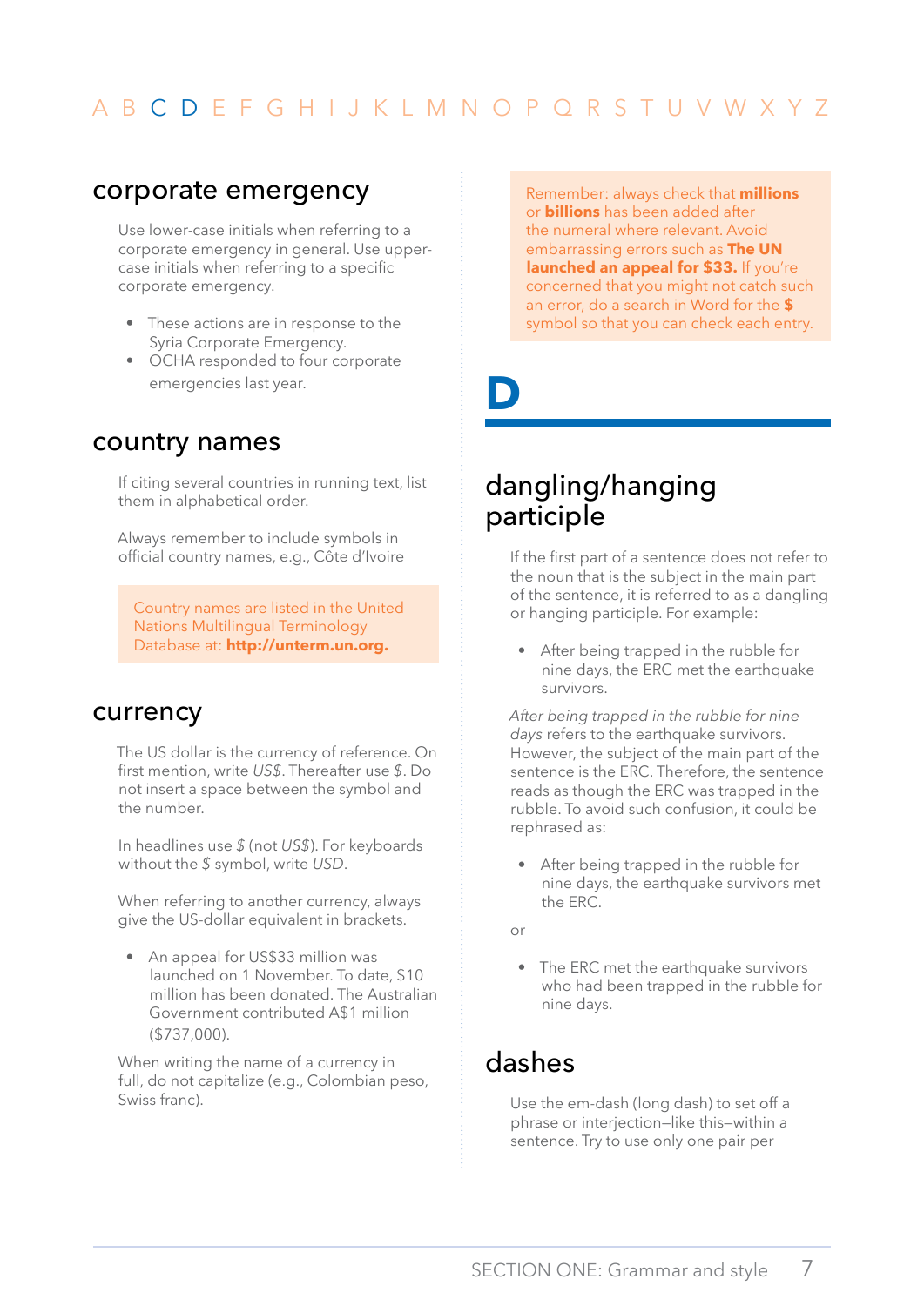## corporate emergency

Use lower-case initials when referring to a corporate emergency in general. Use upper-case initials when referring to a specific corporate emergency.

- These actions are in response to the Syria Corporate Emergency.
- OCHA responded to four corporate emergencies last year.

## country names

If citing several countries in running text, list them in alphabetical order.

Always remember to include symbols in official country names, e.g., Côte d'Ivoire

> Country names are listed in the United Nations Multilingual Terminology Database at: **http://unterm.un.org.**

## currency

The US dollar is the currency of reference. On first mention, write *US$*. Thereafter use *$*. Do not insert a space between the symbol and the number.

In headlines use *$* (not *US$*). For keyboards without the *$* symbol, write *USD*.

When referring to another currency, always give the US-dollar equivalent in brackets.

- An appeal for US$33 million was launched on 1 November. To date, $10 million has been donated. The Australian Government contributed A$1 million ($737,000).

When writing the name of a currency in full, do not capitalize (e.g., Colombian peso, Swiss franc).

> Remember: always check that **millions** or **billions** has been added after the numeral where relevant. Avoid embarrassing errors such as **The UN launched an appeal for $33.** If you're concerned that you might not catch such an error, do a search in Word for the **$** symbol so that you can check each entry.

# D

## dangling/hanging participle

If the first part of a sentence does not refer to the noun that is the subject in the main part of the sentence, it is referred to as a dangling or hanging participle. For example:

- After being trapped in the rubble for nine days, the ERC met the earthquake survivors.

*After being trapped in the rubble for nine days* refers to the earthquake survivors. However, the subject of the main part of the sentence is the ERC. Therefore, the sentence reads as though the ERC was trapped in the rubble. To avoid such confusion, it could be rephrased as:

- After being trapped in the rubble for nine days, the earthquake survivors met the ERC.

or

- The ERC met the earthquake survivors who had been trapped in the rubble for nine days.

## dashes

Use the em-dash (long dash) to set off a phrase or interjection—like this—within a sentence. Try to use only one pair per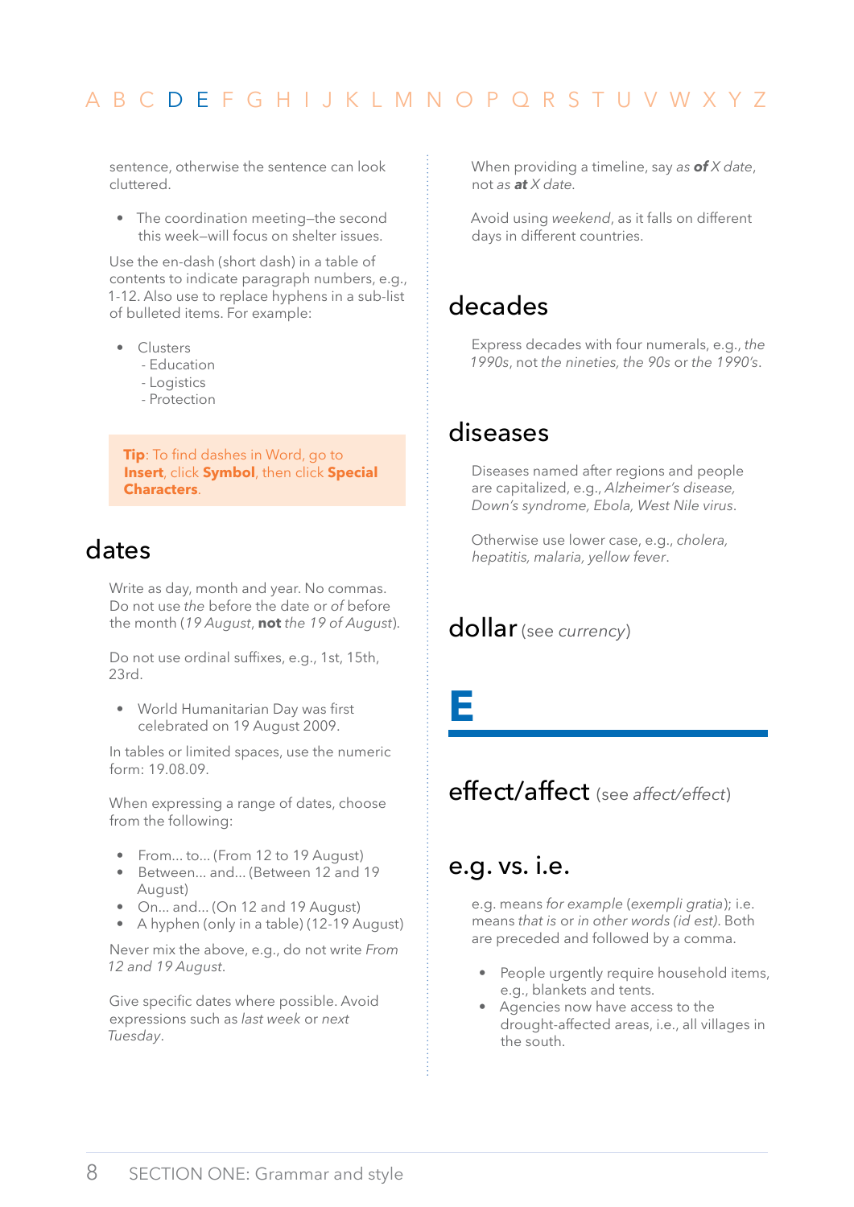sentence, otherwise the sentence can look cluttered.

- The coordination meeting–the second this week–will focus on shelter issues.

Use the en-dash (short dash) in a table of contents to indicate paragraph numbers, e.g., 1-12. Also use to replace hyphens in a sub-list of bulleted items. For example:

- Clusters
  - Education
  - Logistics
  - Protection

**Tip**: To find dashes in Word, go to **Insert**, click **Symbol**, then click **Special Characters**.

## dates

Write as day, month and year. No commas. Do not use *the* before the date or *of* before the month (*19 August*, **not** *the 19 of August*).

Do not use ordinal suffixes, e.g., 1st, 15th, 23rd.

- World Humanitarian Day was first celebrated on 19 August 2009.

In tables or limited spaces, use the numeric form: 19.08.09.

When expressing a range of dates, choose from the following:

- From... to... (From 12 to 19 August)
- Between... and... (Between 12 and 19 August)
- On... and... (On 12 and 19 August)
- A hyphen (only in a table) (12-19 August)

Never mix the above, e.g., do not write *From 12 and 19 August*.

Give specific dates where possible. Avoid expressions such as *last week* or *next Tuesday*.

When providing a timeline, say *as **of** X date*, not *as **at** X date*.

Avoid using *weekend*, as it falls on different days in different countries.

## decades

Express decades with four numerals, e.g., *the 1990s*, not *the nineties, the 90s* or *the 1990's*.

## diseases

Diseases named after regions and people are capitalized, e.g., *Alzheimer's disease, Down's syndrome, Ebola, West Nile virus*.

Otherwise use lower case, e.g., *cholera, hepatitis, malaria, yellow fever*.

## dollar (see *currency*)

# E

## effect/affect (see *affect/effect*)

## e.g. vs. i.e.

e.g. means *for example* (*exempli gratia*); i.e. means *that is* or *in other words* (*id est*). Both are preceded and followed by a comma.

- People urgently require household items, e.g., blankets and tents.
- Agencies now have access to the drought-affected areas, i.e., all villages in the south.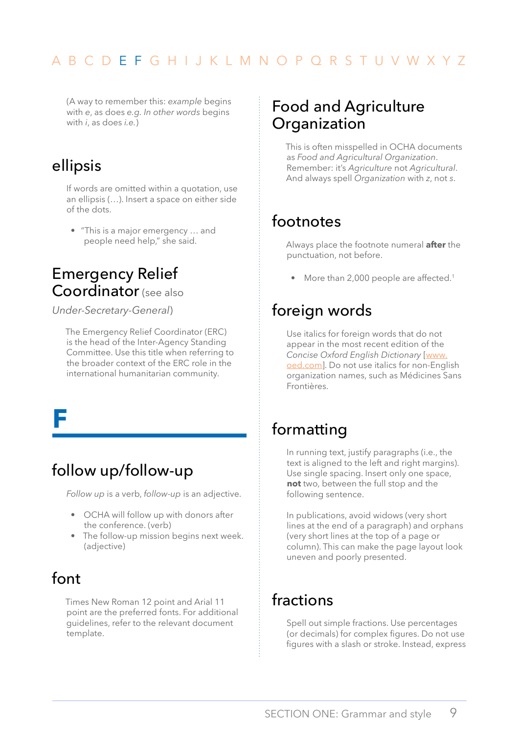(A way to remember this: *example* begins with *e*, as does *e.g. In other words* begins with *i*, as does *i.e.*)

## ellipsis

If words are omitted within a quotation, use an ellipsis (…). Insert a space on either side of the dots.

- "This is a major emergency … and people need help," she said.

## Emergency Relief Coordinator (see also *Under-Secretary-General*)

The Emergency Relief Coordinator (ERC) is the head of the Inter-Agency Standing Committee. Use this title when referring to the broader context of the ERC role in the international humanitarian community.

# F

## follow up/follow-up

*Follow up* is a verb, *follow-up* is an adjective.

- OCHA will follow up with donors after the conference. (verb)
- The follow-up mission begins next week. (adjective)

## font

Times New Roman 12 point and Arial 11 point are the preferred fonts. For additional guidelines, refer to the relevant document template.

## Food and Agriculture Organization

This is often misspelled in OCHA documents as *Food and Agricultural Organization*. Remember: it's *Agriculture* not *Agricultural*. And always spell *Organization* with *z*, not *s*.

## footnotes

Always place the footnote numeral **after** the punctuation, not before.

- More than 2,000 people are affected.[1]

## foreign words

Use italics for foreign words that do not appear in the most recent edition of the *Concise Oxford English Dictionary* [www.oed.com]. Do not use italics for non-English organization names, such as Médicines Sans Frontières.

## formatting

In running text, justify paragraphs (i.e., the text is aligned to the left and right margins). Use single spacing. Insert only one space, **not** two, between the full stop and the following sentence.

In publications, avoid widows (very short lines at the end of a paragraph) and orphans (very short lines at the top of a page or column). This can make the page layout look uneven and poorly presented.

## fractions

Spell out simple fractions. Use percentages (or decimals) for complex figures. Do not use figures with a slash or stroke. Instead, express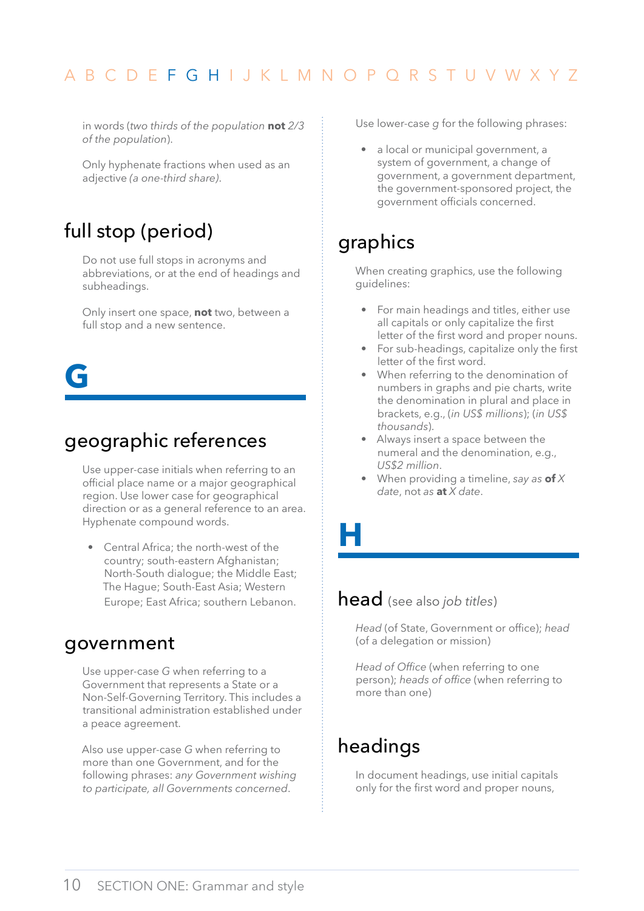in words (*two thirds of the population* **not** *2/3 of the population*).

Only hyphenate fractions when used as an adjective *(a one-third share).*

## full stop (period)

Do not use full stops in acronyms and abbreviations, or at the end of headings and subheadings.

Only insert one space, **not** two, between a full stop and a new sentence.

# G

## geographic references

Use upper-case initials when referring to an official place name or a major geographical region. Use lower case for geographical direction or as a general reference to an area. Hyphenate compound words.

- Central Africa; the north-west of the country; south-eastern Afghanistan; North-South dialogue; the Middle East; The Hague; South-East Asia; Western Europe; East Africa; southern Lebanon.

## government

Use upper-case *G* when referring to a Government that represents a State or a Non-Self-Governing Territory. This includes a transitional administration established under a peace agreement.

Also use upper-case *G* when referring to more than one Government, and for the following phrases: *any Government wishing to participate, all Governments concerned*.

Use lower-case *g* for the following phrases:

- a local or municipal government, a system of government, a change of government, a government department, the government-sponsored project, the government officials concerned.

## graphics

When creating graphics, use the following guidelines:

- For main headings and titles, either use all capitals or only capitalize the first letter of the first word and proper nouns.
- For sub-headings, capitalize only the first letter of the first word.
- When referring to the denomination of numbers in graphs and pie charts, write the denomination in plural and place in brackets, e.g., (*in US$ millions*); (*in US$ thousands*).
- Always insert a space between the numeral and the denomination, e.g., *US$2 million*.
- When providing a timeline, *say as* **of** *X date*, not *as* **at** *X date*.

# H

## head (see also *job titles*)

*Head* (of State, Government or office); *head* (of a delegation or mission)

*Head of Office* (when referring to one person); *heads of office* (when referring to more than one)

## headings

In document headings, use initial capitals only for the first word and proper nouns,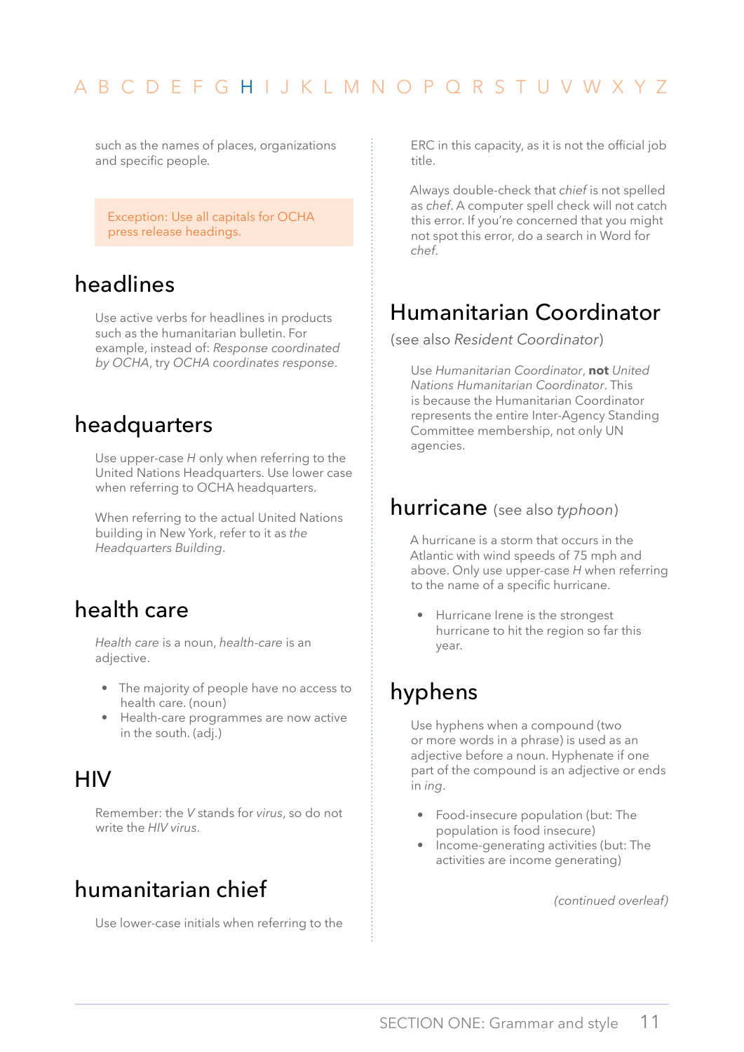such as the names of places, organizations and specific people.

Exception: Use all capitals for OCHA press release headings.

## headlines

Use active verbs for headlines in products such as the humanitarian bulletin. For example, instead of: *Response coordinated by OCHA*, try *OCHA coordinates response*.

## headquarters

Use upper-case *H* only when referring to the United Nations Headquarters. Use lower case when referring to OCHA headquarters.

When referring to the actual United Nations building in New York, refer to it as *the Headquarters Building*.

## health care

*Health care* is a noun, *health-care* is an adjective.

- The majority of people have no access to health care. (noun)
- Health-care programmes are now active in the south. (adj.)

## HIV

Remember: the *V* stands for *virus*, so do not write the *HIV virus*.

## humanitarian chief

Use lower-case initials when referring to the ERC in this capacity, as it is not the official job title.

Always double-check that *chief* is not spelled as *chef*. A computer spell check will not catch this error. If you're concerned that you might not spot this error, do a search in Word for *chef*.

## Humanitarian Coordinator

(see also *Resident Coordinator*)

Use *Humanitarian Coordinator*, **not** *United Nations Humanitarian Coordinator*. This is because the Humanitarian Coordinator represents the entire Inter-Agency Standing Committee membership, not only UN agencies.

## hurricane (see also *typhoon*)

A hurricane is a storm that occurs in the Atlantic with wind speeds of 75 mph and above. Only use upper-case *H* when referring to the name of a specific hurricane.

- Hurricane Irene is the strongest hurricane to hit the region so far this year.

## hyphens

Use hyphens when a compound (two or more words in a phrase) is used as an adjective before a noun. Hyphenate if one part of the compound is an adjective or ends in *ing*.

- Food-insecure population (but: The population is food insecure)
- Income-generating activities (but: The activities are income generating)

*(continued overleaf)*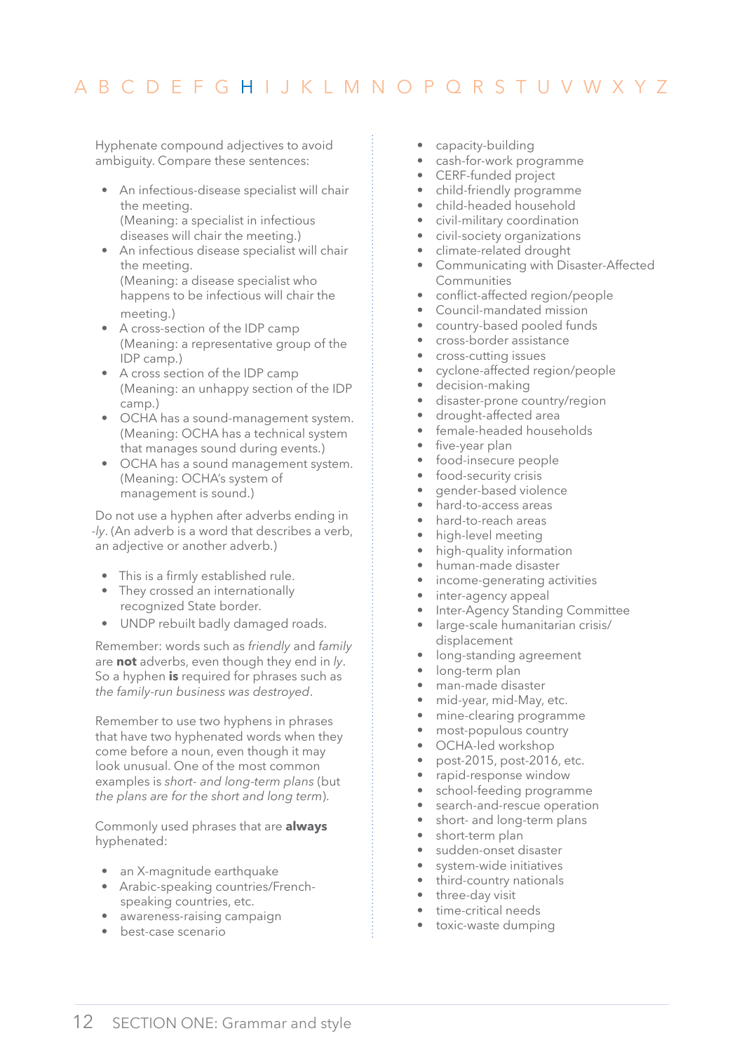Hyphenate compound adjectives to avoid ambiguity. Compare these sentences:

- An infectious-disease specialist will chair the meeting.
  (Meaning: a specialist in infectious diseases will chair the meeting.)
- An infectious disease specialist will chair the meeting.
  (Meaning: a disease specialist who happens to be infectious will chair the meeting.)
- A cross-section of the IDP camp
  (Meaning: a representative group of the IDP camp.)
- A cross section of the IDP camp
  (Meaning: an unhappy section of the IDP camp.)
- OCHA has a sound-management system.
  (Meaning: OCHA has a technical system that manages sound during events.)
- OCHA has a sound management system.
  (Meaning: OCHA's system of management is sound.)

Do not use a hyphen after adverbs ending in *-ly*. (An adverb is a word that describes a verb, an adjective or another adverb.)

- This is a firmly established rule.
- They crossed an internationally recognized State border.
- UNDP rebuilt badly damaged roads.

Remember: words such as *friendly* and *family* are **not** adverbs, even though they end in *ly*. So a hyphen **is** required for phrases such as *the family-run business was destroyed*.

Remember to use two hyphens in phrases that have two hyphenated words when they come before a noun, even though it may look unusual. One of the most common examples is *short- and long-term plans* (but *the plans are for the short and long term*).

Commonly used phrases that are **always** hyphenated:

- an X-magnitude earthquake
- Arabic-speaking countries/French-speaking countries, etc.
- awareness-raising campaign
- best-case scenario
- capacity-building
- cash-for-work programme
- CERF-funded project
- child-friendly programme
- child-headed household
- civil-military coordination
- civil-society organizations
- climate-related drought
- Communicating with Disaster-Affected Communities
- conflict-affected region/people
- Council-mandated mission
- country-based pooled funds
- cross-border assistance
- cross-cutting issues
- cyclone-affected region/people
- decision-making
- disaster-prone country/region
- drought-affected area
- female-headed households
- five-year plan
- food-insecure people
- food-security crisis
- gender-based violence
- hard-to-access areas
- hard-to-reach areas
- high-level meeting
- high-quality information
- human-made disaster
- income-generating activities
- inter-agency appeal
- Inter-Agency Standing Committee
- large-scale humanitarian crisis/displacement
- long-standing agreement
- long-term plan
- man-made disaster
- mid-year, mid-May, etc.
- mine-clearing programme
- most-populous country
- OCHA-led workshop
- post-2015, post-2016, etc.
- rapid-response window
- school-feeding programme
- search-and-rescue operation
- short- and long-term plans
- short-term plan
- sudden-onset disaster
- system-wide initiatives
- third-country nationals
- three-day visit
- time-critical needs
- toxic-waste dumping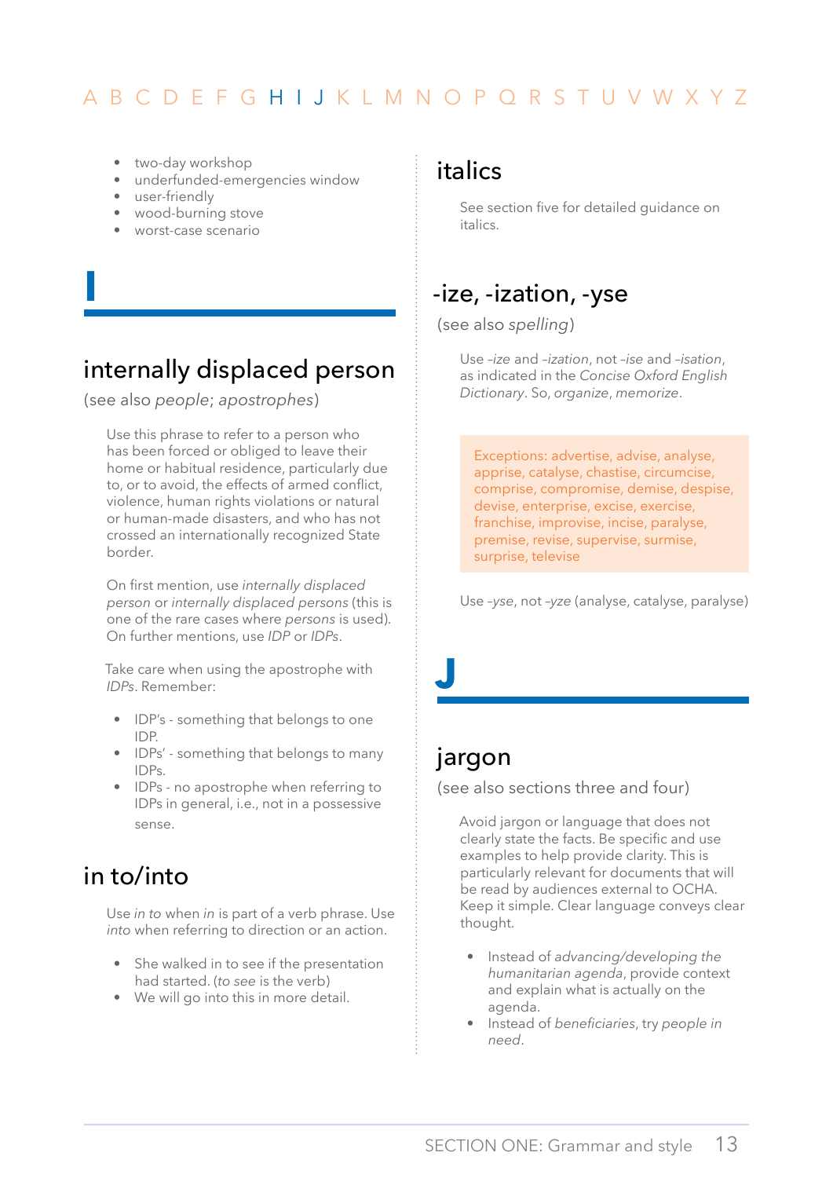- two-day workshop
- underfunded-emergencies window
- user-friendly
- wood-burning stove
- worst-case scenario

# I

## internally displaced person

(see also *people*; *apostrophes*)

Use this phrase to refer to a person who has been forced or obliged to leave their home or habitual residence, particularly due to, or to avoid, the effects of armed conflict, violence, human rights violations or natural or human-made disasters, and who has not crossed an internationally recognized State border.

On first mention, use *internally displaced person* or *internally displaced persons* (this is one of the rare cases where *persons* is used). On further mentions, use *IDP* or *IDPs*.

Take care when using the apostrophe with *IDPs*. Remember:

- IDP's - something that belongs to one IDP.
- IDPs' - something that belongs to many IDPs.
- IDPs - no apostrophe when referring to IDPs in general, i.e., not in a possessive sense.

## in to/into

Use *in to* when *in* is part of a verb phrase. Use *into* when referring to direction or an action.

- She walked in to see if the presentation had started. (*to see* is the verb)
- We will go into this in more detail.

## italics

See section five for detailed guidance on italics.

## -ize, -ization, -yse

(see also *spelling*)

Use *–ize* and *–ization*, not *–ise* and *–isation*, as indicated in the *Concise Oxford English Dictionary*. So, *organize*, *memorize*.

Exceptions: advertise, advise, analyse, apprise, catalyse, chastise, circumcise, comprise, compromise, demise, despise, devise, enterprise, excise, exercise, franchise, improvise, incise, paralyse, premise, revise, supervise, surmise, surprise, televise

Use *–yse*, not *–yze* (analyse, catalyse, paralyse)

# J

## jargon

(see also sections three and four)

Avoid jargon or language that does not clearly state the facts. Be specific and use examples to help provide clarity. This is particularly relevant for documents that will be read by audiences external to OCHA. Keep it simple. Clear language conveys clear thought.

- Instead of *advancing/developing the humanitarian agenda*, provide context and explain what is actually on the agenda.
- Instead of *beneficiaries*, try *people in need*.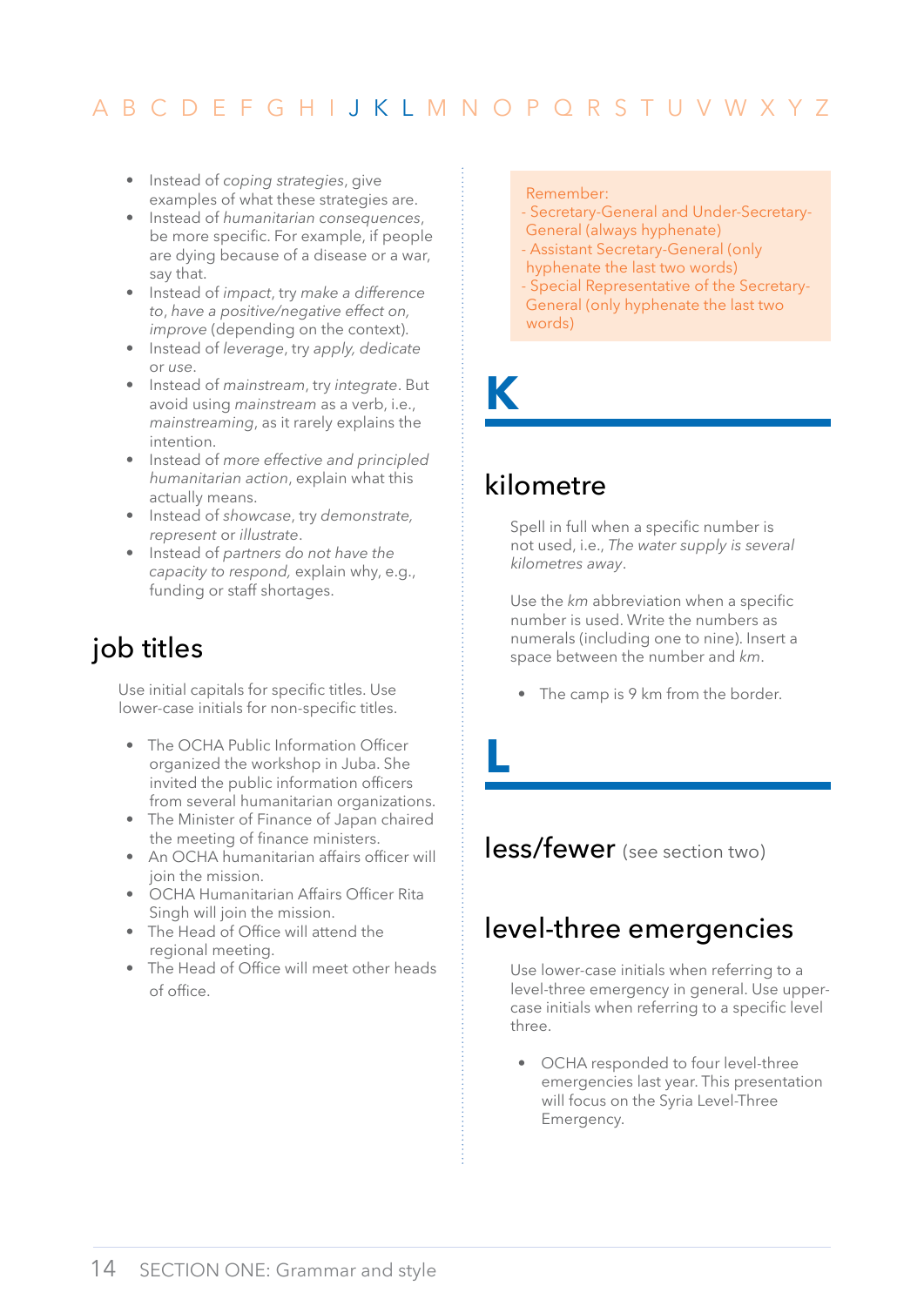- Instead of *coping strategies*, give examples of what these strategies are.
- Instead of *humanitarian consequences*, be more specific. For example, if people are dying because of a disease or a war, say that.
- Instead of *impact*, try *make a difference to*, *have a positive/negative effect on*, *improve* (depending on the context).
- Instead of *leverage*, try *apply, dedicate* or *use*.
- Instead of *mainstream*, try *integrate*. But avoid using *mainstream* as a verb, i.e., *mainstreaming*, as it rarely explains the intention.
- Instead of *more effective and principled humanitarian action*, explain what this actually means.
- Instead of *showcase*, try *demonstrate, represent* or *illustrate*.
- Instead of *partners do not have the capacity to respond,* explain why, e.g., funding or staff shortages.

## job titles

Use initial capitals for specific titles. Use lower-case initials for non-specific titles.

- The OCHA Public Information Officer organized the workshop in Juba. She invited the public information officers from several humanitarian organizations.
- The Minister of Finance of Japan chaired the meeting of finance ministers.
- An OCHA humanitarian affairs officer will join the mission.
- OCHA Humanitarian Affairs Officer Rita Singh will join the mission.
- The Head of Office will attend the regional meeting.
- The Head of Office will meet other heads of office.

Remember:
- Secretary-General and Under-Secretary-General (always hyphenate)
- Assistant Secretary-General (only hyphenate the last two words)
- Special Representative of the Secretary-General (only hyphenate the last two words)

# K

## kilometre

Spell in full when a specific number is not used, i.e., *The water supply is several kilometres away*.

Use the *km* abbreviation when a specific number is used. Write the numbers as numerals (including one to nine). Insert a space between the number and *km*.

- The camp is 9 km from the border.

# L

## less/fewer (see section two)

## level-three emergencies

Use lower-case initials when referring to a level-three emergency in general. Use upper-case initials when referring to a specific level three.

- OCHA responded to four level-three emergencies last year. This presentation will focus on the Syria Level-Three Emergency.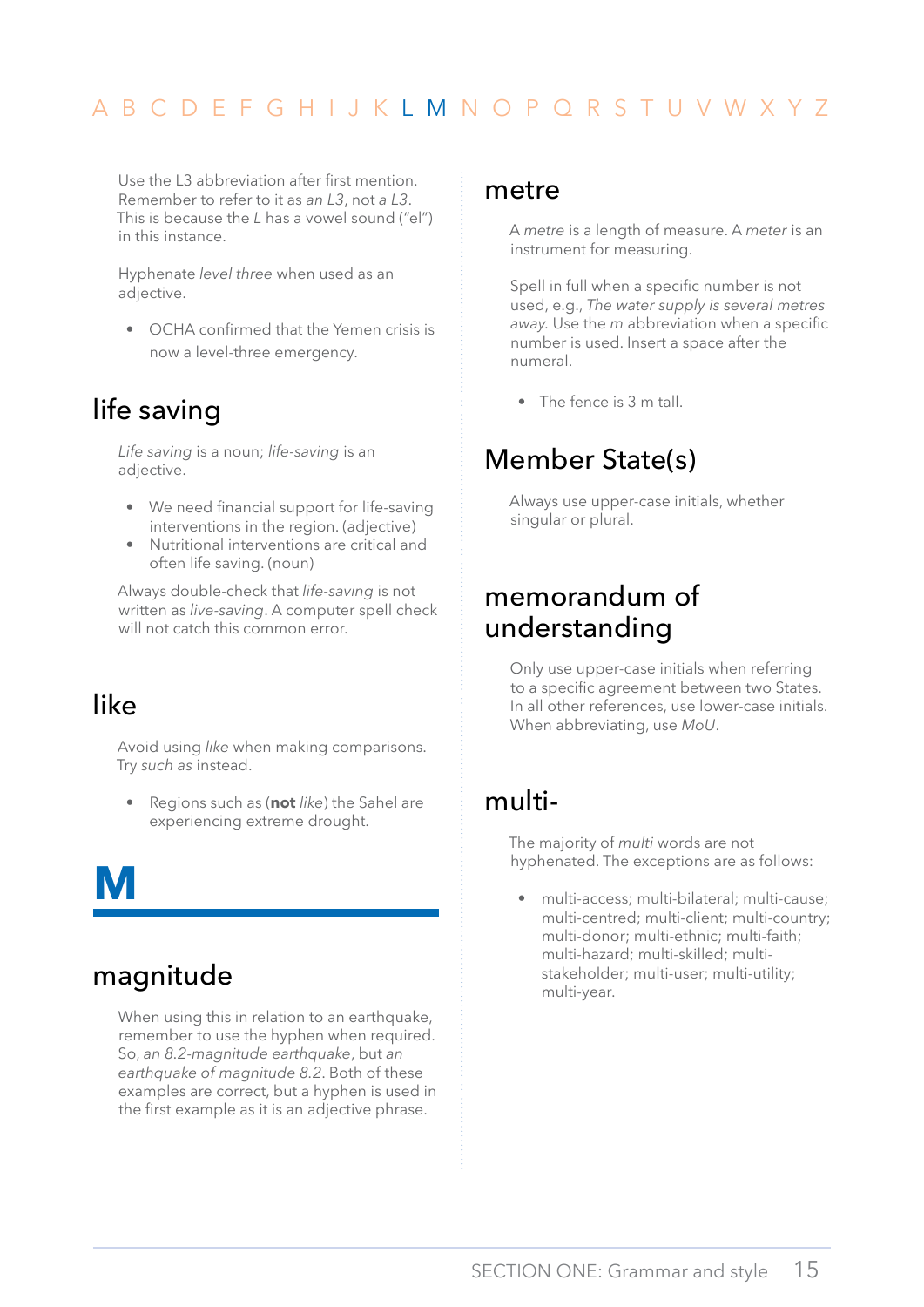Use the L3 abbreviation after first mention. Remember to refer to it as *an L3*, not *a L3*. This is because the *L* has a vowel sound ("el") in this instance.

Hyphenate *level three* when used as an adjective.

- OCHA confirmed that the Yemen crisis is now a level-three emergency.

## life saving

*Life saving* is a noun; *life-saving* is an adjective.

- We need financial support for life-saving interventions in the region. (adjective)
- Nutritional interventions are critical and often life saving. (noun)

Always double-check that *life-saving* is not written as *live-saving*. A computer spell check will not catch this common error.

## like

Avoid using *like* when making comparisons. Try *such as* instead.

- Regions such as (**not** *like*) the Sahel are experiencing extreme drought.

# M

## magnitude

When using this in relation to an earthquake, remember to use the hyphen when required. So, *an 8.2-magnitude earthquake*, but *an earthquake of magnitude 8.2*. Both of these examples are correct, but a hyphen is used in the first example as it is an adjective phrase.

## metre

A *metre* is a length of measure. A *meter* is an instrument for measuring.

Spell in full when a specific number is not used, e.g., *The water supply is several metres away*. Use the *m* abbreviation when a specific number is used. Insert a space after the numeral.

- The fence is 3 m tall.

## Member State(s)

Always use upper-case initials, whether singular or plural.

## memorandum of understanding

Only use upper-case initials when referring to a specific agreement between two States. In all other references, use lower-case initials. When abbreviating, use *MoU*.

## multi-

The majority of *multi* words are not hyphenated. The exceptions are as follows:

- multi-access; multi-bilateral; multi-cause; multi-centred; multi-client; multi-country; multi-donor; multi-ethnic; multi-faith; multi-hazard; multi-skilled; multi-stakeholder; multi-user; multi-utility; multi-year.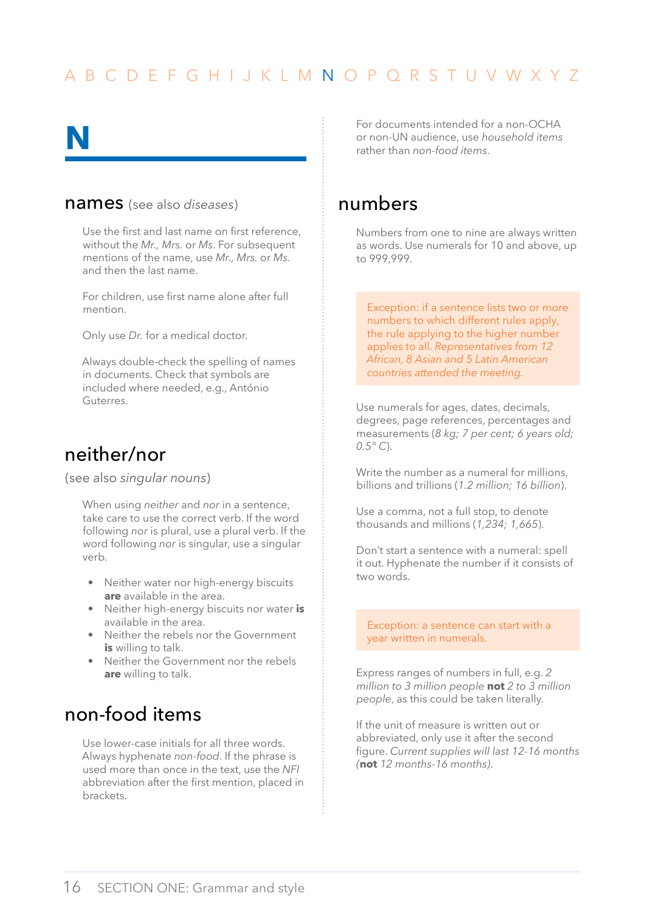A B C D E F G H I J K L M N O P Q R S T U V W X Y Z

# N

## names (see also *diseases*)

Use the first and last name on first reference, without the *Mr., Mrs.* or *Ms*. For subsequent mentions of the name, use *Mr., Mrs.* or *Ms.* and then the last name.

For children, use first name alone after full mention.

Only use *Dr.* for a medical doctor.

Always double-check the spelling of names in documents. Check that symbols are included where needed, e.g., António Guterres.

## neither/nor

(see also *singular nouns*)

When using *neither* and *nor* in a sentence, take care to use the correct verb. If the word following *nor* is plural, use a plural verb. If the word following *nor* is singular, use a singular verb.

- Neither water nor high-energy biscuits **are** available in the area.
- Neither high-energy biscuits nor water **is** available in the area.
- Neither the rebels nor the Government **is** willing to talk.
- Neither the Government nor the rebels **are** willing to talk.

## non-food items

Use lower-case initials for all three words. Always hyphenate *non-food*. If the phrase is used more than once in the text, use the *NFI* abbreviation after the first mention, placed in brackets.

For documents intended for a non-OCHA or non-UN audience, use *household items* rather than *non-food items*.

## numbers

Numbers from one to nine are always written as words. Use numerals for 10 and above, up to 999,999.

Exception: if a sentence lists two or more numbers to which different rules apply, the rule applying to the higher number applies to all. *Representatives from 12 African, 8 Asian and 5 Latin American countries attended the meeting.*

Use numerals for ages, dates, decimals, degrees, page references, percentages and measurements (*8 kg; 7 per cent; 6 years old; 0.5° C*).

Write the number as a numeral for millions, billions and trillions (*1.2 million; 16 billion*).

Use a comma, not a full stop, to denote thousands and millions (*1,234; 1,665*).

Don't start a sentence with a numeral: spell it out. Hyphenate the number if it consists of two words.

Exception: a sentence can start with a year written in numerals.

Express ranges of numbers in full, e.g. *2 million to 3 million people* **not** *2 to 3 million people*, as this could be taken literally.

If the unit of measure is written out or abbreviated, only use it after the second figure. *Current supplies will last 12-16 months* (**not** *12 months-16 months*).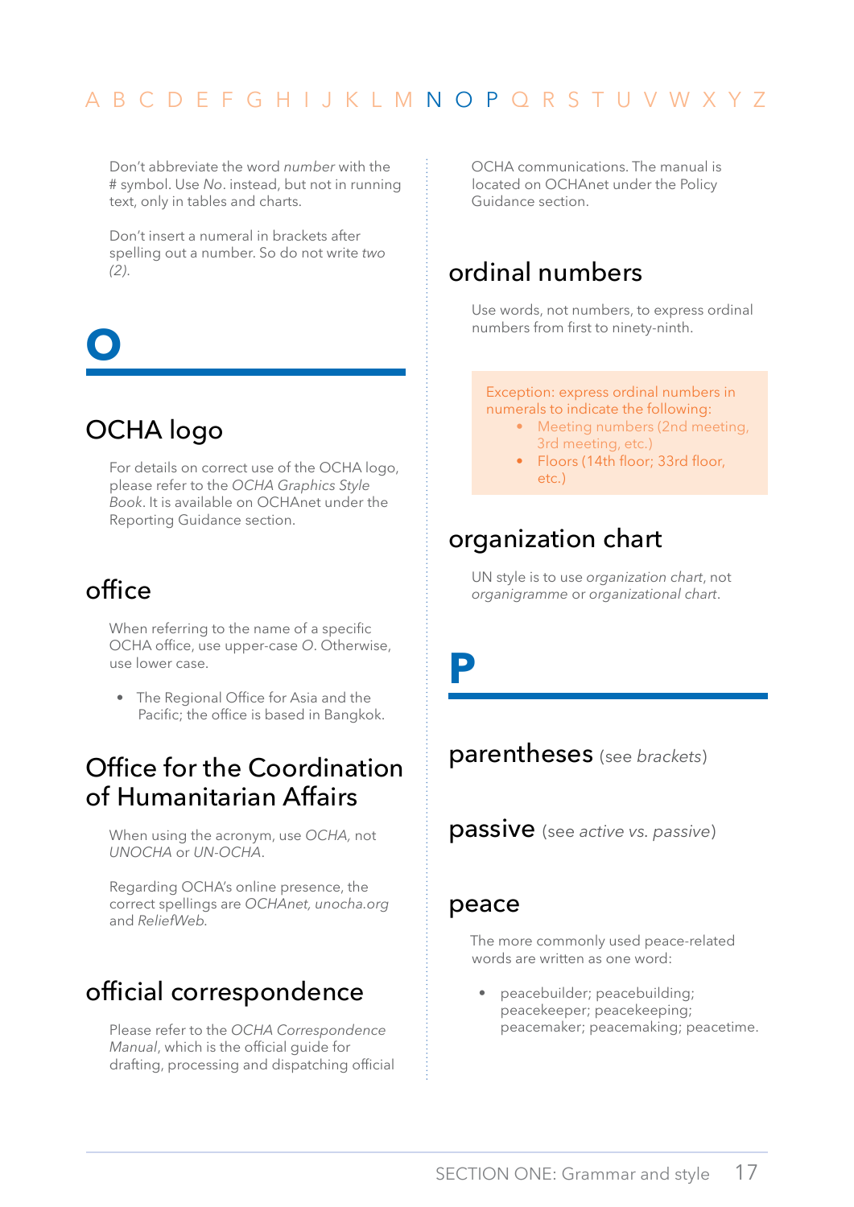Don't abbreviate the word *number* with the # symbol. Use *No*. instead, but not in running text, only in tables and charts.

Don't insert a numeral in brackets after spelling out a number. So do not write *two (2)*.

# O

## OCHA logo

For details on correct use of the OCHA logo, please refer to the *OCHA Graphics Style Book*. It is available on OCHAnet under the Reporting Guidance section.

## office

When referring to the name of a specific OCHA office, use upper-case *O*. Otherwise, use lower case.

- The Regional Office for Asia and the Pacific; the office is based in Bangkok.

## Office for the Coordination of Humanitarian Affairs

When using the acronym, use *OCHA*, not *UNOCHA* or *UN-OCHA*.

Regarding OCHA's online presence, the correct spellings are *OCHAnet, unocha.org* and *ReliefWeb*.

## official correspondence

Please refer to the *OCHA Correspondence Manual*, which is the official guide for drafting, processing and dispatching official OCHA communications. The manual is located on OCHAnet under the Policy Guidance section.

## ordinal numbers

Use words, not numbers, to express ordinal numbers from first to ninety-ninth.

> Exception: express ordinal numbers in numerals to indicate the following:
> - Meeting numbers (2nd meeting, 3rd meeting, etc.)
> - Floors (14th floor; 33rd floor, etc.)

## organization chart

UN style is to use *organization chart*, not *organigramme* or *organizational chart*.

# P

## parentheses (see *brackets*)

## passive (see *active vs. passive*)

## peace

The more commonly used peace-related words are written as one word:

- peacebuilder; peacebuilding; peacekeeper; peacekeeping; peacemaker; peacemaking; peacetime.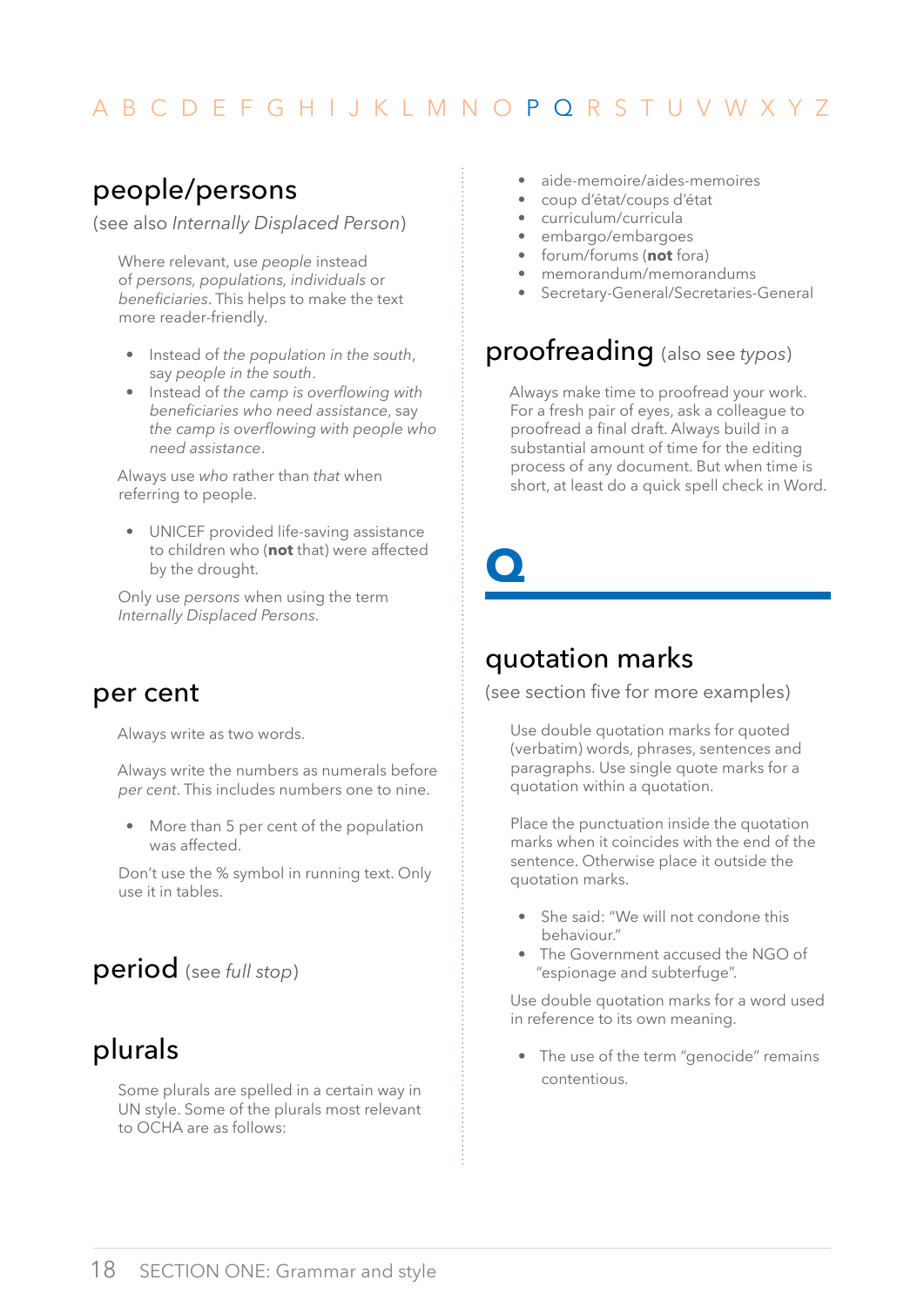## people/persons

(see also *Internally Displaced Person*)

Where relevant, use *people* instead of *persons, populations, individuals* or *beneficiaries*. This helps to make the text more reader-friendly.

- Instead of *the population in the south*, say *people in the south*.
- Instead of *the camp is overflowing with beneficiaries who need assistance*, say *the camp is overflowing with people who need assistance*.

Always use *who* rather than *that* when referring to people.

- UNICEF provided life-saving assistance to children who (**not** that) were affected by the drought.

Only use *persons* when using the term *Internally Displaced Persons*.

## per cent

Always write as two words.

Always write the numbers as numerals before *per cent*. This includes numbers one to nine.

- More than 5 per cent of the population was affected.

Don't use the % symbol in running text. Only use it in tables.

## period (see *full stop*)

## plurals

Some plurals are spelled in a certain way in UN style. Some of the plurals most relevant to OCHA are as follows:

- aide-memoire/aides-memoires
- coup d'état/coups d'état
- curriculum/curricula
- embargo/embargoes
- forum/forums (**not** fora)
- memorandum/memorandums
- Secretary-General/Secretaries-General

## proofreading (also see *typos*)

Always make time to proofread your work. For a fresh pair of eyes, ask a colleague to proofread a final draft. Always build in a substantial amount of time for the editing process of any document. But when time is short, at least do a quick spell check in Word.

# Q

## quotation marks

(see section five for more examples)

Use double quotation marks for quoted (verbatim) words, phrases, sentences and paragraphs. Use single quote marks for a quotation within a quotation.

Place the punctuation inside the quotation marks when it coincides with the end of the sentence. Otherwise place it outside the quotation marks.

- She said: "We will not condone this behaviour."
- The Government accused the NGO of "espionage and subterfuge".

Use double quotation marks for a word used in reference to its own meaning.

- The use of the term "genocide" remains contentious.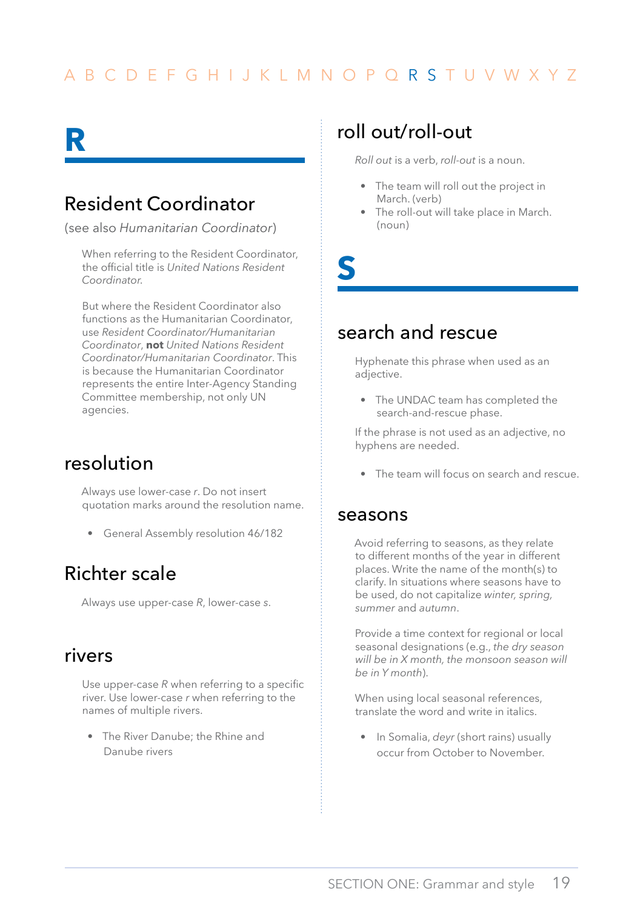A B C D E F G H I J K L M N O P Q R S T U V W X Y Z

# R

## Resident Coordinator

(see also *Humanitarian Coordinator*)

When referring to the Resident Coordinator, the official title is *United Nations Resident Coordinator*.

But where the Resident Coordinator also functions as the Humanitarian Coordinator, use *Resident Coordinator/Humanitarian Coordinator*, **not** *United Nations Resident Coordinator/Humanitarian Coordinator*. This is because the Humanitarian Coordinator represents the entire Inter-Agency Standing Committee membership, not only UN agencies.

## resolution

Always use lower-case *r*. Do not insert quotation marks around the resolution name.

- General Assembly resolution 46/182

## Richter scale

Always use upper-case *R*, lower-case *s*.

## rivers

Use upper-case *R* when referring to a specific river. Use lower-case *r* when referring to the names of multiple rivers.

- The River Danube; the Rhine and Danube rivers

## roll out/roll-out

*Roll out* is a verb, *roll-out* is a noun.

- The team will roll out the project in March. (verb)
- The roll-out will take place in March. (noun)

# S

## search and rescue

Hyphenate this phrase when used as an adjective.

- The UNDAC team has completed the search-and-rescue phase.

If the phrase is not used as an adjective, no hyphens are needed.

- The team will focus on search and rescue.

## seasons

Avoid referring to seasons, as they relate to different months of the year in different places. Write the name of the month(s) to clarify. In situations where seasons have to be used, do not capitalize *winter, spring, summer* and *autumn*.

Provide a time context for regional or local seasonal designations (e.g., *the dry season will be in X month, the monsoon season will be in Y month*).

When using local seasonal references, translate the word and write in italics.

- In Somalia, *deyr* (short rains) usually occur from October to November.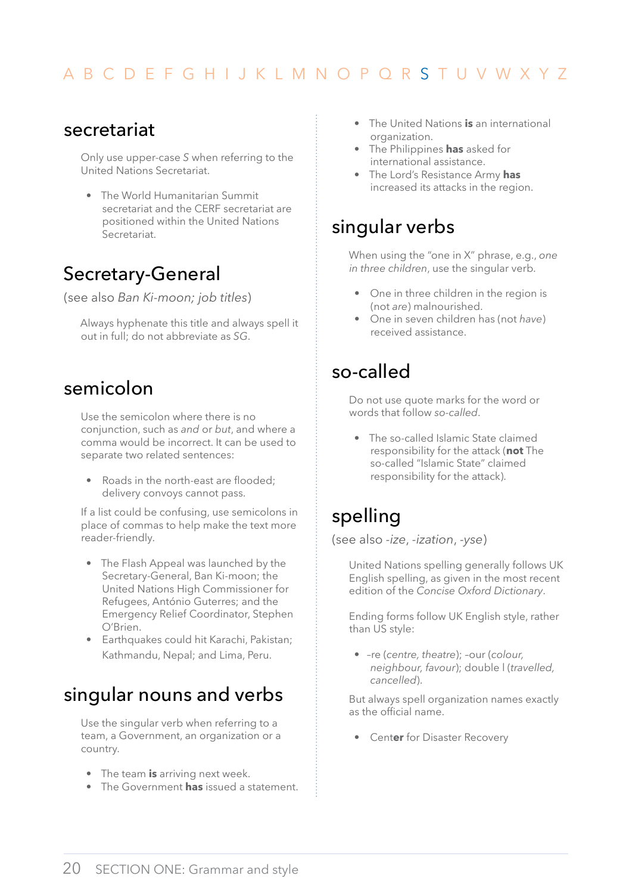## secretariat

Only use upper-case *S* when referring to the United Nations Secretariat.

- The World Humanitarian Summit secretariat and the CERF secretariat are positioned within the United Nations Secretariat.

## Secretary-General

(see also *Ban Ki-moon; job titles*)

Always hyphenate this title and always spell it out in full; do not abbreviate as *SG*.

## semicolon

Use the semicolon where there is no conjunction, such as *and* or *but*, and where a comma would be incorrect. It can be used to separate two related sentences:

- Roads in the north-east are flooded; delivery convoys cannot pass.

If a list could be confusing, use semicolons in place of commas to help make the text more reader-friendly.

- The Flash Appeal was launched by the Secretary-General, Ban Ki-moon; the United Nations High Commissioner for Refugees, António Guterres; and the Emergency Relief Coordinator, Stephen O'Brien.
- Earthquakes could hit Karachi, Pakistan; Kathmandu, Nepal; and Lima, Peru.

## singular nouns and verbs

Use the singular verb when referring to a team, a Government, an organization or a country.

- The team **is** arriving next week.
- The Government **has** issued a statement.
- The United Nations **is** an international organization.
- The Philippines **has** asked for international assistance.
- The Lord's Resistance Army **has** increased its attacks in the region.

## singular verbs

When using the "one in X" phrase, e.g., *one in three children*, use the singular verb.

- One in three children in the region is (not *are*) malnourished.
- One in seven children has (not *have*) received assistance.

## so-called

Do not use quote marks for the word or words that follow *so-called*.

- The so-called Islamic State claimed responsibility for the attack (**not** The so-called "Islamic State" claimed responsibility for the attack).

## spelling

(see also *-ize*, *-ization*, *-yse*)

United Nations spelling generally follows UK English spelling, as given in the most recent edition of the *Concise Oxford Dictionary*.

Ending forms follow UK English style, rather than US style:

- –re (*centre, theatre*); –our (*colour, neighbour, favour*); double l (*travelled, cancelled*).

But always spell organization names exactly as the official name.

- Cent**er** for Disaster Recovery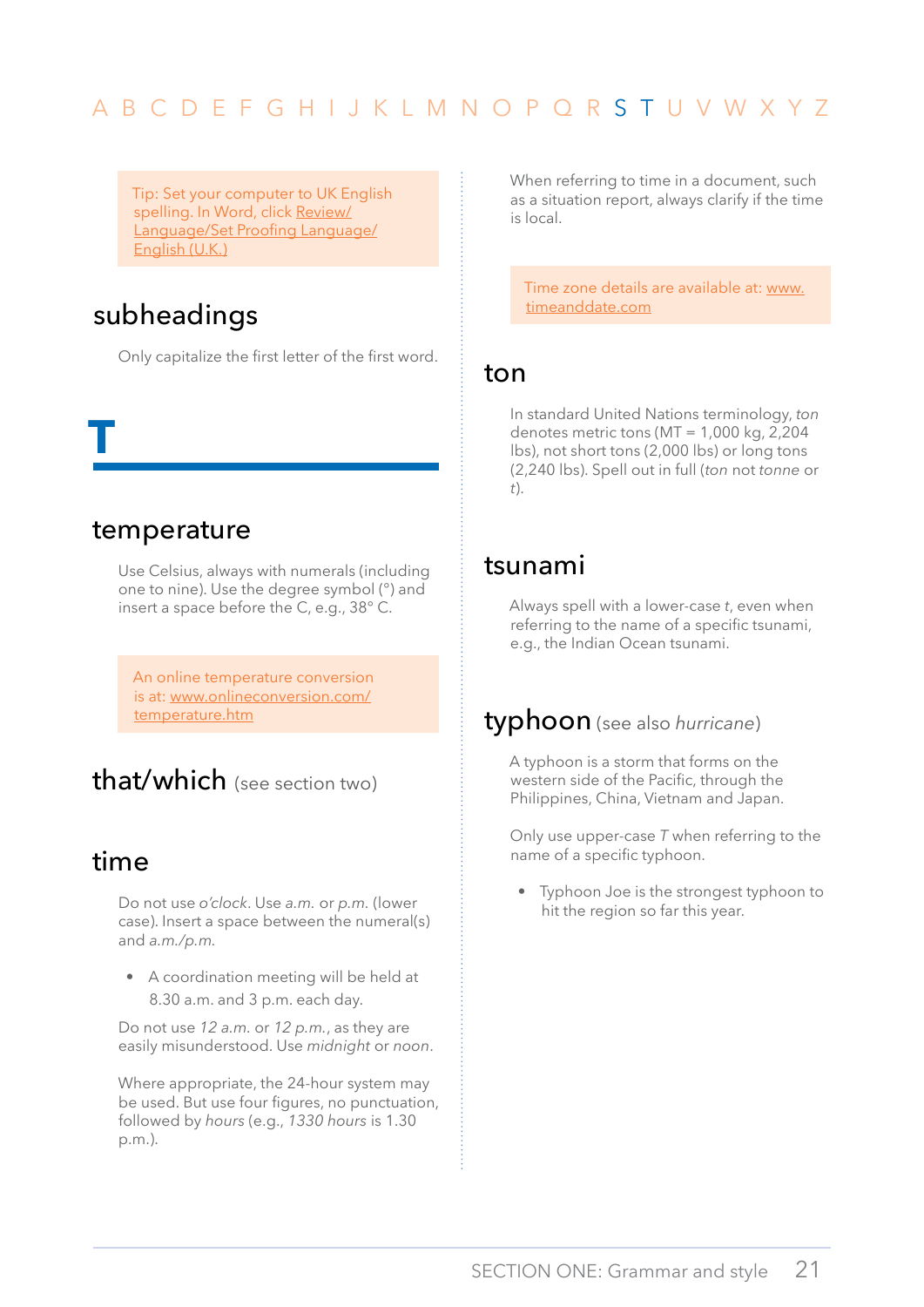Tip: Set your computer to UK English spelling. In Word, click Review/Language/Set Proofing Language/English (U.K.)

## subheadings

Only capitalize the first letter of the first word.

# T

## temperature

Use Celsius, always with numerals (including one to nine). Use the degree symbol (°) and insert a space before the C, e.g., 38° C.

An online temperature conversion is at: www.onlineconversion.com/temperature.htm

## that/which (see section two)

## time

Do not use *o'clock*. Use *a.m.* or *p.m.* (lower case). Insert a space between the numeral(s) and *a.m./p.m.*

- A coordination meeting will be held at 8.30 a.m. and 3 p.m. each day.

Do not use *12 a.m.* or *12 p.m.*, as they are easily misunderstood. Use *midnight* or *noon*.

Where appropriate, the 24-hour system may be used. But use four figures, no punctuation, followed by *hours* (e.g., *1330 hours* is 1.30 p.m.).

When referring to time in a document, such as a situation report, always clarify if the time is local.

Time zone details are available at: www.timeanddate.com

## ton

In standard United Nations terminology, *ton* denotes metric tons (MT = 1,000 kg, 2,204 lbs), not short tons (2,000 lbs) or long tons (2,240 lbs). Spell out in full (*ton* not *tonne* or *t*).

## tsunami

Always spell with a lower-case *t*, even when referring to the name of a specific tsunami, e.g., the Indian Ocean tsunami.

## typhoon (see also *hurricane*)

A typhoon is a storm that forms on the western side of the Pacific, through the Philippines, China, Vietnam and Japan.

Only use upper-case *T* when referring to the name of a specific typhoon.

- Typhoon Joe is the strongest typhoon to hit the region so far this year.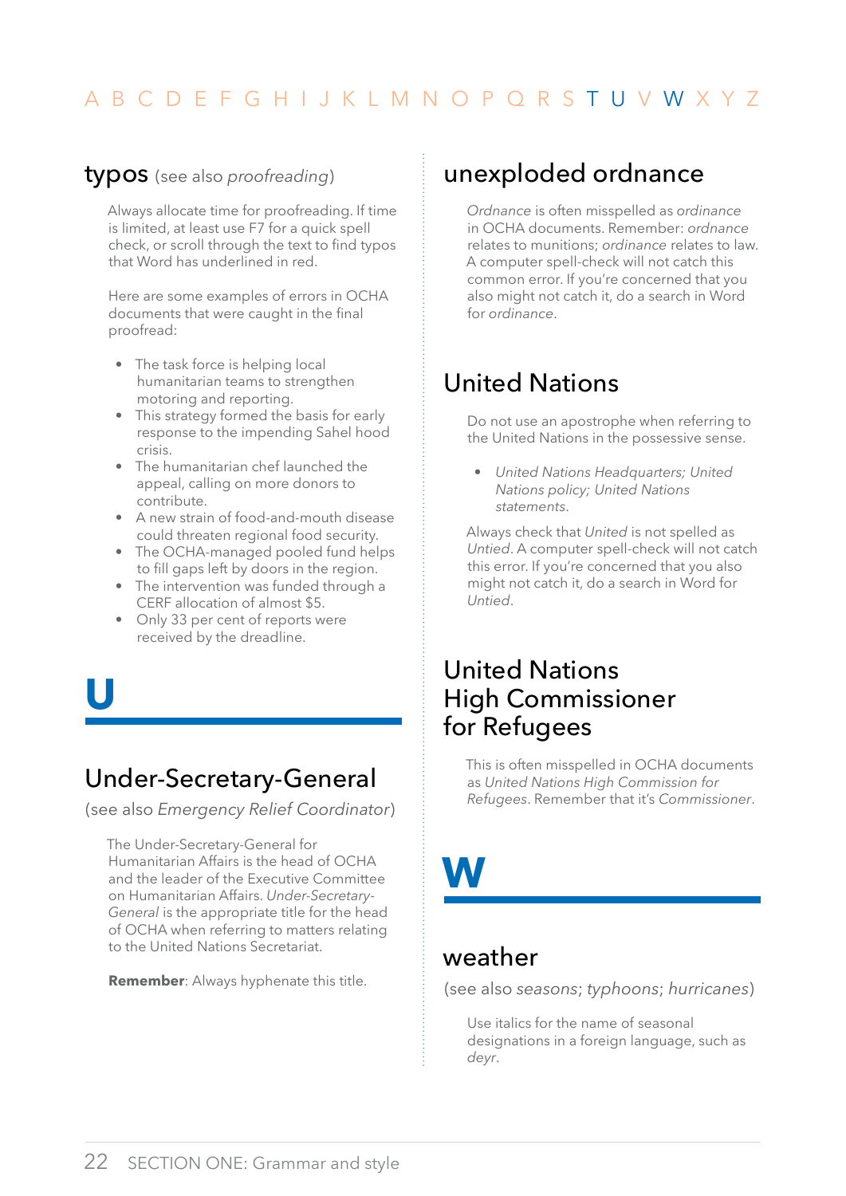## typos (see also *proofreading*)

Always allocate time for proofreading. If time is limited, at least use F7 for a quick spell check, or scroll through the text to find typos that Word has underlined in red.

Here are some examples of errors in OCHA documents that were caught in the final proofread:

- The task force is helping local humanitarian teams to strengthen motoring and reporting.
- This strategy formed the basis for early response to the impending Sahel hood crisis.
- The humanitarian chef launched the appeal, calling on more donors to contribute.
- A new strain of food-and-mouth disease could threaten regional food security.
- The OCHA-managed pooled fund helps to fill gaps left by doors in the region.
- The intervention was funded through a CERF allocation of almost $5.
- Only 33 per cent of reports were received by the dreadline.

# U

## Under-Secretary-General

(see also *Emergency Relief Coordinator*)

The Under-Secretary-General for Humanitarian Affairs is the head of OCHA and the leader of the Executive Committee on Humanitarian Affairs. *Under-Secretary-General* is the appropriate title for the head of OCHA when referring to matters relating to the United Nations Secretariat.

**Remember**: Always hyphenate this title.

## unexploded ordnance

*Ordnance* is often misspelled as *ordinance* in OCHA documents. Remember: *ordnance* relates to munitions; *ordinance* relates to law. A computer spell-check will not catch this common error. If you're concerned that you also might not catch it, do a search in Word for *ordinance*.

## United Nations

Do not use an apostrophe when referring to the United Nations in the possessive sense.

- *United Nations Headquarters; United Nations policy; United Nations statements*.

Always check that *United* is not spelled as *Untied*. A computer spell-check will not catch this error. If you're concerned that you also might not catch it, do a search in Word for *Untied*.

## United Nations High Commissioner for Refugees

This is often misspelled in OCHA documents as *United Nations High Commission for Refugees*. Remember that it's *Commissioner*.

# W

## weather

(see also *seasons*; *typhoons*; *hurricanes*)

Use italics for the name of seasonal designations in a foreign language, such as *deyr*.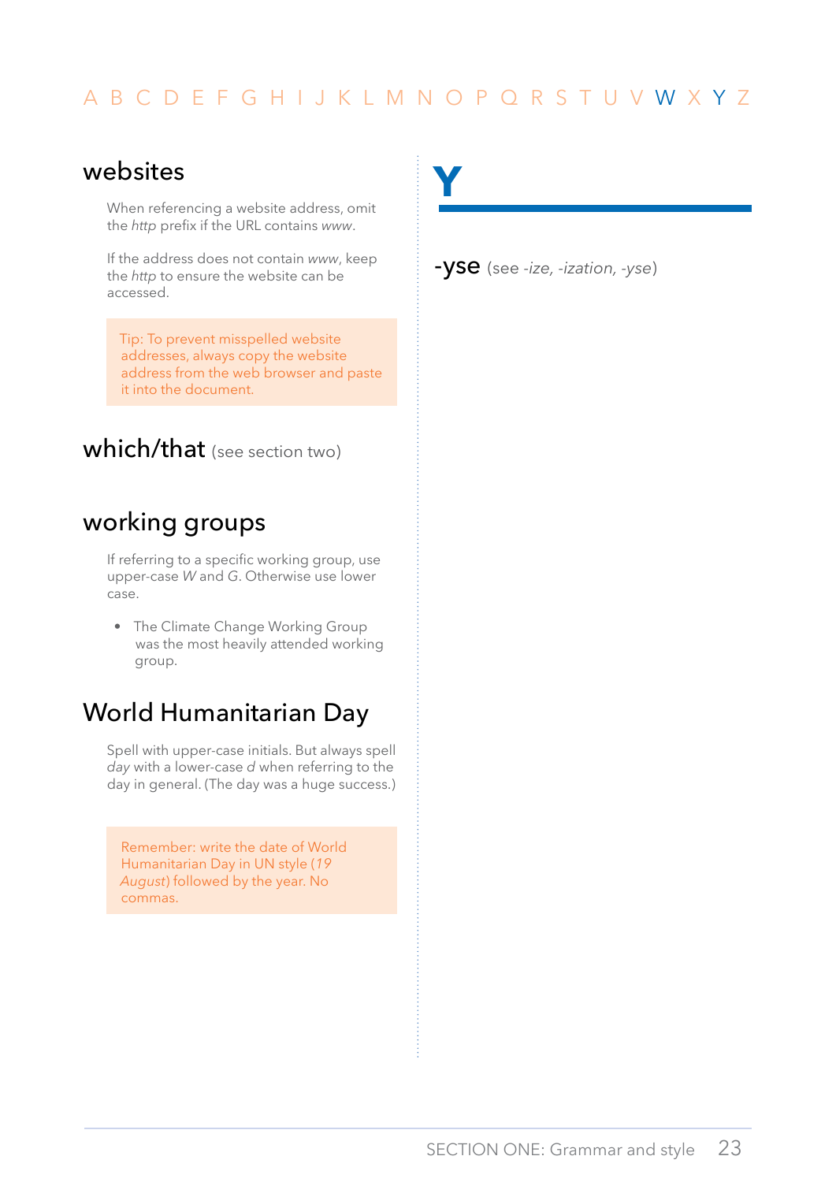## websites

When referencing a website address, omit the *http* prefix if the URL contains *www*.

If the address does not contain *www*, keep the *http* to ensure the website can be accessed.

> Tip: To prevent misspelled website addresses, always copy the website address from the web browser and paste it into the document.

## which/that (see section two)

## working groups

If referring to a specific working group, use upper-case *W* and *G*. Otherwise use lower case.

- The Climate Change Working Group was the most heavily attended working group.

## World Humanitarian Day

Spell with upper-case initials. But always spell *day* with a lower-case *d* when referring to the day in general. (The day was a huge success.)

> Remember: write the date of World Humanitarian Day in UN style (*19 August*) followed by the year. No commas.

# Y

## -yse (see *-ize, -ization, -yse*)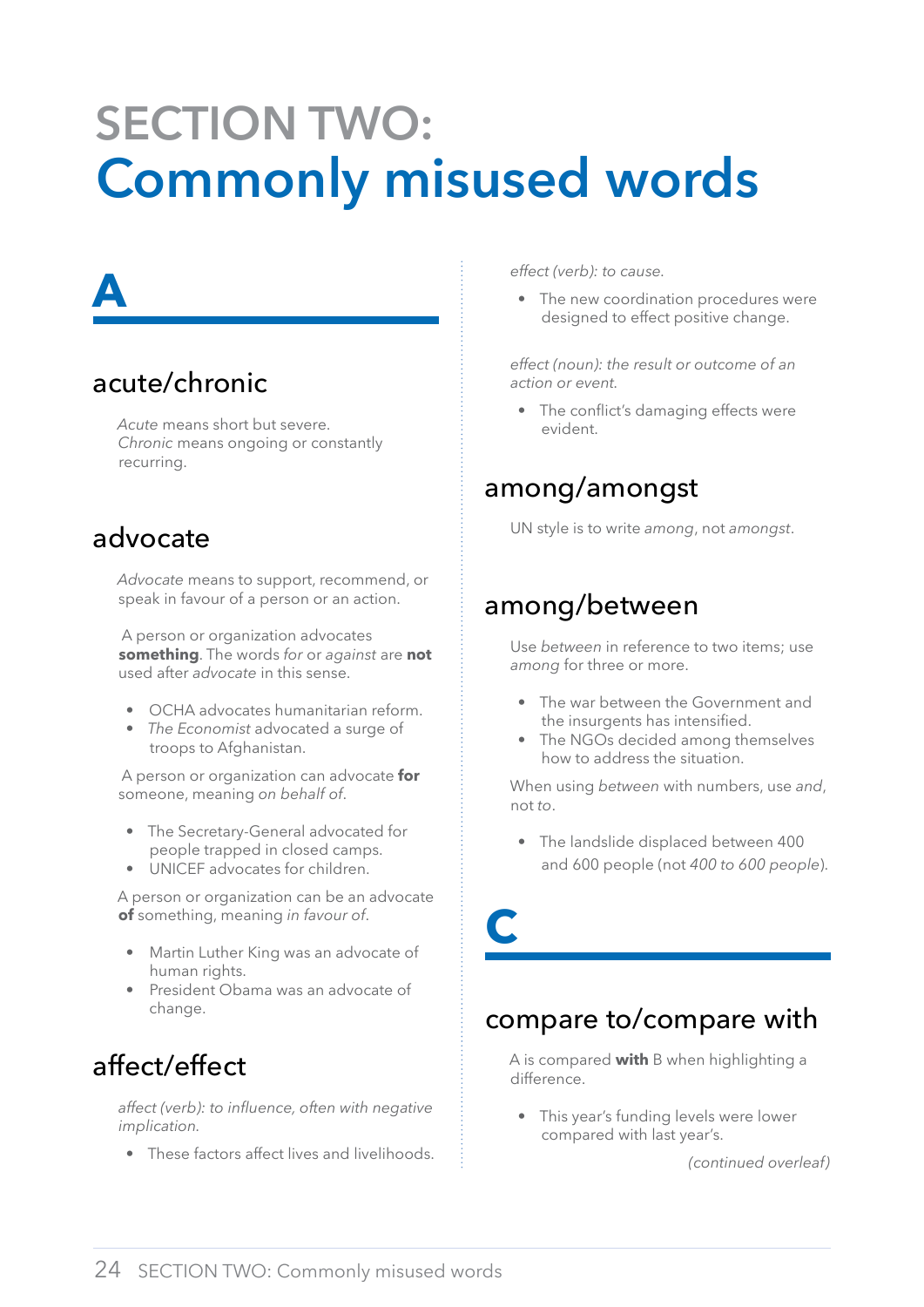# SECTION TWO: Commonly misused words

## A

### acute/chronic

*Acute* means short but severe. *Chronic* means ongoing or constantly recurring.

### advocate

*Advocate* means to support, recommend, or speak in favour of a person or an action.

A person or organization advocates **something**. The words *for* or *against* are **not** used after *advocate* in this sense.

- OCHA advocates humanitarian reform.
- *The Economist* advocated a surge of troops to Afghanistan.

A person or organization can advocate **for** someone, meaning *on behalf of*.

- The Secretary-General advocated for people trapped in closed camps.
- UNICEF advocates for children.

A person or organization can be an advocate **of** something, meaning *in favour of*.

- Martin Luther King was an advocate of human rights.
- President Obama was an advocate of change.

### affect/effect

*affect (verb): to influence, often with negative implication.*

- These factors affect lives and livelihoods.

*effect (verb): to cause.*

- The new coordination procedures were designed to effect positive change.

*effect (noun): the result or outcome of an action or event.*

- The conflict's damaging effects were evident.

### among/amongst

UN style is to write *among*, not *amongst*.

### among/between

Use *between* in reference to two items; use *among* for three or more.

- The war between the Government and the insurgents has intensified.
- The NGOs decided among themselves how to address the situation.

When using *between* with numbers, use *and*, not *to*.

- The landslide displaced between 400 and 600 people (not *400 to 600 people*).

## C

### compare to/compare with

A is compared **with** B when highlighting a difference.

- This year's funding levels were lower compared with last year's.

*(continued overleaf)*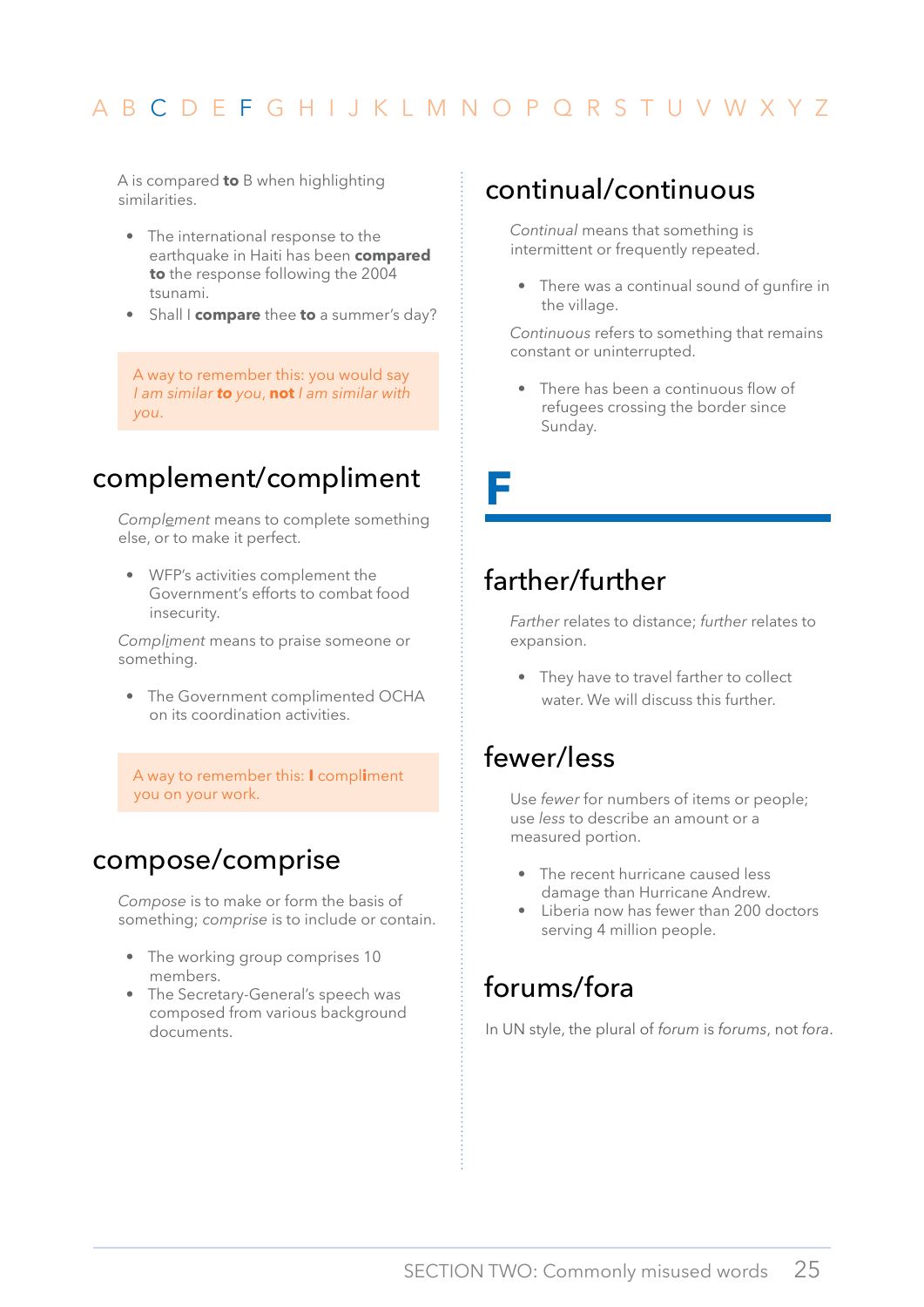A is compared **to** B when highlighting similarities.

- The international response to the earthquake in Haiti has been **compared to** the response following the 2004 tsunami.
- Shall I **compare** thee **to** a summer's day?

> A way to remember this: you would say *I am similar **to** you*, **not** *I am similar with you*.

## complement/compliment

*Complement* means to complete something else, or to make it perfect.

- WFP's activities complement the Government's efforts to combat food insecurity.

*Compliment* means to praise someone or something.

- The Government complimented OCHA on its coordination activities.

> A way to remember this: **I** compl**i**ment you on your work.

## compose/comprise

*Compose* is to make or form the basis of something; *comprise* is to include or contain.

- The working group comprises 10 members.
- The Secretary-General's speech was composed from various background documents.

## continual/continuous

*Continual* means that something is intermittent or frequently repeated.

- There was a continual sound of gunfire in the village.

*Continuous* refers to something that remains constant or uninterrupted.

- There has been a continuous flow of refugees crossing the border since Sunday.

# F

## farther/further

*Farther* relates to distance; *further* relates to expansion.

- They have to travel farther to collect water. We will discuss this further.

## fewer/less

Use *fewer* for numbers of items or people; use *less* to describe an amount or a measured portion.

- The recent hurricane caused less damage than Hurricane Andrew.
- Liberia now has fewer than 200 doctors serving 4 million people.

## forums/fora

In UN style, the plural of *forum* is *forums*, not *fora*.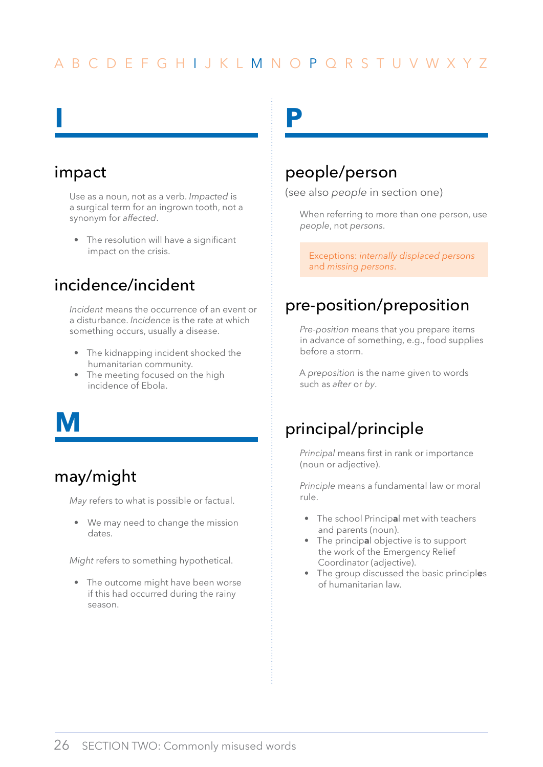A B C D E F G H I J K L M N O P Q R S T U V W X Y Z

# I

## impact

Use as a noun, not as a verb. *Impacted* is a surgical term for an ingrown tooth, not a synonym for *affected*.

- The resolution will have a significant impact on the crisis.

## incidence/incident

*Incident* means the occurrence of an event or a disturbance. *Incidence* is the rate at which something occurs, usually a disease.

- The kidnapping incident shocked the humanitarian community.
- The meeting focused on the high incidence of Ebola.

# M

## may/might

*May* refers to what is possible or factual.

- We may need to change the mission dates.

*Might* refers to something hypothetical.

- The outcome might have been worse if this had occurred during the rainy season.

# P

## people/person

(see also *people* in section one)

When referring to more than one person, use *people*, not *persons*.

Exceptions: *internally displaced persons* and *missing persons*.

## pre-position/preposition

*Pre-position* means that you prepare items in advance of something, e.g., food supplies before a storm.

A *preposition* is the name given to words such as *after* or *by*.

## principal/principle

*Principal* means first in rank or importance (noun or adjective).

*Principle* means a fundamental law or moral rule.

- The school Princip**a**l met with teachers and parents (noun).
- The princip**a**l objective is to support the work of the Emergency Relief Coordinator (adjective).
- The group discussed the basic principl**e**s of humanitarian law.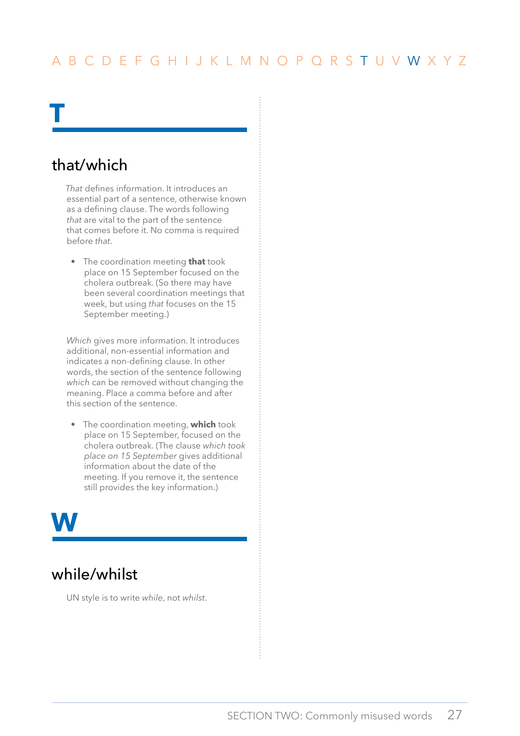# T

## that/which

*That* defines information. It introduces an essential part of a sentence, otherwise known as a defining clause. The words following *that* are vital to the part of the sentence that comes before it. No comma is required before *that*.

- The coordination meeting **that** took place on 15 September focused on the cholera outbreak. (So there may have been several coordination meetings that week, but using *that* focuses on the 15 September meeting.)

*Which* gives more information. It introduces additional, non-essential information and indicates a non-defining clause. In other words, the section of the sentence following *which* can be removed without changing the meaning. Place a comma before and after this section of the sentence.

- The coordination meeting, **which** took place on 15 September, focused on the cholera outbreak. (The clause *which took place on 15 September* gives additional information about the date of the meeting. If you remove it, the sentence still provides the key information.)

# W

## while/whilst

UN style is to write *while*, not *whilst*.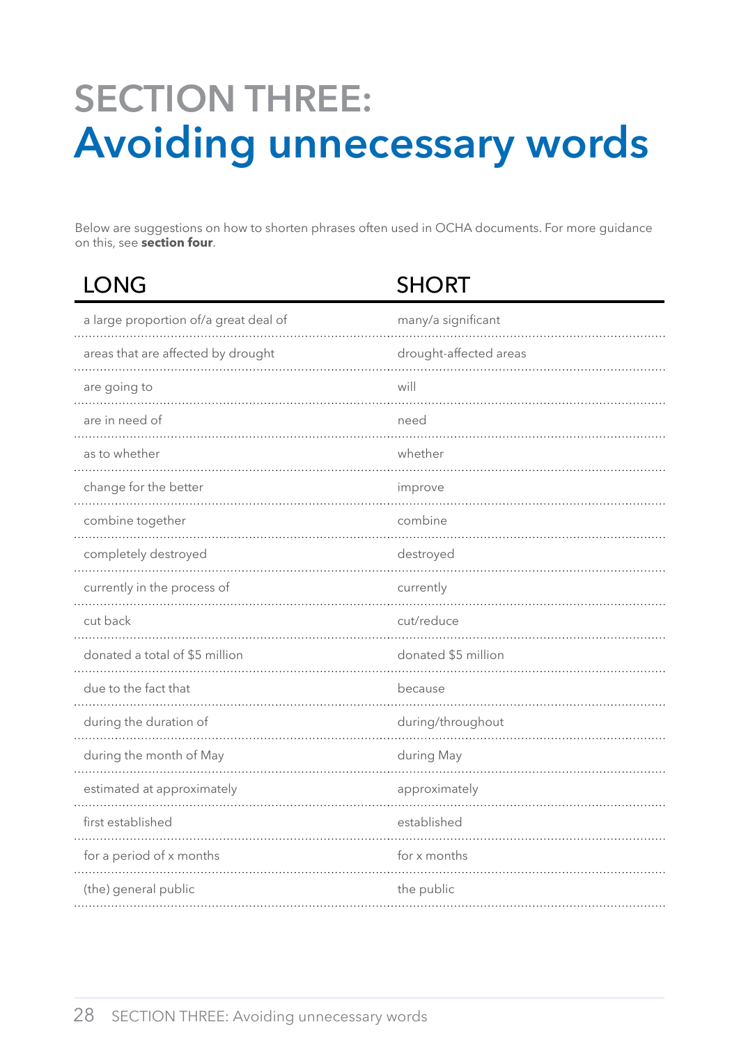# SECTION THREE: Avoiding unnecessary words

Below are suggestions on how to shorten phrases often used in OCHA documents. For more guidance on this, see **section four**.

| LONG | SHORT |
|---|---|
| a large proportion of/a great deal of | many/a significant |
| areas that are affected by drought | drought-affected areas |
| are going to | will |
| are in need of | need |
| as to whether | whether |
| change for the better | improve |
| combine together | combine |
| completely destroyed | destroyed |
| currently in the process of | currently |
| cut back | cut/reduce |
| donated a total of $5 million | donated $5 million |
| due to the fact that | because |
| during the duration of | during/throughout |
| during the month of May | during May |
| estimated at approximately | approximately |
| first established | established |
| for a period of x months | for x months |
| (the) general public | the public |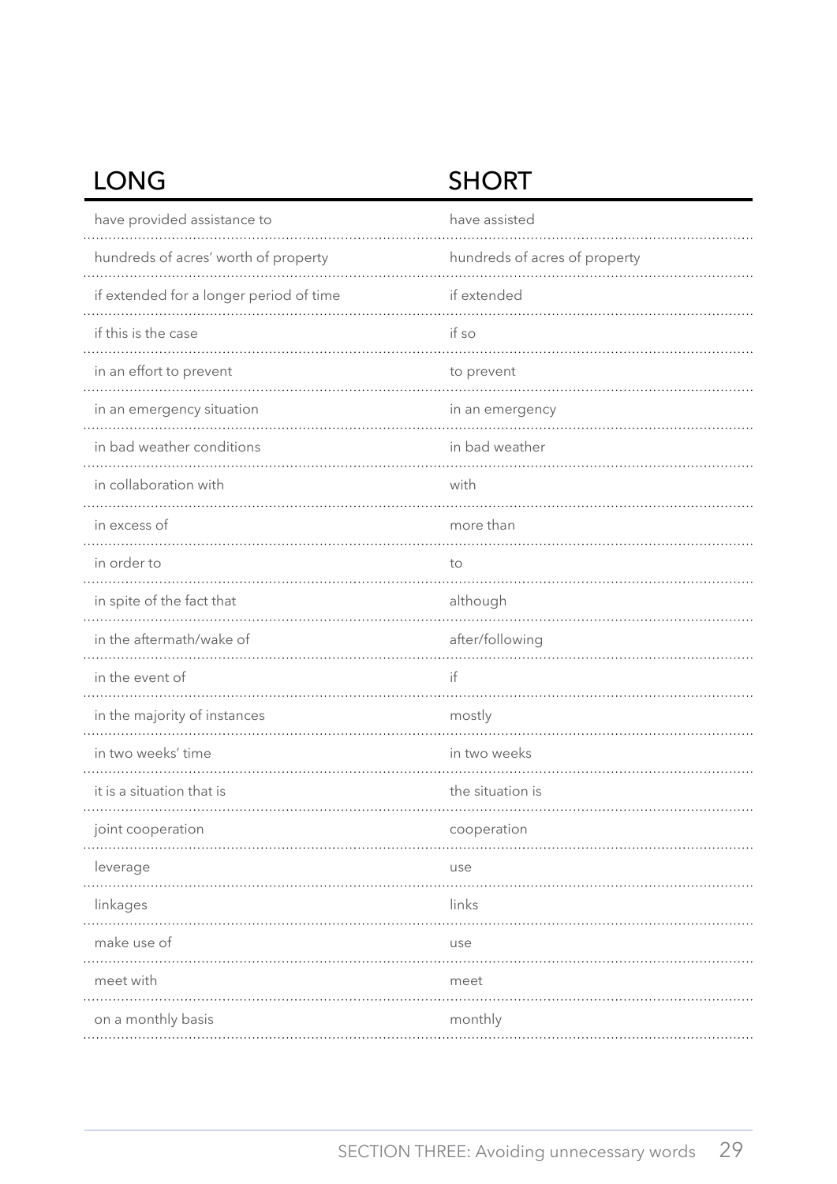| LONG | SHORT |
|---|---|
| have provided assistance to | have assisted |
| hundreds of acres' worth of property | hundreds of acres of property |
| if extended for a longer period of time | if extended |
| if this is the case | if so |
| in an effort to prevent | to prevent |
| in an emergency situation | in an emergency |
| in bad weather conditions | in bad weather |
| in collaboration with | with |
| in excess of | more than |
| in order to | to |
| in spite of the fact that | although |
| in the aftermath/wake of | after/following |
| in the event of | if |
| in the majority of instances | mostly |
| in two weeks' time | in two weeks |
| it is a situation that is | the situation is |
| joint cooperation | cooperation |
| leverage | use |
| linkages | links |
| make use of | use |
| meet with | meet |
| on a monthly basis | monthly |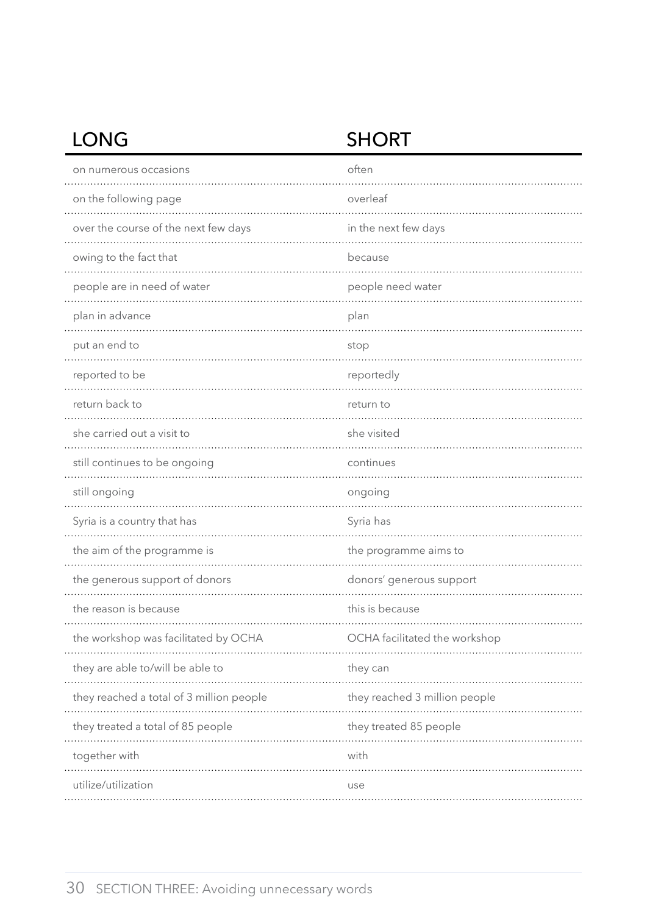| LONG | SHORT |
|---|---|
| on numerous occasions | often |
| on the following page | overleaf |
| over the course of the next few days | in the next few days |
| owing to the fact that | because |
| people are in need of water | people need water |
| plan in advance | plan |
| put an end to | stop |
| reported to be | reportedly |
| return back to | return to |
| she carried out a visit to | she visited |
| still continues to be ongoing | continues |
| still ongoing | ongoing |
| Syria is a country that has | Syria has |
| the aim of the programme is | the programme aims to |
| the generous support of donors | donors' generous support |
| the reason is because | this is because |
| the workshop was facilitated by OCHA | OCHA facilitated the workshop |
| they are able to/will be able to | they can |
| they reached a total of 3 million people | they reached 3 million people |
| they treated a total of 85 people | they treated 85 people |
| together with | with |
| utilize/utilization | use |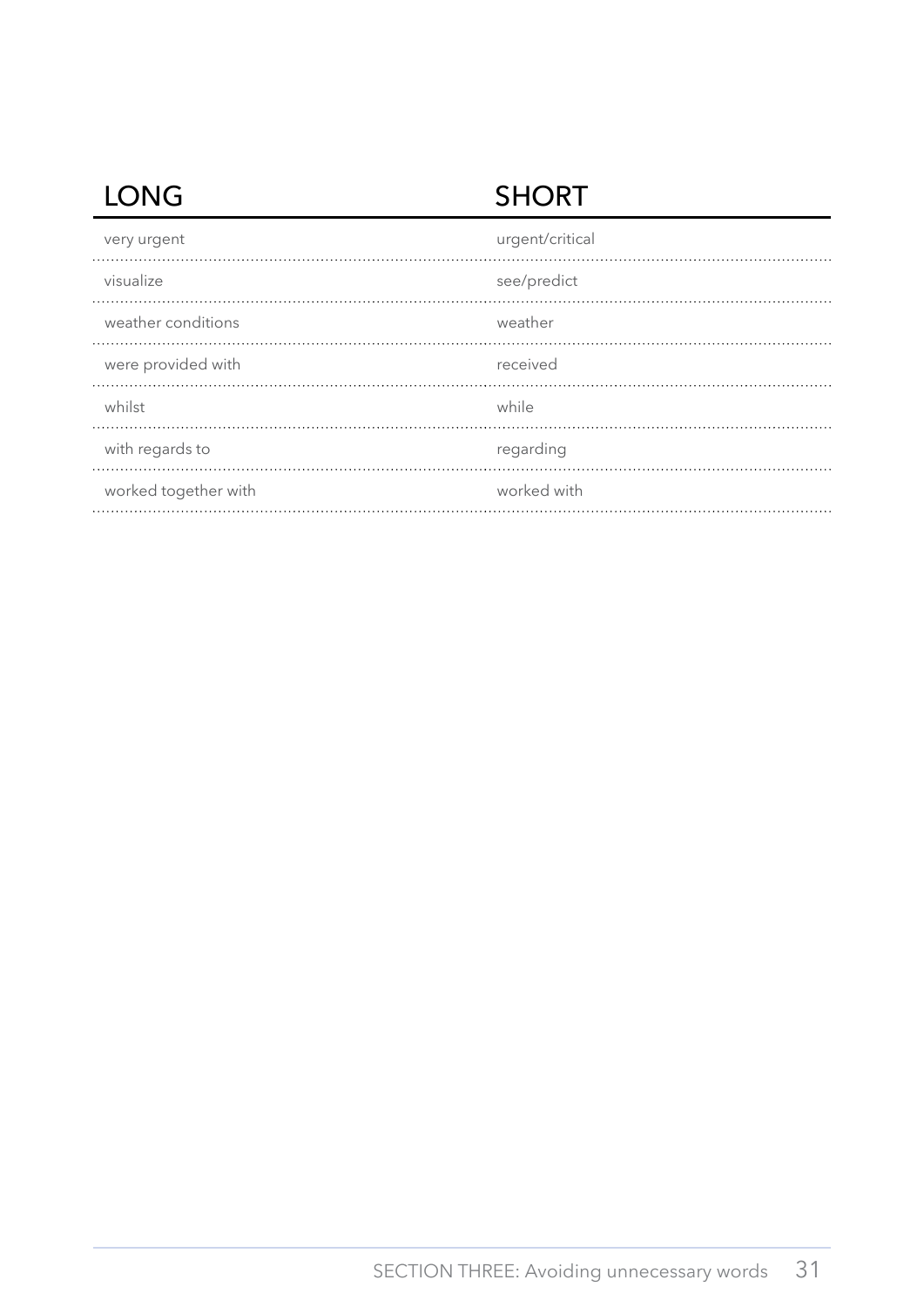| LONG | SHORT |
|---|---|
| very urgent | urgent/critical |
| visualize | see/predict |
| weather conditions | weather |
| were provided with | received |
| whilst | while |
| with regards to | regarding |
| worked together with | worked with |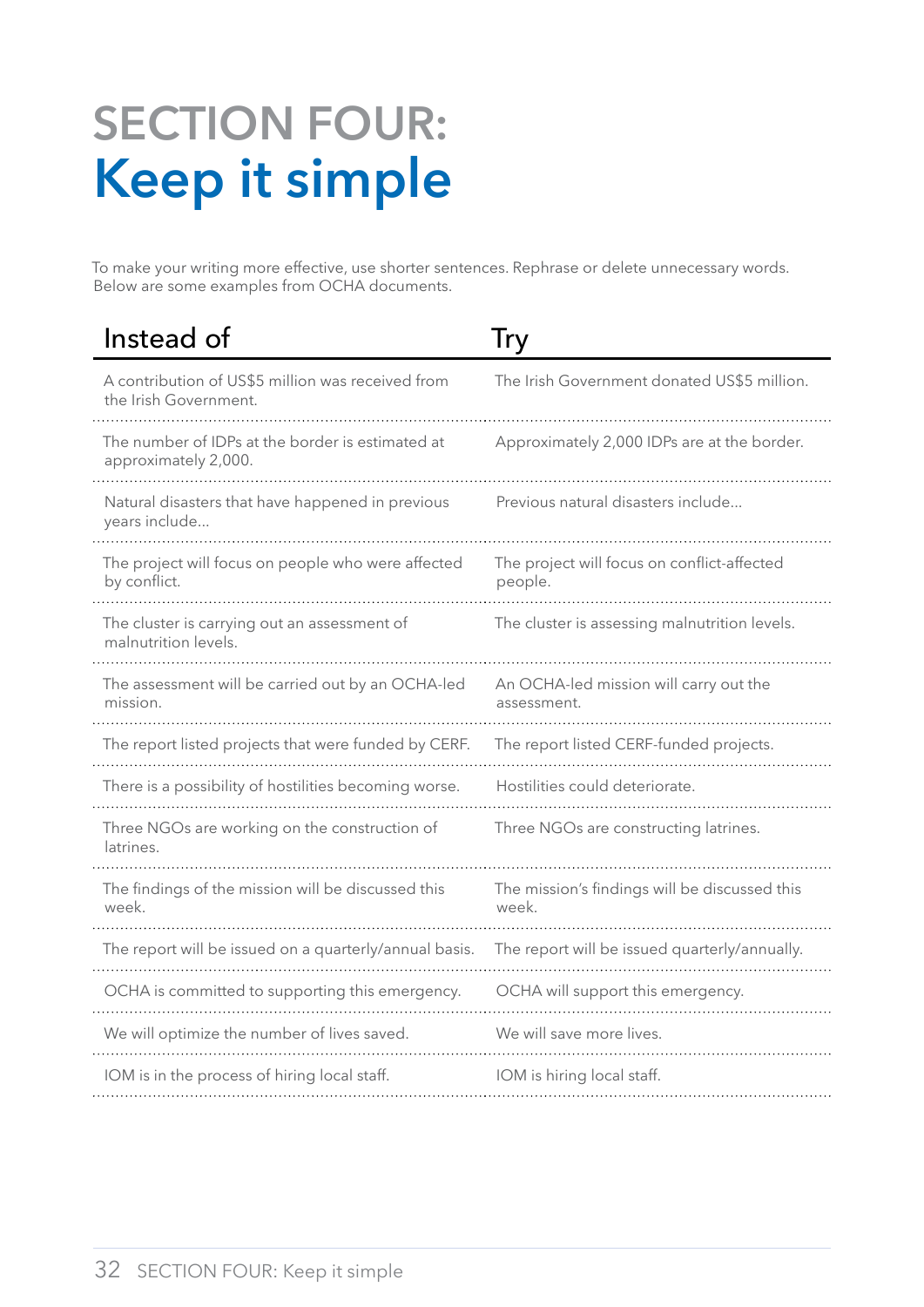# SECTION FOUR: Keep it simple

To make your writing more effective, use shorter sentences. Rephrase or delete unnecessary words. Below are some examples from OCHA documents.

| Instead of | Try |
|---|---|
| A contribution of US$5 million was received from the Irish Government. | The Irish Government donated US$5 million. |
| The number of IDPs at the border is estimated at approximately 2,000. | Approximately 2,000 IDPs are at the border. |
| Natural disasters that have happened in previous years include… | Previous natural disasters include… |
| The project will focus on people who were affected by conflict. | The project will focus on conflict-affected people. |
| The cluster is carrying out an assessment of malnutrition levels. | The cluster is assessing malnutrition levels. |
| The assessment will be carried out by an OCHA-led mission. | An OCHA-led mission will carry out the assessment. |
| The report listed projects that were funded by CERF. | The report listed CERF-funded projects. |
| There is a possibility of hostilities becoming worse. | Hostilities could deteriorate. |
| Three NGOs are working on the construction of latrines. | Three NGOs are constructing latrines. |
| The findings of the mission will be discussed this week. | The mission's findings will be discussed this week. |
| The report will be issued on a quarterly/annual basis. | The report will be issued quarterly/annually. |
| OCHA is committed to supporting this emergency. | OCHA will support this emergency. |
| We will optimize the number of lives saved. | We will save more lives. |
| IOM is in the process of hiring local staff. | IOM is hiring local staff. |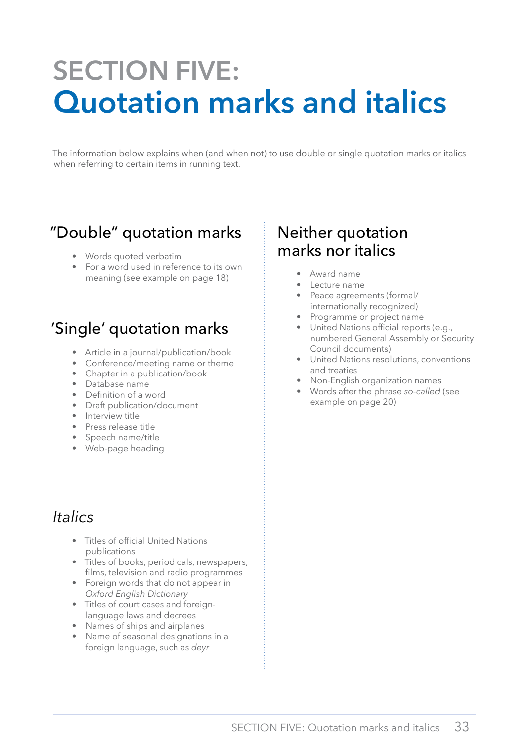# SECTION FIVE: Quotation marks and italics

The information below explains when (and when not) to use double or single quotation marks or italics when referring to certain items in running text.

## "Double" quotation marks

- Words quoted verbatim
- For a word used in reference to its own meaning (see example on page 18)

## 'Single' quotation marks

- Article in a journal/publication/book
- Conference/meeting name or theme
- Chapter in a publication/book
- Database name
- Definition of a word
- Draft publication/document
- Interview title
- Press release title
- Speech name/title
- Web-page heading

## *Italics*

- Titles of official United Nations publications
- Titles of books, periodicals, newspapers, films, television and radio programmes
- Foreign words that do not appear in *Oxford English Dictionary*
- Titles of court cases and foreign-language laws and decrees
- Names of ships and airplanes
- Name of seasonal designations in a foreign language, such as *deyr*

## Neither quotation marks nor italics

- Award name
- Lecture name
- Peace agreements (formal/internationally recognized)
- Programme or project name
- United Nations official reports (e.g., numbered General Assembly or Security Council documents)
- United Nations resolutions, conventions and treaties
- Non-English organization names
- Words after the phrase *so-called* (see example on page 20)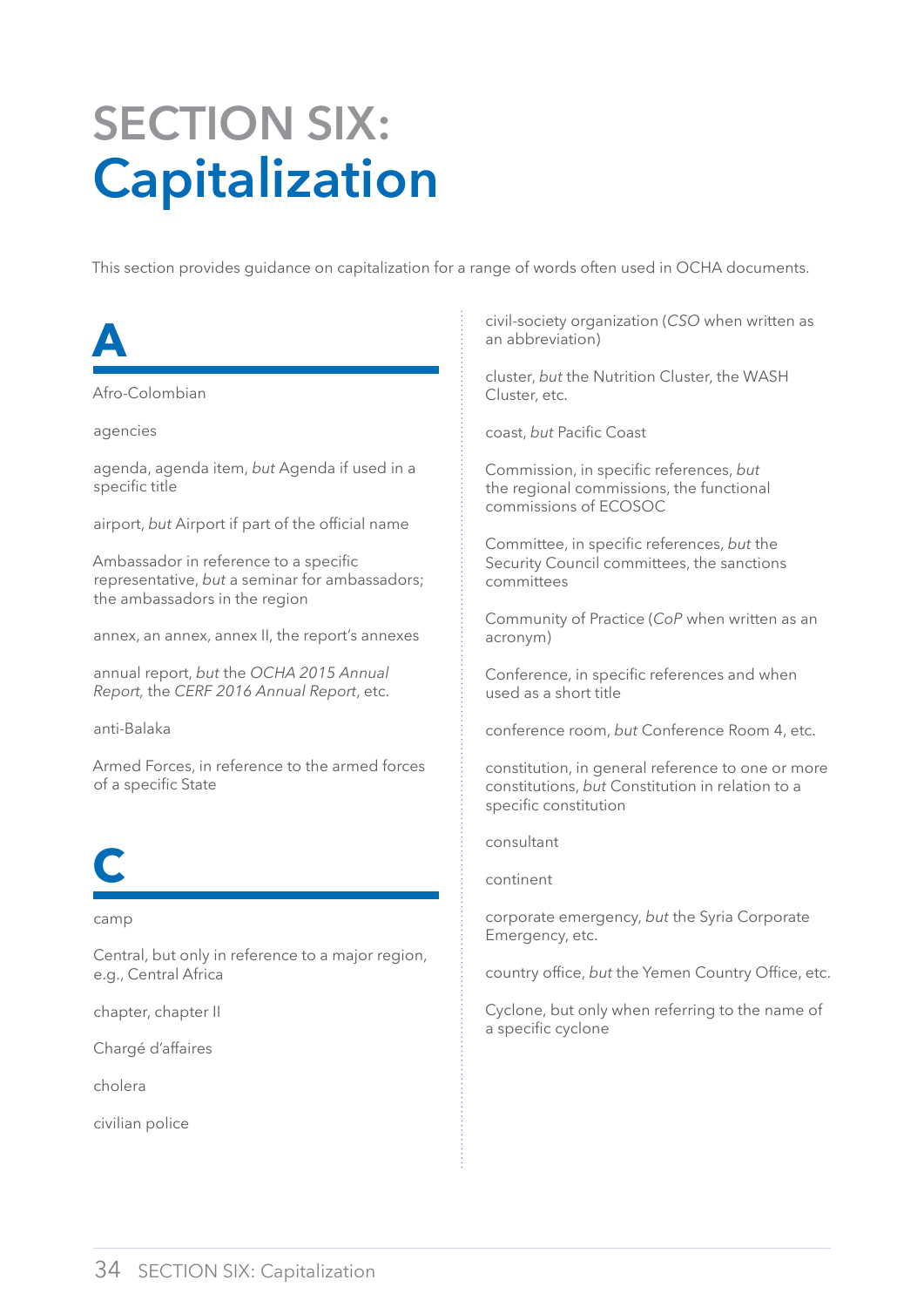# SECTION SIX: Capitalization

This section provides guidance on capitalization for a range of words often used in OCHA documents.

## A

Afro-Colombian

agencies

agenda, agenda item, *but* Agenda if used in a specific title

airport, *but* Airport if part of the official name

Ambassador in reference to a specific representative, *but* a seminar for ambassadors; the ambassadors in the region

annex, an annex, annex II, the report's annexes

annual report, *but* the *OCHA 2015 Annual Report*, the *CERF 2016 Annual Report*, etc.

anti-Balaka

Armed Forces, in reference to the armed forces of a specific State

## C

camp

Central, but only in reference to a major region, e.g., Central Africa

chapter, chapter II

Chargé d'affaires

cholera

civilian police

civil-society organization (*CSO* when written as an abbreviation)

cluster, *but* the Nutrition Cluster, the WASH Cluster, etc.

coast, *but* Pacific Coast

Commission, in specific references, *but* the regional commissions, the functional commissions of ECOSOC

Committee, in specific references, *but* the Security Council committees, the sanctions committees

Community of Practice (*CoP* when written as an acronym)

Conference, in specific references and when used as a short title

conference room, *but* Conference Room 4, etc.

constitution, in general reference to one or more constitutions, *but* Constitution in relation to a specific constitution

consultant

continent

corporate emergency, *but* the Syria Corporate Emergency, etc.

country office, *but* the Yemen Country Office, etc.

Cyclone, but only when referring to the name of a specific cyclone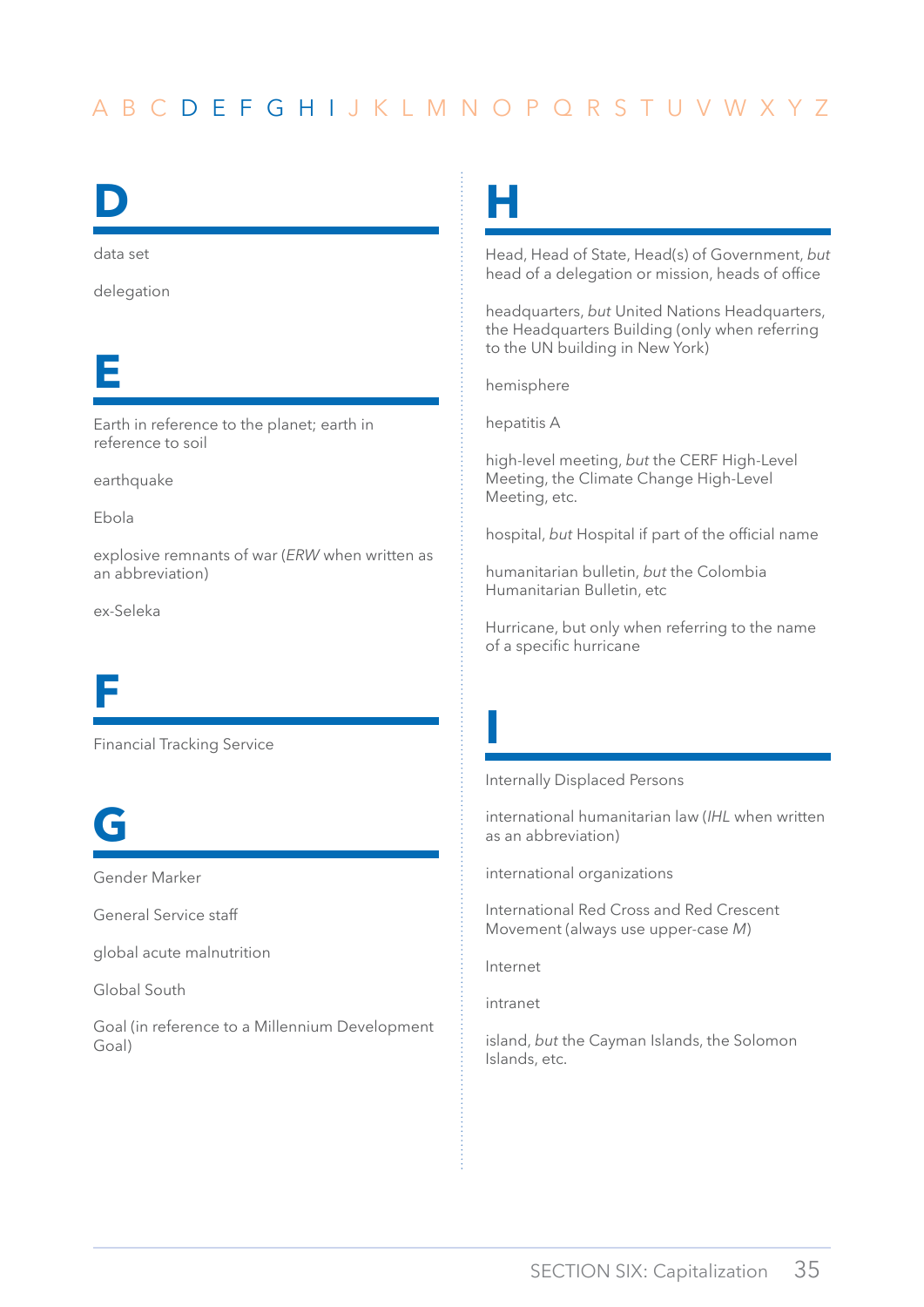A B C D E F G H I J K L M N O P Q R S T U V W X Y Z

# D

data set

delegation

# E

Earth in reference to the planet; earth in reference to soil

earthquake

Ebola

explosive remnants of war (*ERW* when written as an abbreviation)

ex-Seleka

# F

Financial Tracking Service

# G

Gender Marker

General Service staff

global acute malnutrition

Global South

Goal (in reference to a Millennium Development Goal)

# H

Head, Head of State, Head(s) of Government, *but* head of a delegation or mission, heads of office

headquarters, *but* United Nations Headquarters, the Headquarters Building (only when referring to the UN building in New York)

hemisphere

hepatitis A

high-level meeting, *but* the CERF High-Level Meeting, the Climate Change High-Level Meeting, etc.

hospital, *but* Hospital if part of the official name

humanitarian bulletin, *but* the Colombia Humanitarian Bulletin, etc

Hurricane, but only when referring to the name of a specific hurricane

# I

Internally Displaced Persons

international humanitarian law (*IHL* when written as an abbreviation)

international organizations

International Red Cross and Red Crescent Movement (always use upper-case *M*)

Internet

intranet

island, *but* the Cayman Islands, the Solomon Islands, etc.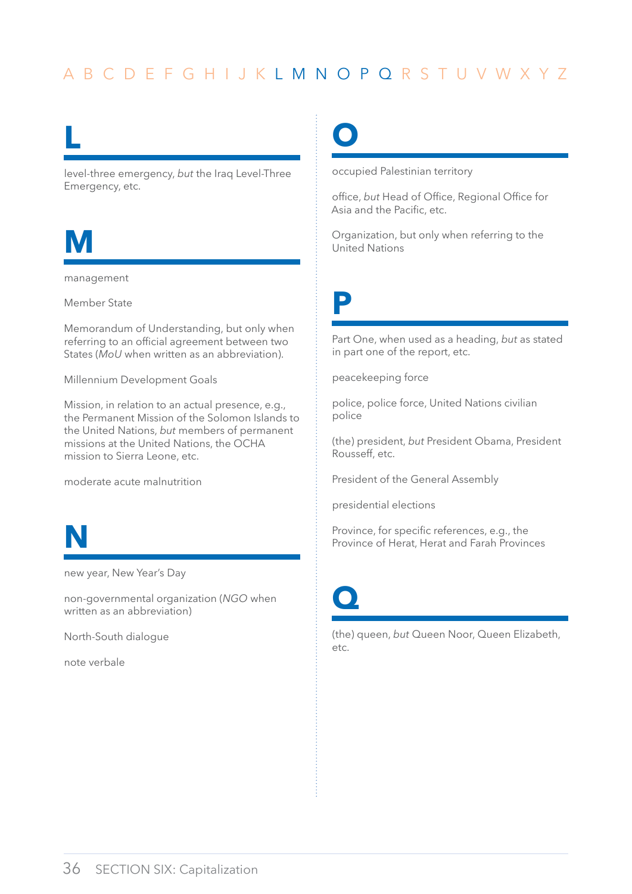A B C D E F G H I J K L M N O P Q R S T U V W X Y Z

# L

level-three emergency, *but* the Iraq Level-Three Emergency, etc.

# M

management

Member State

Memorandum of Understanding, but only when referring to an official agreement between two States (*MoU* when written as an abbreviation).

Millennium Development Goals

Mission, in relation to an actual presence, e.g., the Permanent Mission of the Solomon Islands to the United Nations, *but* members of permanent missions at the United Nations, the OCHA mission to Sierra Leone, etc.

moderate acute malnutrition

# N

new year, New Year's Day

non-governmental organization (*NGO* when written as an abbreviation)

North-South dialogue

note verbale

# O

occupied Palestinian territory

office, *but* Head of Office, Regional Office for Asia and the Pacific, etc.

Organization, but only when referring to the United Nations

# P

Part One, when used as a heading, *but* as stated in part one of the report, etc.

peacekeeping force

police, police force, United Nations civilian police

(the) president, *but* President Obama, President Rousseff, etc.

President of the General Assembly

presidential elections

Province, for specific references, e.g., the Province of Herat, Herat and Farah Provinces

# Q

(the) queen, *but* Queen Noor, Queen Elizabeth, etc.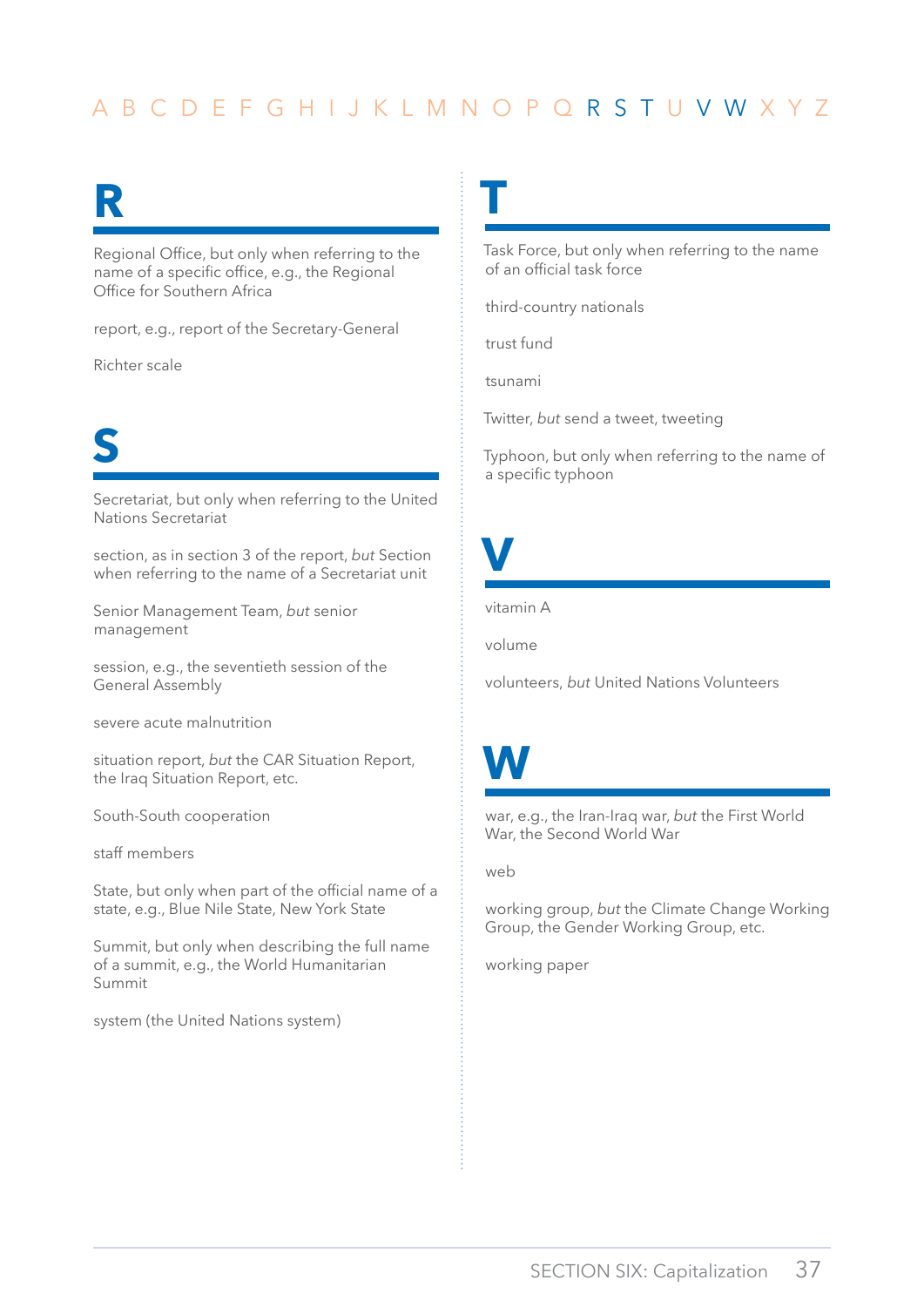A B C D E F G H I J K L M N O P Q R S T U V W X Y Z

# R

Regional Office, but only when referring to the name of a specific office, e.g., the Regional Office for Southern Africa

report, e.g., report of the Secretary-General

Richter scale

# S

Secretariat, but only when referring to the United Nations Secretariat

section, as in section 3 of the report, *but* Section when referring to the name of a Secretariat unit

Senior Management Team, *but* senior management

session, e.g., the seventieth session of the General Assembly

severe acute malnutrition

situation report, *but* the CAR Situation Report, the Iraq Situation Report, etc.

South-South cooperation

staff members

State, but only when part of the official name of a state, e.g., Blue Nile State, New York State

Summit, but only when describing the full name of a summit, e.g., the World Humanitarian Summit

system (the United Nations system)

# T

Task Force, but only when referring to the name of an official task force

third-country nationals

trust fund

tsunami

Twitter, *but* send a tweet, tweeting

Typhoon, but only when referring to the name of a specific typhoon

# V

vitamin A

volume

volunteers, *but* United Nations Volunteers

# W

war, e.g., the Iran-Iraq war, *but* the First World War, the Second World War

web

working group, *but* the Climate Change Working Group, the Gender Working Group, etc.

working paper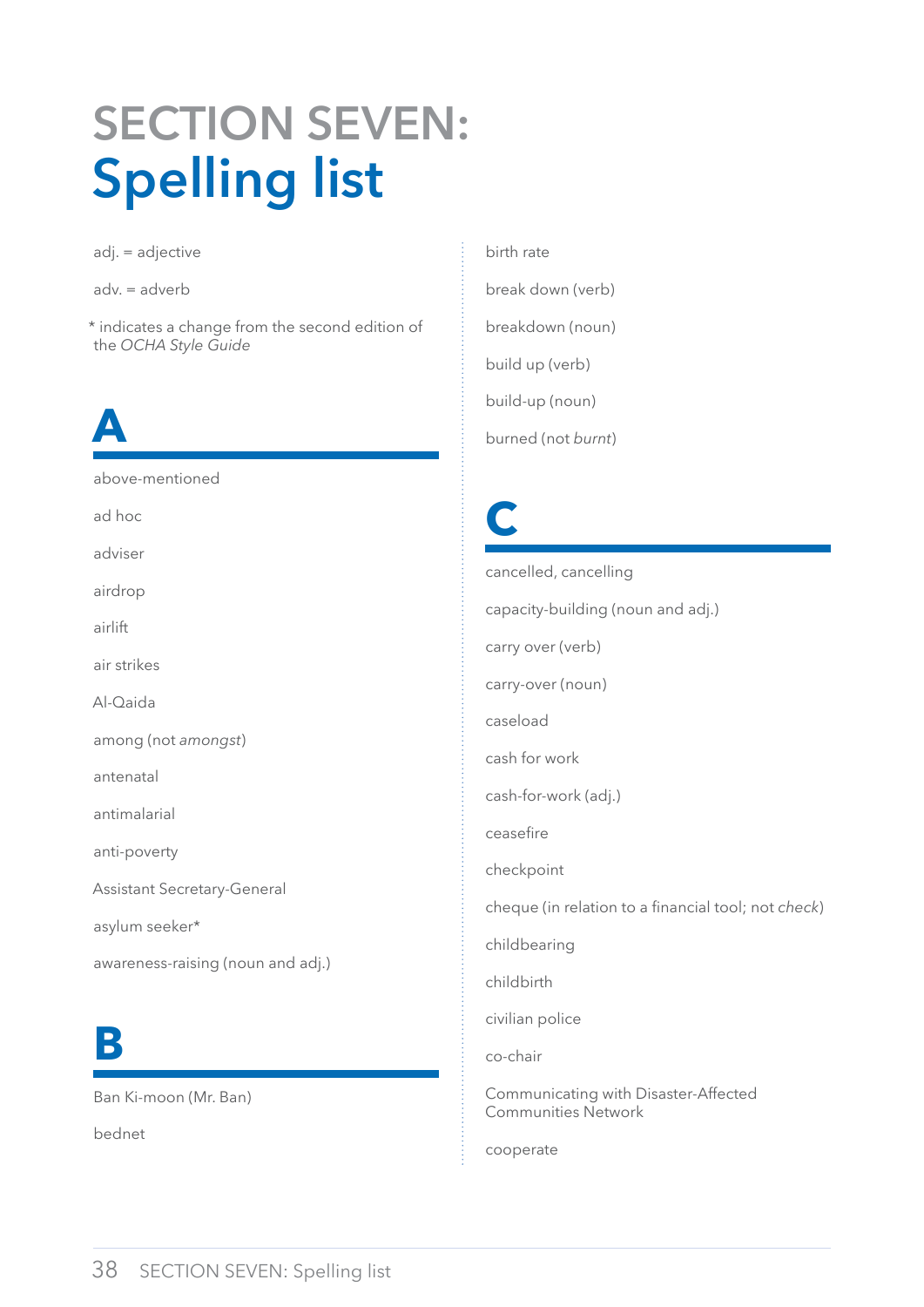# SECTION SEVEN: Spelling list

adj. = adjective

adv. = adverb

* indicates a change from the second edition of the *OCHA Style Guide*

## A

above-mentioned

ad hoc

adviser

airdrop

airlift

air strikes

Al-Qaida

among (not *amongst*)

antenatal

antimalarial

anti-poverty

Assistant Secretary-General

asylum seeker*

awareness-raising (noun and adj.)

## B

Ban Ki-moon (Mr. Ban)

bednet

birth rate

break down (verb)

breakdown (noun)

build up (verb)

build-up (noun)

burned (not *burnt*)

## C

cancelled, cancelling

capacity-building (noun and adj.)

carry over (verb)

carry-over (noun)

caseload

cash for work

cash-for-work (adj.)

ceasefire

checkpoint

cheque (in relation to a financial tool; not *check*)

childbearing

childbirth

civilian police

co-chair

Communicating with Disaster-Affected Communities Network

cooperate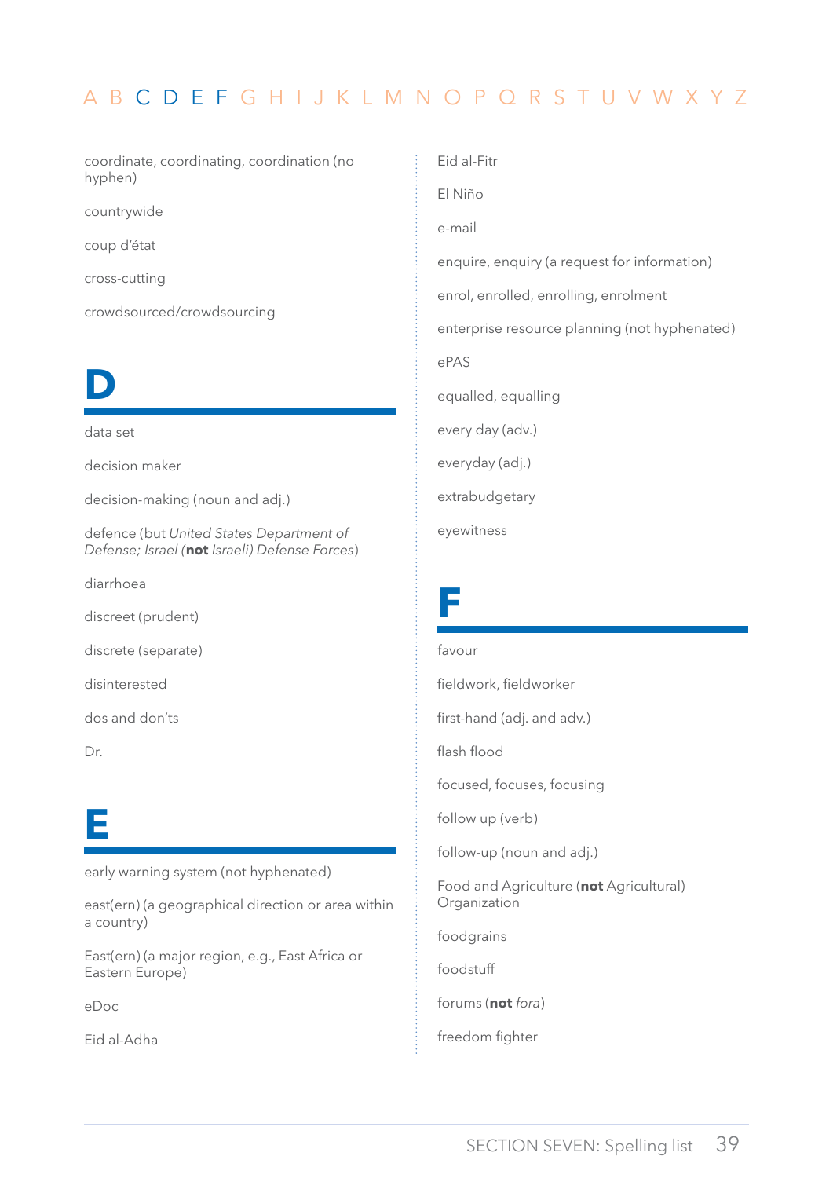coordinate, coordinating, coordination (no hyphen)

countrywide

coup d'état

cross-cutting

crowdsourced/crowdsourcing

# D

data set

decision maker

decision-making (noun and adj.)

defence (but *United States Department of Defense; Israel* (**not** *Israeli) Defense Forces*)

diarrhoea

discreet (prudent)

discrete (separate)

disinterested

dos and don'ts

Dr.

# E

early warning system (not hyphenated)

east(ern) (a geographical direction or area within a country)

East(ern) (a major region, e.g., East Africa or Eastern Europe)

eDoc

Eid al-Adha

Eid al-Fitr

El Niño

e-mail

enquire, enquiry (a request for information)

enrol, enrolled, enrolling, enrolment

enterprise resource planning (not hyphenated)

ePAS

equalled, equalling

every day (adv.)

everyday (adj.)

extrabudgetary

eyewitness

# F

favour

fieldwork, fieldworker

first-hand (adj. and adv.)

flash flood

focused, focuses, focusing

follow up (verb)

follow-up (noun and adj.)

Food and Agriculture (**not** Agricultural) Organization

foodgrains

foodstuff

forums (**not** *fora*)

freedom fighter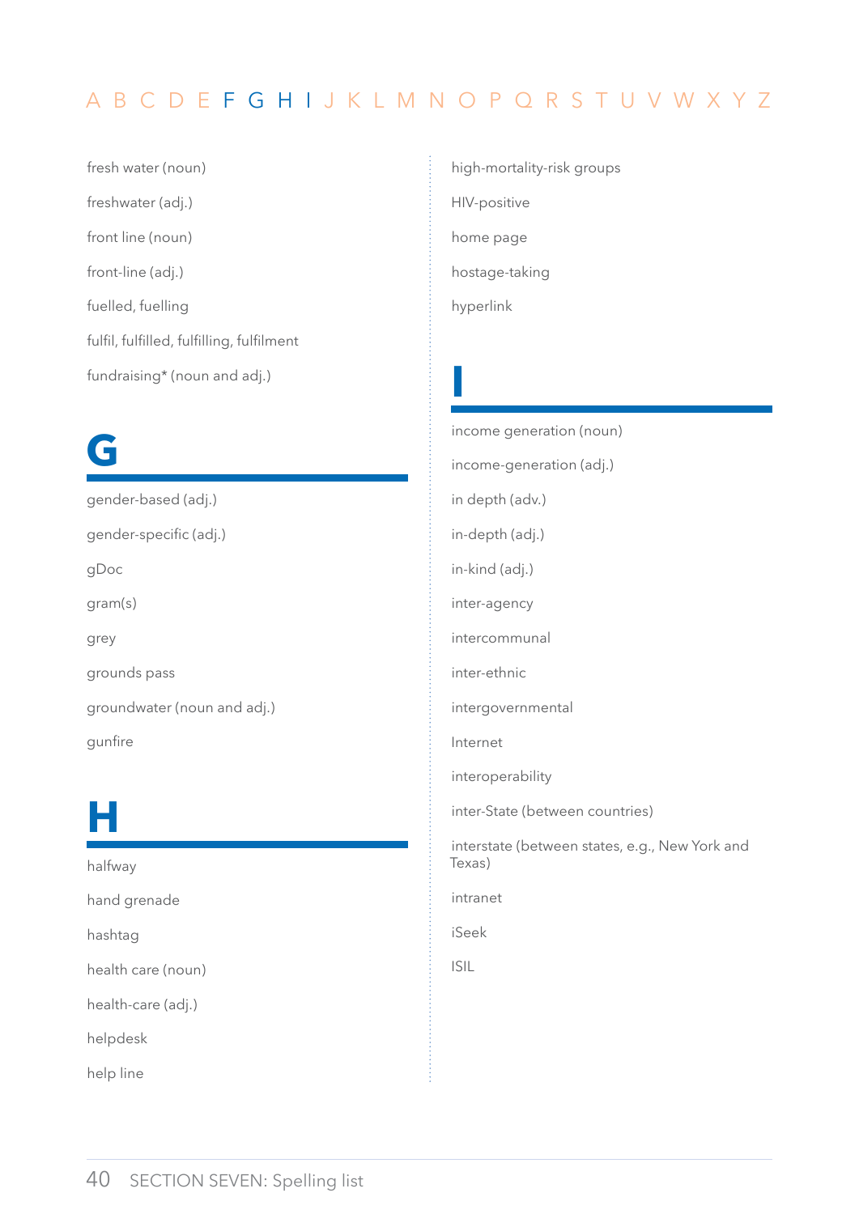fresh water (noun)

freshwater (adj.)

front line (noun)

front-line (adj.)

fuelled, fuelling

fulfil, fulfilled, fulfilling, fulfilment

fundraising* (noun and adj.)

# G

gender-based (adj.)

gender-specific (adj.)

gDoc

gram(s)

grey

grounds pass

groundwater (noun and adj.)

gunfire

# H

halfway

hand grenade

hashtag

health care (noun)

health-care (adj.)

helpdesk

help line

high-mortality-risk groups

HIV-positive

home page

hostage-taking

hyperlink

# I

income generation (noun)

income-generation (adj.)

in depth (adv.)

in-depth (adj.)

in-kind (adj.)

inter-agency

intercommunal

inter-ethnic

intergovernmental

Internet

interoperability

inter-State (between countries)

interstate (between states, e.g., New York and Texas)

intranet

iSeek

ISIL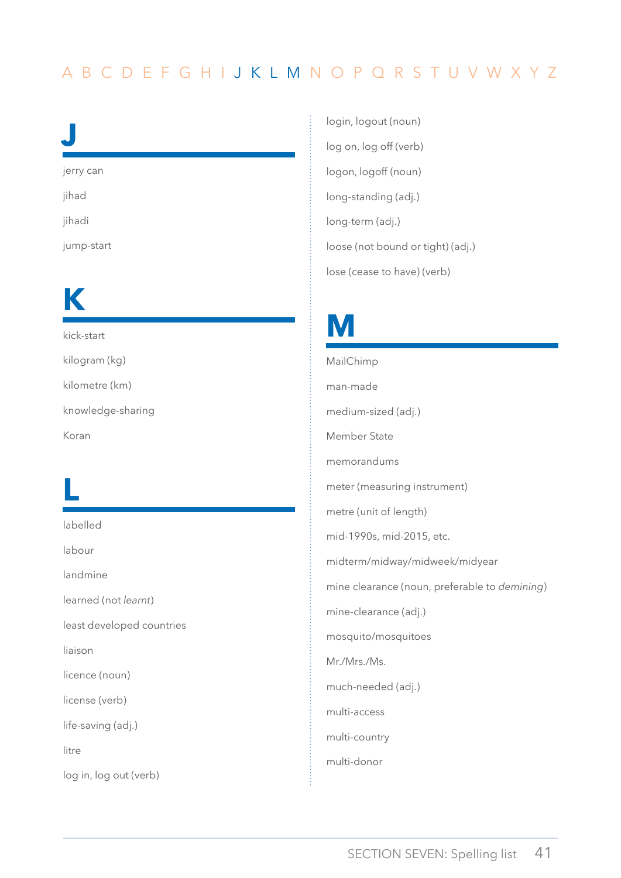A B C D E F G H I J K L M N O P Q R S T U V W X Y Z

# J

jerry can

jihad

jihadi

jump-start

# K

kick-start

kilogram (kg)

kilometre (km)

knowledge-sharing

Koran

# L

labelled

labour

landmine

learned (not *learnt*)

least developed countries

liaison

licence (noun)

license (verb)

life-saving (adj.)

litre

log in, log out (verb)

login, logout (noun)

log on, log off (verb)

logon, logoff (noun)

long-standing (adj.)

long-term (adj.)

loose (not bound or tight) (adj.)

lose (cease to have) (verb)

# M

MailChimp

man-made

medium-sized (adj.)

Member State

memorandums

meter (measuring instrument)

metre (unit of length)

mid-1990s, mid-2015, etc.

midterm/midway/midweek/midyear

mine clearance (noun, preferable to *demining*)

mine-clearance (adj.)

mosquito/mosquitoes

Mr./Mrs./Ms.

much-needed (adj.)

multi-access

multi-country

multi-donor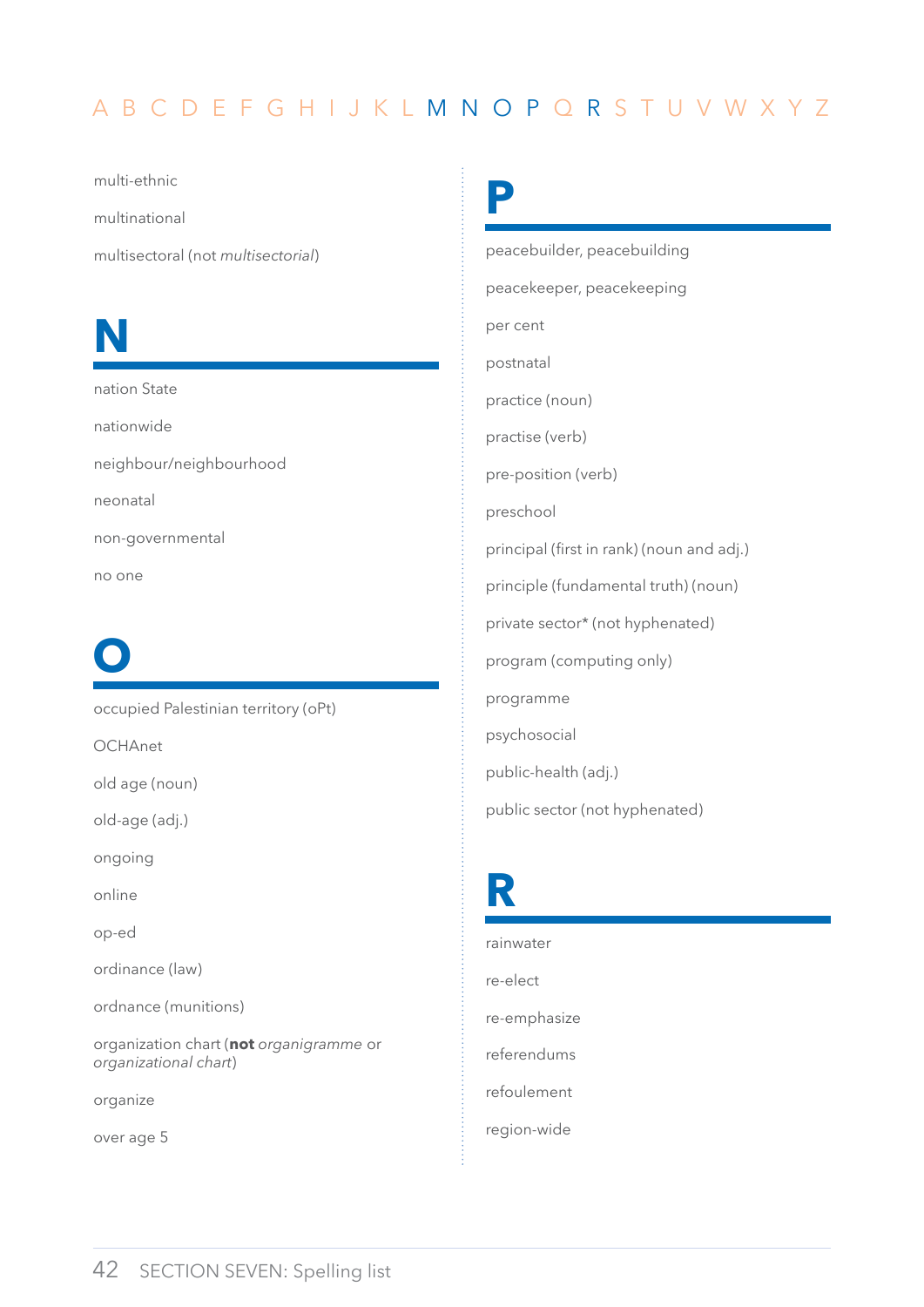multi-ethnic

multinational

multisectoral (not *multisectorial*)

# N

nation State

nationwide

neighbour/neighbourhood

neonatal

non-governmental

no one

# O

occupied Palestinian territory (oPt)

OCHAnet

old age (noun)

old-age (adj.)

ongoing

online

op-ed

ordinance (law)

ordnance (munitions)

organization chart (**not** *organigramme* or *organizational chart*)

organize

over age 5

# P

peacebuilder, peacebuilding

peacekeeper, peacekeeping

per cent

postnatal

practice (noun)

practise (verb)

pre-position (verb)

preschool

principal (first in rank) (noun and adj.)

principle (fundamental truth) (noun)

private sector* (not hyphenated)

program (computing only)

programme

psychosocial

public-health (adj.)

public sector (not hyphenated)

# R

rainwater

re-elect

re-emphasize

referendums

refoulement

region-wide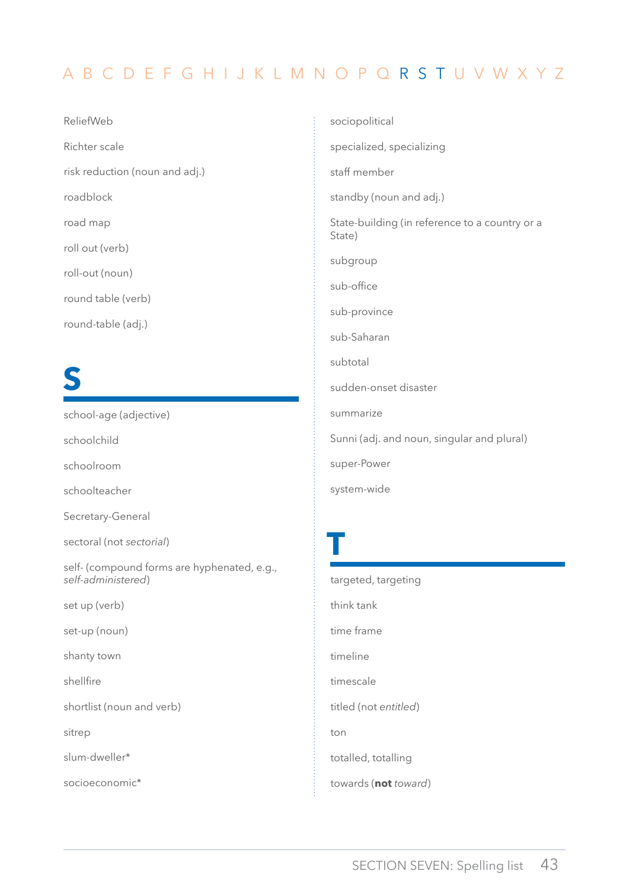ReliefWeb

Richter scale

risk reduction (noun and adj.)

roadblock

road map

roll out (verb)

roll-out (noun)

round table (verb)

round-table (adj.)

# S

school-age (adjective)

schoolchild

schoolroom

schoolteacher

Secretary-General

sectoral (not *sectorial*)

self- (compound forms are hyphenated, e.g., *self-administered*)

set up (verb)

set-up (noun)

shanty town

shellfire

shortlist (noun and verb)

sitrep

slum-dweller*

socioeconomic*

sociopolitical

specialized, specializing

staff member

standby (noun and adj.)

State-building (in reference to a country or a State)

subgroup

sub-office

sub-province

sub-Saharan

subtotal

sudden-onset disaster

summarize

Sunni (adj. and noun, singular and plural)

super-Power

system-wide

# T

targeted, targeting

think tank

time frame

timeline

timescale

titled (not *entitled*)

ton

totalled, totalling

towards (**not** *toward*)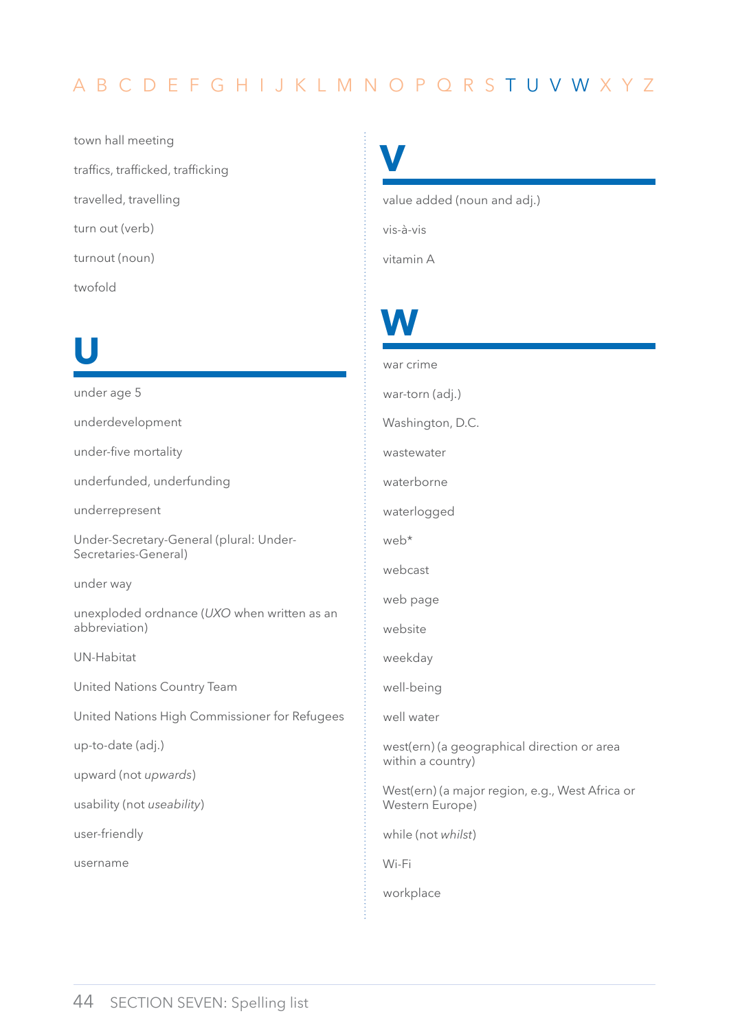town hall meeting

traffics, trafficked, trafficking

travelled, travelling

turn out (verb)

turnout (noun)

twofold

# U

under age 5

underdevelopment

under-five mortality

underfunded, underfunding

underrepresent

Under-Secretary-General (plural: Under-Secretaries-General)

under way

unexploded ordnance (*UXO* when written as an abbreviation)

UN-Habitat

United Nations Country Team

United Nations High Commissioner for Refugees

up-to-date (adj.)

upward (not *upwards*)

usability (not *useability*)

user-friendly

username

# V

value added (noun and adj.)

vis-à-vis

vitamin A

# W

war crime

war-torn (adj.)

Washington, D.C.

wastewater

waterborne

waterlogged

web*

webcast

web page

website

weekday

well-being

well water

west(ern) (a geographical direction or area within a country)

West(ern) (a major region, e.g., West Africa or Western Europe)

while (not *whilst*)

Wi-Fi

workplace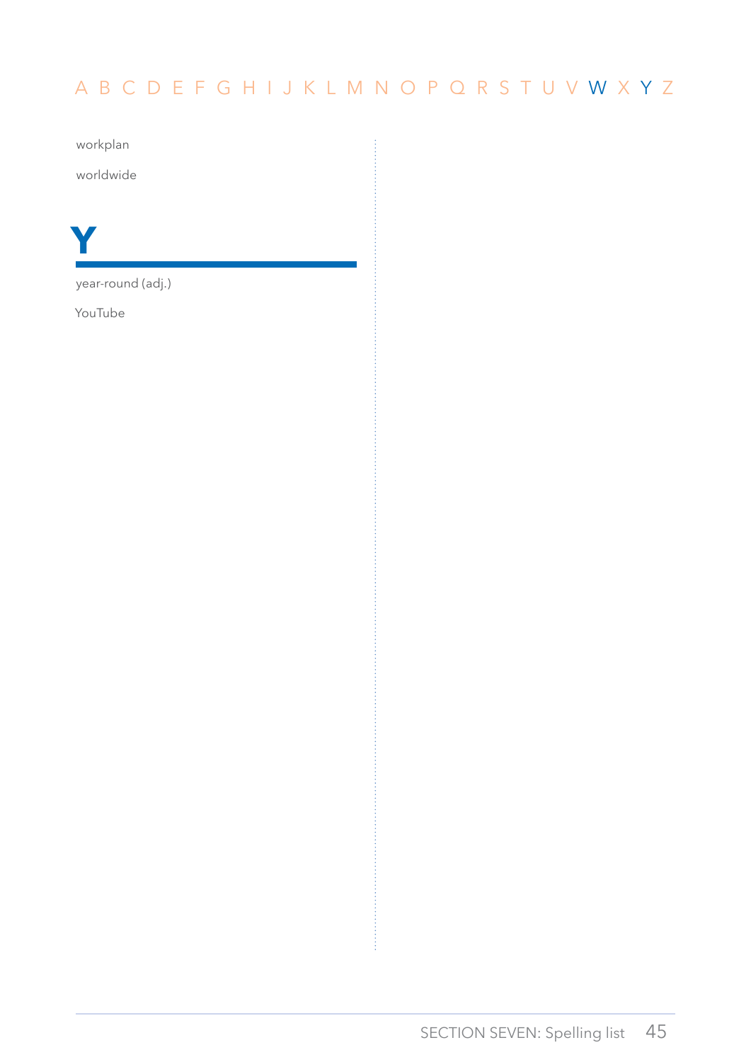workplan

worldwide

## Y

year-round (adj.)

YouTube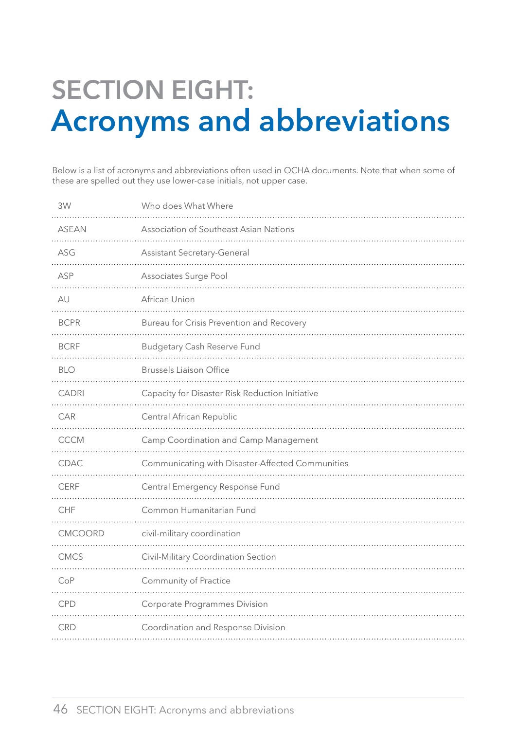# SECTION EIGHT:
# Acronyms and abbreviations

Below is a list of acronyms and abbreviations often used in OCHA documents. Note that when some of these are spelled out they use lower-case initials, not upper case.

| | |
|---|---|
| 3W | Who does What Where |
| ASEAN | Association of Southeast Asian Nations |
| ASG | Assistant Secretary-General |
| ASP | Associates Surge Pool |
| AU | African Union |
| BCPR | Bureau for Crisis Prevention and Recovery |
| BCRF | Budgetary Cash Reserve Fund |
| BLO | Brussels Liaison Office |
| CADRI | Capacity for Disaster Risk Reduction Initiative |
| CAR | Central African Republic |
| CCCM | Camp Coordination and Camp Management |
| CDAC | Communicating with Disaster-Affected Communities |
| CERF | Central Emergency Response Fund |
| CHF | Common Humanitarian Fund |
| CMCOORD | civil-military coordination |
| CMCS | Civil-Military Coordination Section |
| CoP | Community of Practice |
| CPD | Corporate Programmes Division |
| CRD | Coordination and Response Division |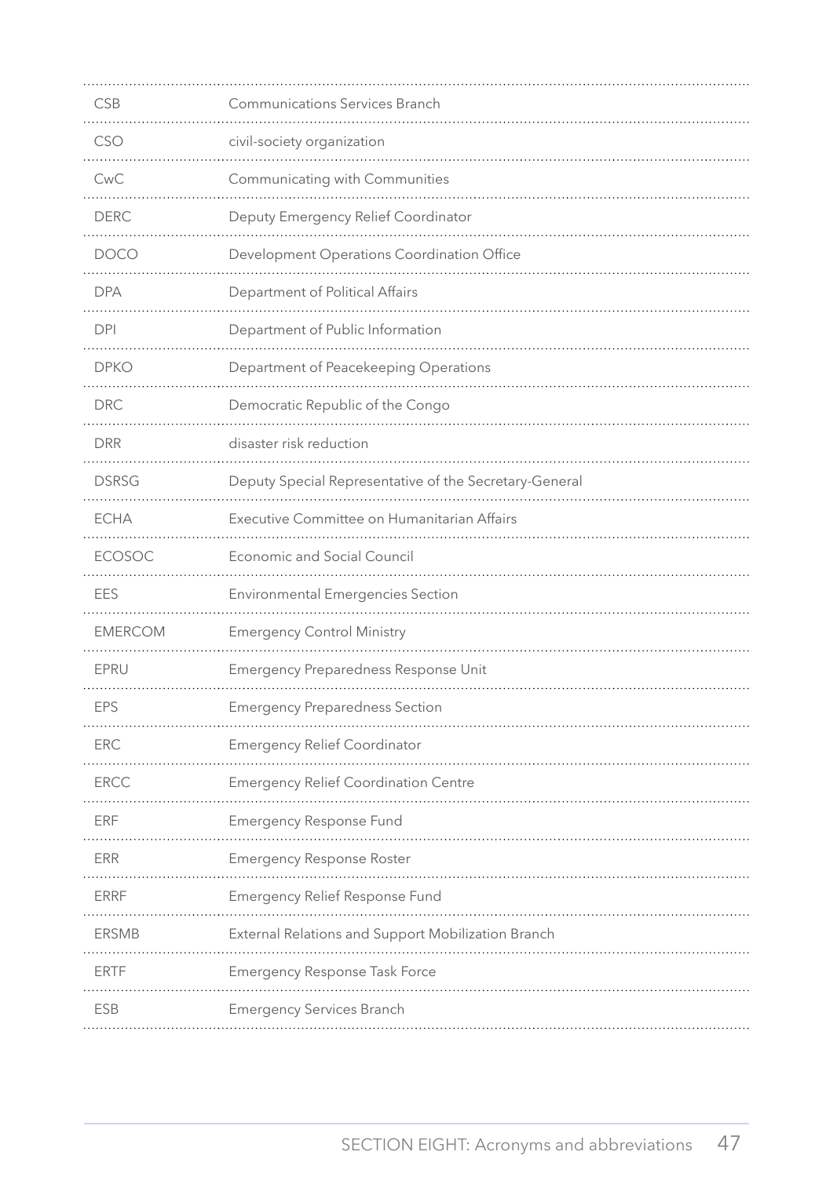| | |
|---|---|
| CSB | Communications Services Branch |
| CSO | civil-society organization |
| CwC | Communicating with Communities |
| DERC | Deputy Emergency Relief Coordinator |
| DOCO | Development Operations Coordination Office |
| DPA | Department of Political Affairs |
| DPI | Department of Public Information |
| DPKO | Department of Peacekeeping Operations |
| DRC | Democratic Republic of the Congo |
| DRR | disaster risk reduction |
| DSRSG | Deputy Special Representative of the Secretary-General |
| ECHA | Executive Committee on Humanitarian Affairs |
| ECOSOC | Economic and Social Council |
| EES | Environmental Emergencies Section |
| EMERCOM | Emergency Control Ministry |
| EPRU | Emergency Preparedness Response Unit |
| EPS | Emergency Preparedness Section |
| ERC | Emergency Relief Coordinator |
| ERCC | Emergency Relief Coordination Centre |
| ERF | Emergency Response Fund |
| ERR | Emergency Response Roster |
| ERRF | Emergency Relief Response Fund |
| ERSMB | External Relations and Support Mobilization Branch |
| ERTF | Emergency Response Task Force |
| ESB | Emergency Services Branch |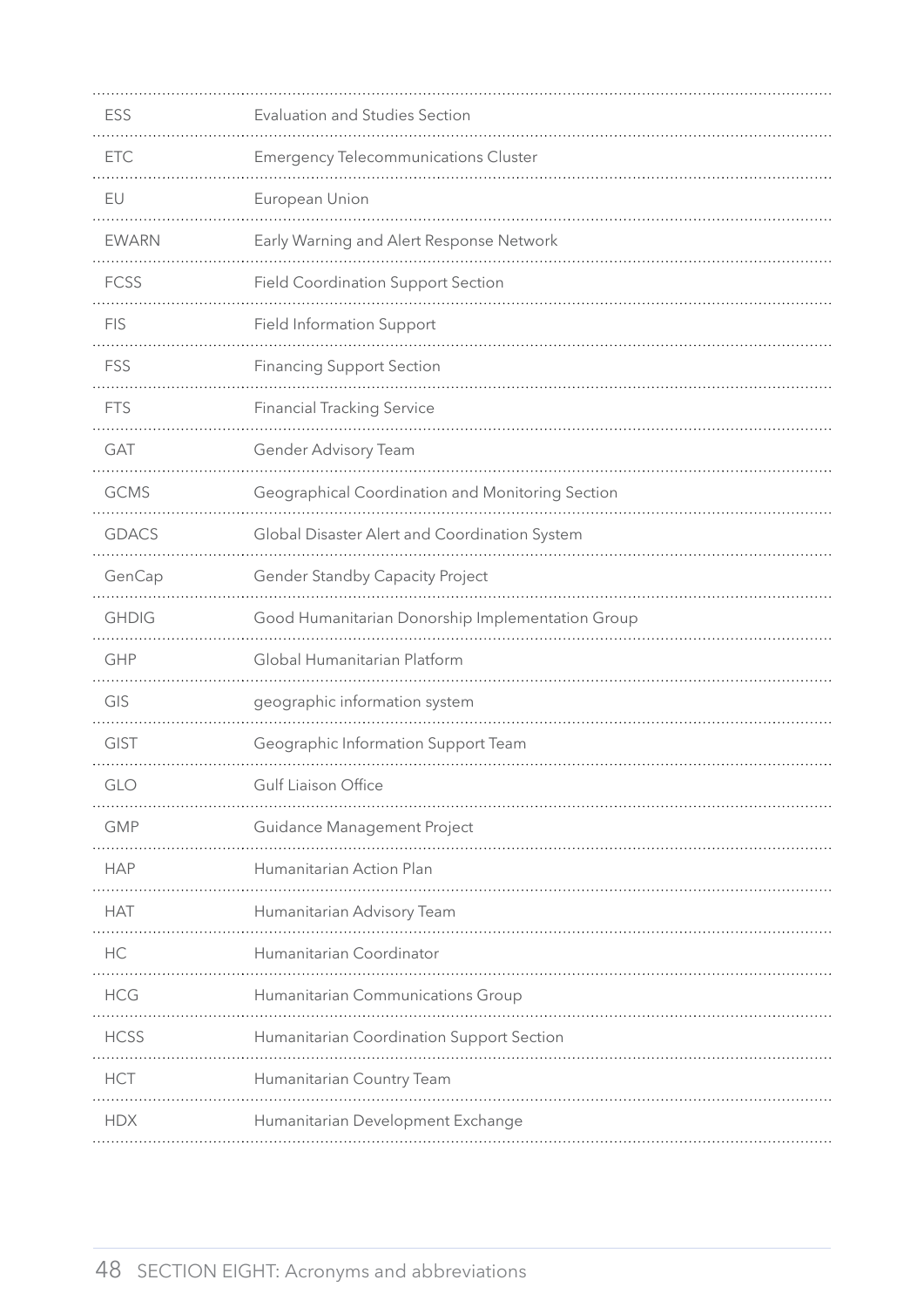| | |
|---|---|
| ESS | Evaluation and Studies Section |
| ETC | Emergency Telecommunications Cluster |
| EU | European Union |
| EWARN | Early Warning and Alert Response Network |
| FCSS | Field Coordination Support Section |
| FIS | Field Information Support |
| FSS | Financing Support Section |
| FTS | Financial Tracking Service |
| GAT | Gender Advisory Team |
| GCMS | Geographical Coordination and Monitoring Section |
| GDACS | Global Disaster Alert and Coordination System |
| GenCap | Gender Standby Capacity Project |
| GHDIG | Good Humanitarian Donorship Implementation Group |
| GHP | Global Humanitarian Platform |
| GIS | geographic information system |
| GIST | Geographic Information Support Team |
| GLO | Gulf Liaison Office |
| GMP | Guidance Management Project |
| HAP | Humanitarian Action Plan |
| HAT | Humanitarian Advisory Team |
| HC | Humanitarian Coordinator |
| HCG | Humanitarian Communications Group |
| HCSS | Humanitarian Coordination Support Section |
| HCT | Humanitarian Country Team |
| HDX | Humanitarian Development Exchange |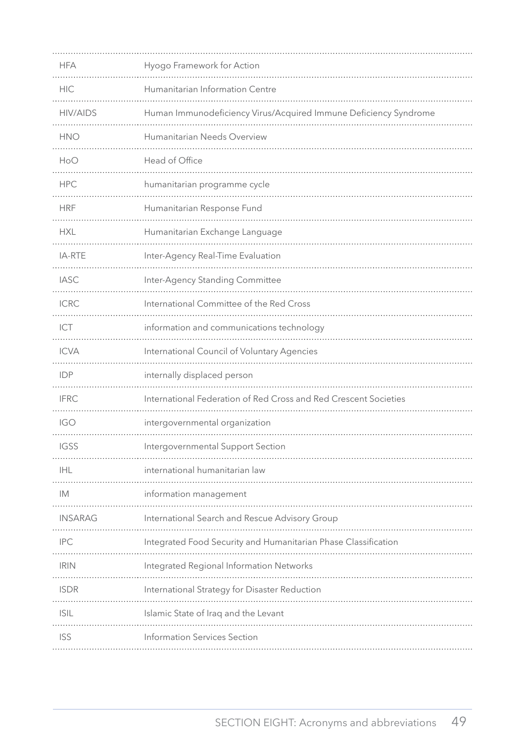| | |
|---|---|
| HFA | Hyogo Framework for Action |
| HIC | Humanitarian Information Centre |
| HIV/AIDS | Human Immunodeficiency Virus/Acquired Immune Deficiency Syndrome |
| HNO | Humanitarian Needs Overview |
| HoO | Head of Office |
| HPC | humanitarian programme cycle |
| HRF | Humanitarian Response Fund |
| HXL | Humanitarian Exchange Language |
| IA-RTE | Inter-Agency Real-Time Evaluation |
| IASC | Inter-Agency Standing Committee |
| ICRC | International Committee of the Red Cross |
| ICT | information and communications technology |
| ICVA | International Council of Voluntary Agencies |
| IDP | internally displaced person |
| IFRC | International Federation of Red Cross and Red Crescent Societies |
| IGO | intergovernmental organization |
| IGSS | Intergovernmental Support Section |
| IHL | international humanitarian law |
| IM | information management |
| INSARAG | International Search and Rescue Advisory Group |
| IPC | Integrated Food Security and Humanitarian Phase Classification |
| IRIN | Integrated Regional Information Networks |
| ISDR | International Strategy for Disaster Reduction |
| ISIL | Islamic State of Iraq and the Levant |
| ISS | Information Services Section |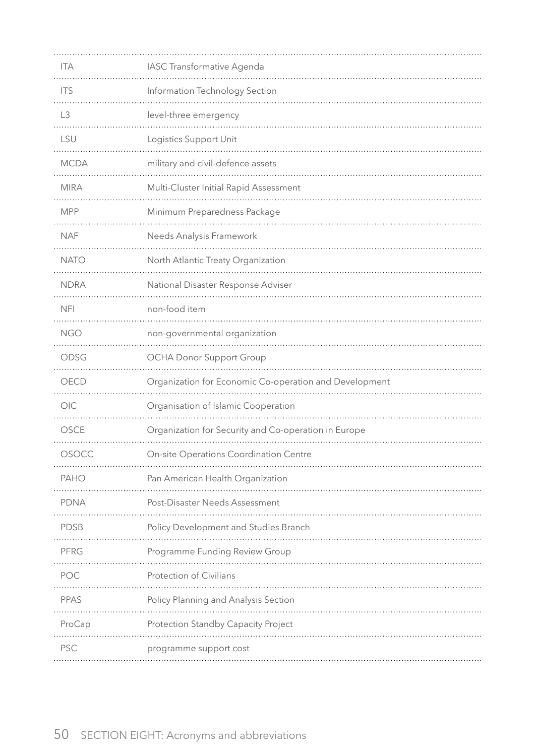| | |
|---|---|
| ITA | IASC Transformative Agenda |
| ITS | Information Technology Section |
| L3 | level-three emergency |
| LSU | Logistics Support Unit |
| MCDA | military and civil-defence assets |
| MIRA | Multi-Cluster Initial Rapid Assessment |
| MPP | Minimum Preparedness Package |
| NAF | Needs Analysis Framework |
| NATO | North Atlantic Treaty Organization |
| NDRA | National Disaster Response Adviser |
| NFI | non-food item |
| NGO | non-governmental organization |
| ODSG | OCHA Donor Support Group |
| OECD | Organization for Economic Co-operation and Development |
| OIC | Organisation of Islamic Cooperation |
| OSCE | Organization for Security and Co-operation in Europe |
| OSOCC | On-site Operations Coordination Centre |
| PAHO | Pan American Health Organization |
| PDNA | Post-Disaster Needs Assessment |
| PDSB | Policy Development and Studies Branch |
| PFRG | Programme Funding Review Group |
| POC | Protection of Civilians |
| PPAS | Policy Planning and Analysis Section |
| ProCap | Protection Standby Capacity Project |
| PSC | programme support cost |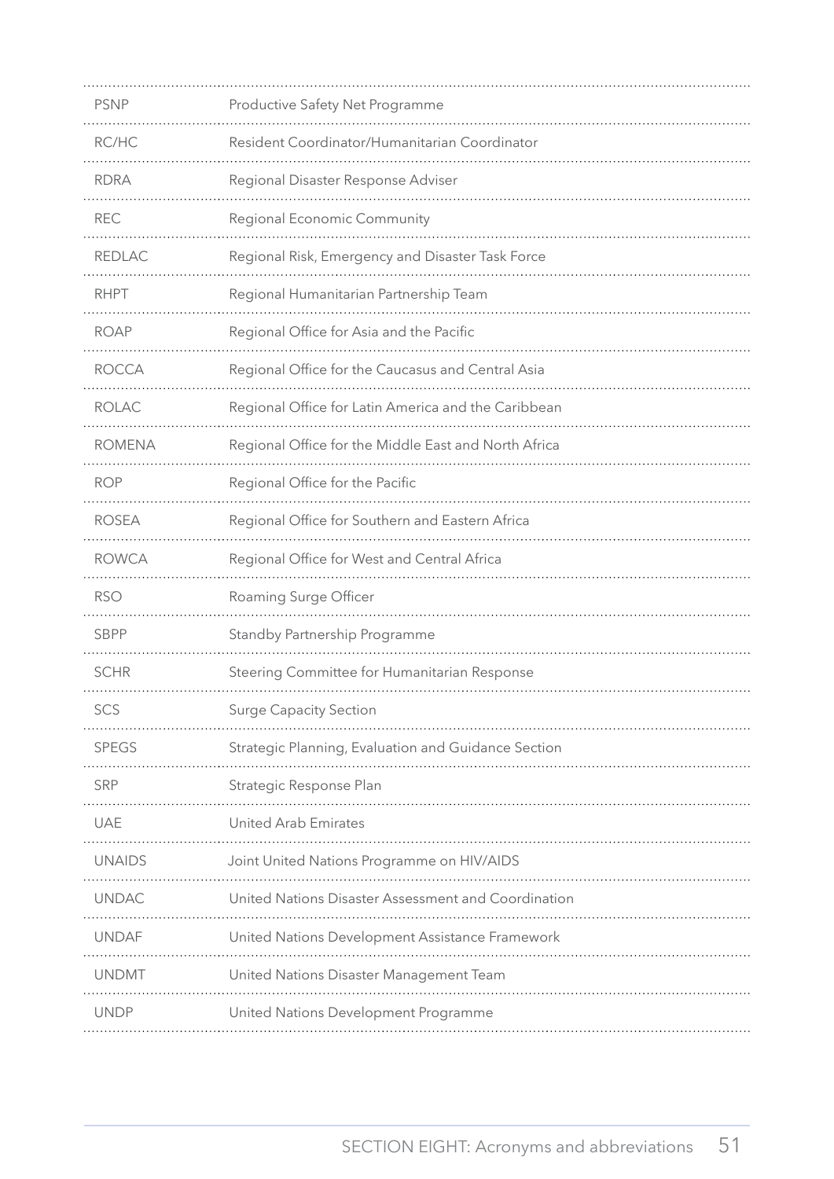| | |
|---|---|
| PSNP | Productive Safety Net Programme |
| RC/HC | Resident Coordinator/Humanitarian Coordinator |
| RDRA | Regional Disaster Response Adviser |
| REC | Regional Economic Community |
| REDLAC | Regional Risk, Emergency and Disaster Task Force |
| RHPT | Regional Humanitarian Partnership Team |
| ROAP | Regional Office for Asia and the Pacific |
| ROCCA | Regional Office for the Caucasus and Central Asia |
| ROLAC | Regional Office for Latin America and the Caribbean |
| ROMENA | Regional Office for the Middle East and North Africa |
| ROP | Regional Office for the Pacific |
| ROSEA | Regional Office for Southern and Eastern Africa |
| ROWCA | Regional Office for West and Central Africa |
| RSO | Roaming Surge Officer |
| SBPP | Standby Partnership Programme |
| SCHR | Steering Committee for Humanitarian Response |
| SCS | Surge Capacity Section |
| SPEGS | Strategic Planning, Evaluation and Guidance Section |
| SRP | Strategic Response Plan |
| UAE | United Arab Emirates |
| UNAIDS | Joint United Nations Programme on HIV/AIDS |
| UNDAC | United Nations Disaster Assessment and Coordination |
| UNDAF | United Nations Development Assistance Framework |
| UNDMT | United Nations Disaster Management Team |
| UNDP | United Nations Development Programme |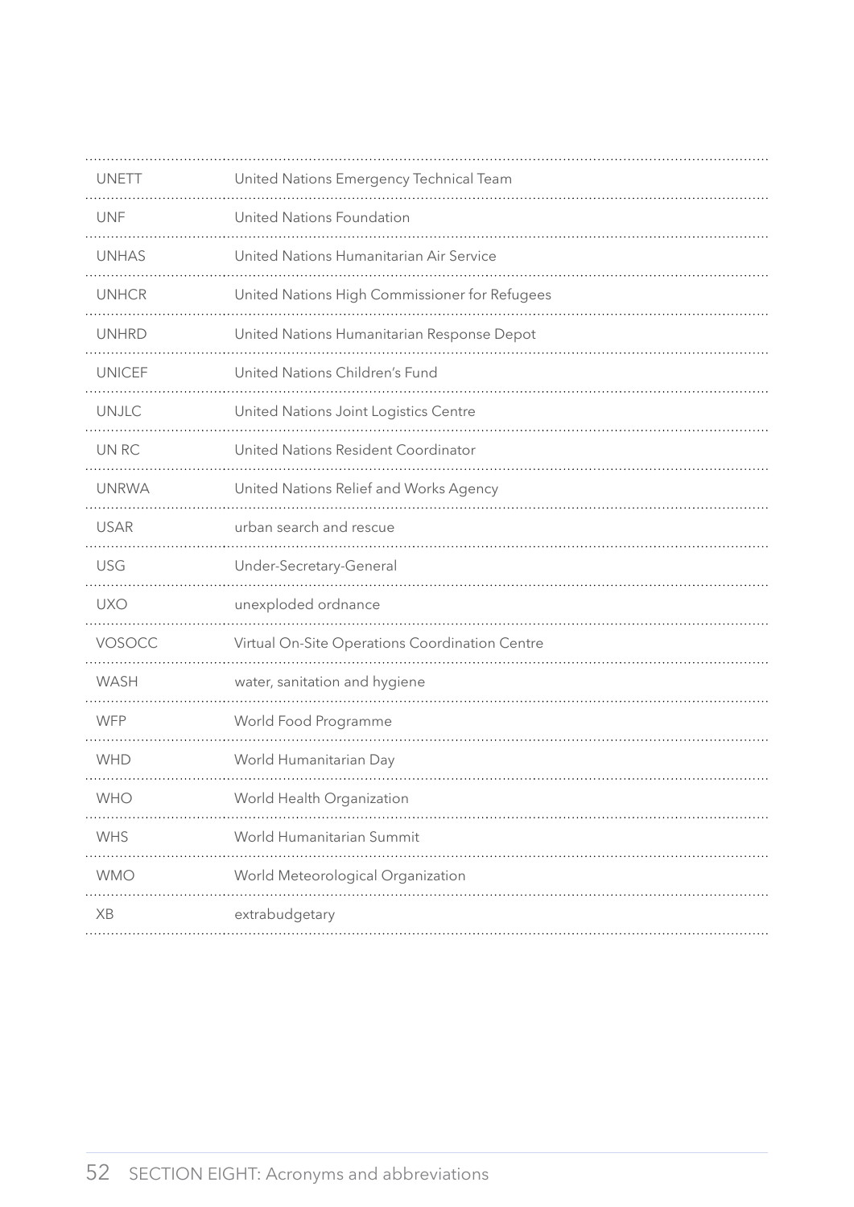| | |
|---|---|
| UNETT | United Nations Emergency Technical Team |
| UNF | United Nations Foundation |
| UNHAS | United Nations Humanitarian Air Service |
| UNHCR | United Nations High Commissioner for Refugees |
| UNHRD | United Nations Humanitarian Response Depot |
| UNICEF | United Nations Children's Fund |
| UNJLC | United Nations Joint Logistics Centre |
| UN RC | United Nations Resident Coordinator |
| UNRWA | United Nations Relief and Works Agency |
| USAR | urban search and rescue |
| USG | Under-Secretary-General |
| UXO | unexploded ordnance |
| VOSOCC | Virtual On-Site Operations Coordination Centre |
| WASH | water, sanitation and hygiene |
| WFP | World Food Programme |
| WHD | World Humanitarian Day |
| WHO | World Health Organization |
| WHS | World Humanitarian Summit |
| WMO | World Meteorological Organization |
| XB | extrabudgetary |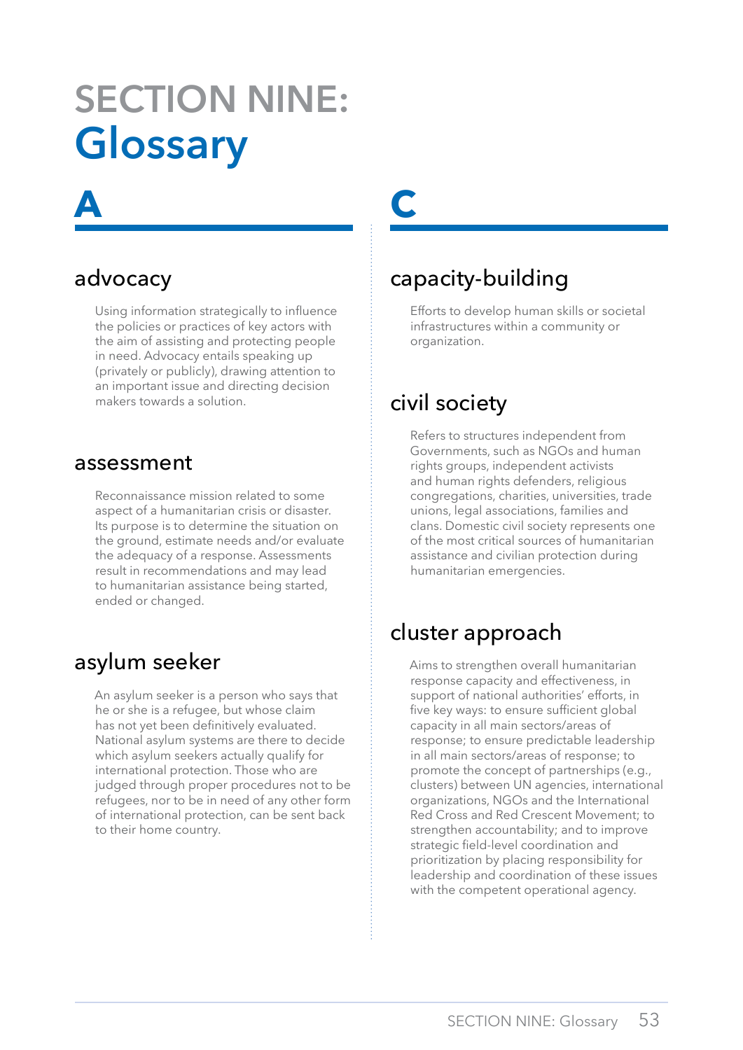# SECTION NINE: Glossary

## A

### advocacy

Using information strategically to influence the policies or practices of key actors with the aim of assisting and protecting people in need. Advocacy entails speaking up (privately or publicly), drawing attention to an important issue and directing decision makers towards a solution.

### assessment

Reconnaissance mission related to some aspect of a humanitarian crisis or disaster. Its purpose is to determine the situation on the ground, estimate needs and/or evaluate the adequacy of a response. Assessments result in recommendations and may lead to humanitarian assistance being started, ended or changed.

### asylum seeker

An asylum seeker is a person who says that he or she is a refugee, but whose claim has not yet been definitively evaluated. National asylum systems are there to decide which asylum seekers actually qualify for international protection. Those who are judged through proper procedures not to be refugees, nor to be in need of any other form of international protection, can be sent back to their home country.

## C

### capacity-building

Efforts to develop human skills or societal infrastructures within a community or organization.

### civil society

Refers to structures independent from Governments, such as NGOs and human rights groups, independent activists and human rights defenders, religious congregations, charities, universities, trade unions, legal associations, families and clans. Domestic civil society represents one of the most critical sources of humanitarian assistance and civilian protection during humanitarian emergencies.

### cluster approach

Aims to strengthen overall humanitarian response capacity and effectiveness, in support of national authorities' efforts, in five key ways: to ensure sufficient global capacity in all main sectors/areas of response; to ensure predictable leadership in all main sectors/areas of response; to promote the concept of partnerships (e.g., clusters) between UN agencies, international organizations, NGOs and the International Red Cross and Red Crescent Movement; to strengthen accountability; and to improve strategic field-level coordination and prioritization by placing responsibility for leadership and coordination of these issues with the competent operational agency.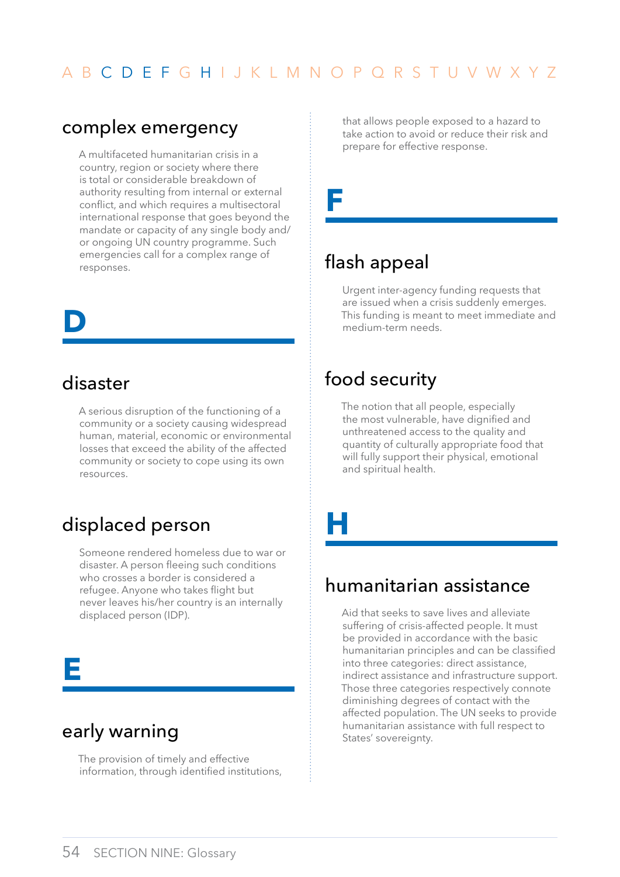A B C D E F G H I J K L M N O P Q R S T U V W X Y Z

### complex emergency

A multifaceted humanitarian crisis in a country, region or society where there is total or considerable breakdown of authority resulting from internal or external conflict, and which requires a multisectoral international response that goes beyond the mandate or capacity of any single body and/or ongoing UN country programme. Such emergencies call for a complex range of responses.

## D

### disaster

A serious disruption of the functioning of a community or a society causing widespread human, material, economic or environmental losses that exceed the ability of the affected community or society to cope using its own resources.

### displaced person

Someone rendered homeless due to war or disaster. A person fleeing such conditions who crosses a border is considered a refugee. Anyone who takes flight but never leaves his/her country is an internally displaced person (IDP).

## E

### early warning

The provision of timely and effective information, through identified institutions, that allows people exposed to a hazard to take action to avoid or reduce their risk and prepare for effective response.

## F

### flash appeal

Urgent inter-agency funding requests that are issued when a crisis suddenly emerges. This funding is meant to meet immediate and medium-term needs.

### food security

The notion that all people, especially the most vulnerable, have dignified and unthreatened access to the quality and quantity of culturally appropriate food that will fully support their physical, emotional and spiritual health.

## H

### humanitarian assistance

Aid that seeks to save lives and alleviate suffering of crisis-affected people. It must be provided in accordance with the basic humanitarian principles and can be classified into three categories: direct assistance, indirect assistance and infrastructure support. Those three categories respectively connote diminishing degrees of contact with the affected population. The UN seeks to provide humanitarian assistance with full respect to States' sovereignty.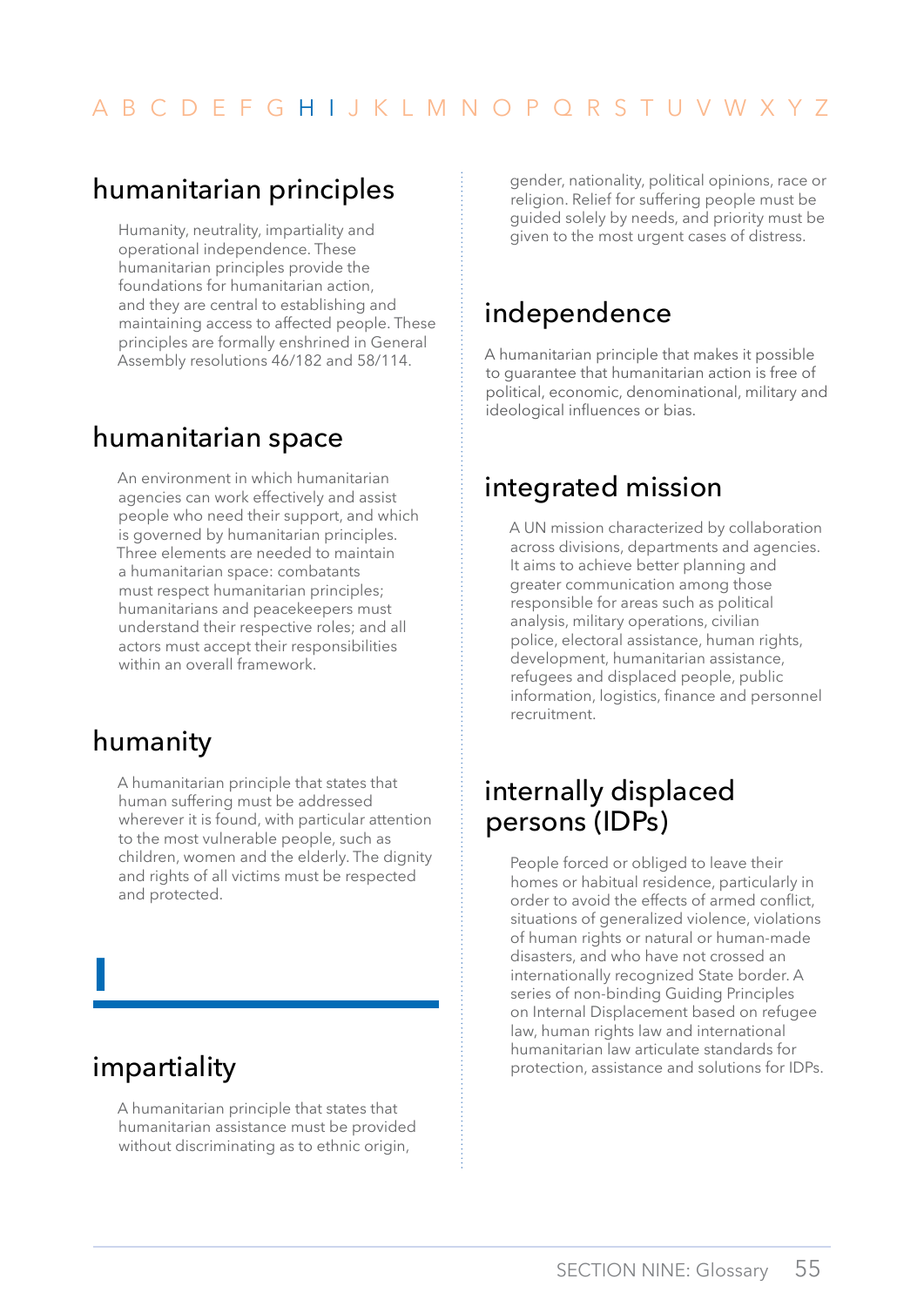A B C D E F G H I J K L M N O P Q R S T U V W X Y Z

## humanitarian principles

Humanity, neutrality, impartiality and operational independence. These humanitarian principles provide the foundations for humanitarian action, and they are central to establishing and maintaining access to affected people. These principles are formally enshrined in General Assembly resolutions 46/182 and 58/114.

## humanitarian space

An environment in which humanitarian agencies can work effectively and assist people who need their support, and which is governed by humanitarian principles. Three elements are needed to maintain a humanitarian space: combatants must respect humanitarian principles; humanitarians and peacekeepers must understand their respective roles; and all actors must accept their responsibilities within an overall framework.

## humanity

A humanitarian principle that states that human suffering must be addressed wherever it is found, with particular attention to the most vulnerable people, such as children, women and the elderly. The dignity and rights of all victims must be respected and protected.

# I

## impartiality

A humanitarian principle that states that humanitarian assistance must be provided without discriminating as to ethnic origin, gender, nationality, political opinions, race or religion. Relief for suffering people must be guided solely by needs, and priority must be given to the most urgent cases of distress.

## independence

A humanitarian principle that makes it possible to guarantee that humanitarian action is free of political, economic, denominational, military and ideological influences or bias.

## integrated mission

A UN mission characterized by collaboration across divisions, departments and agencies. It aims to achieve better planning and greater communication among those responsible for areas such as political analysis, military operations, civilian police, electoral assistance, human rights, development, humanitarian assistance, refugees and displaced people, public information, logistics, finance and personnel recruitment.

## internally displaced persons (IDPs)

People forced or obliged to leave their homes or habitual residence, particularly in order to avoid the effects of armed conflict, situations of generalized violence, violations of human rights or natural or human-made disasters, and who have not crossed an internationally recognized State border. A series of non-binding Guiding Principles on Internal Displacement based on refugee law, human rights law and international humanitarian law articulate standards for protection, assistance and solutions for IDPs.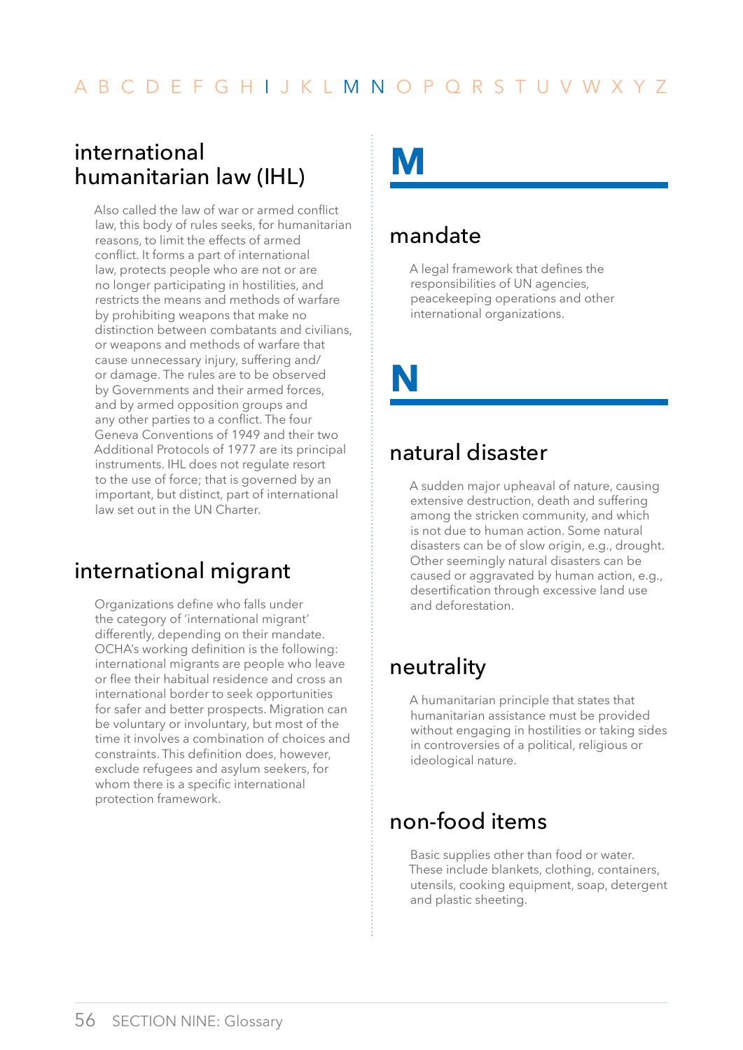## international humanitarian law (IHL)

Also called the law of war or armed conflict law, this body of rules seeks, for humanitarian reasons, to limit the effects of armed conflict. It forms a part of international law, protects people who are not or are no longer participating in hostilities, and restricts the means and methods of warfare by prohibiting weapons that make no distinction between combatants and civilians, or weapons and methods of warfare that cause unnecessary injury, suffering and/or damage. The rules are to be observed by Governments and their armed forces, and by armed opposition groups and any other parties to a conflict. The four Geneva Conventions of 1949 and their two Additional Protocols of 1977 are its principal instruments. IHL does not regulate resort to the use of force; that is governed by an important, but distinct, part of international law set out in the UN Charter.

## international migrant

Organizations define who falls under the category of 'international migrant' differently, depending on their mandate. OCHA's working definition is the following: international migrants are people who leave or flee their habitual residence and cross an international border to seek opportunities for safer and better prospects. Migration can be voluntary or involuntary, but most of the time it involves a combination of choices and constraints. This definition does, however, exclude refugees and asylum seekers, for whom there is a specific international protection framework.

# M

## mandate

A legal framework that defines the responsibilities of UN agencies, peacekeeping operations and other international organizations.

# N

## natural disaster

A sudden major upheaval of nature, causing extensive destruction, death and suffering among the stricken community, and which is not due to human action. Some natural disasters can be of slow origin, e.g., drought. Other seemingly natural disasters can be caused or aggravated by human action, e.g., desertification through excessive land use and deforestation.

## neutrality

A humanitarian principle that states that humanitarian assistance must be provided without engaging in hostilities or taking sides in controversies of a political, religious or ideological nature.

## non-food items

Basic supplies other than food or water. These include blankets, clothing, containers, utensils, cooking equipment, soap, detergent and plastic sheeting.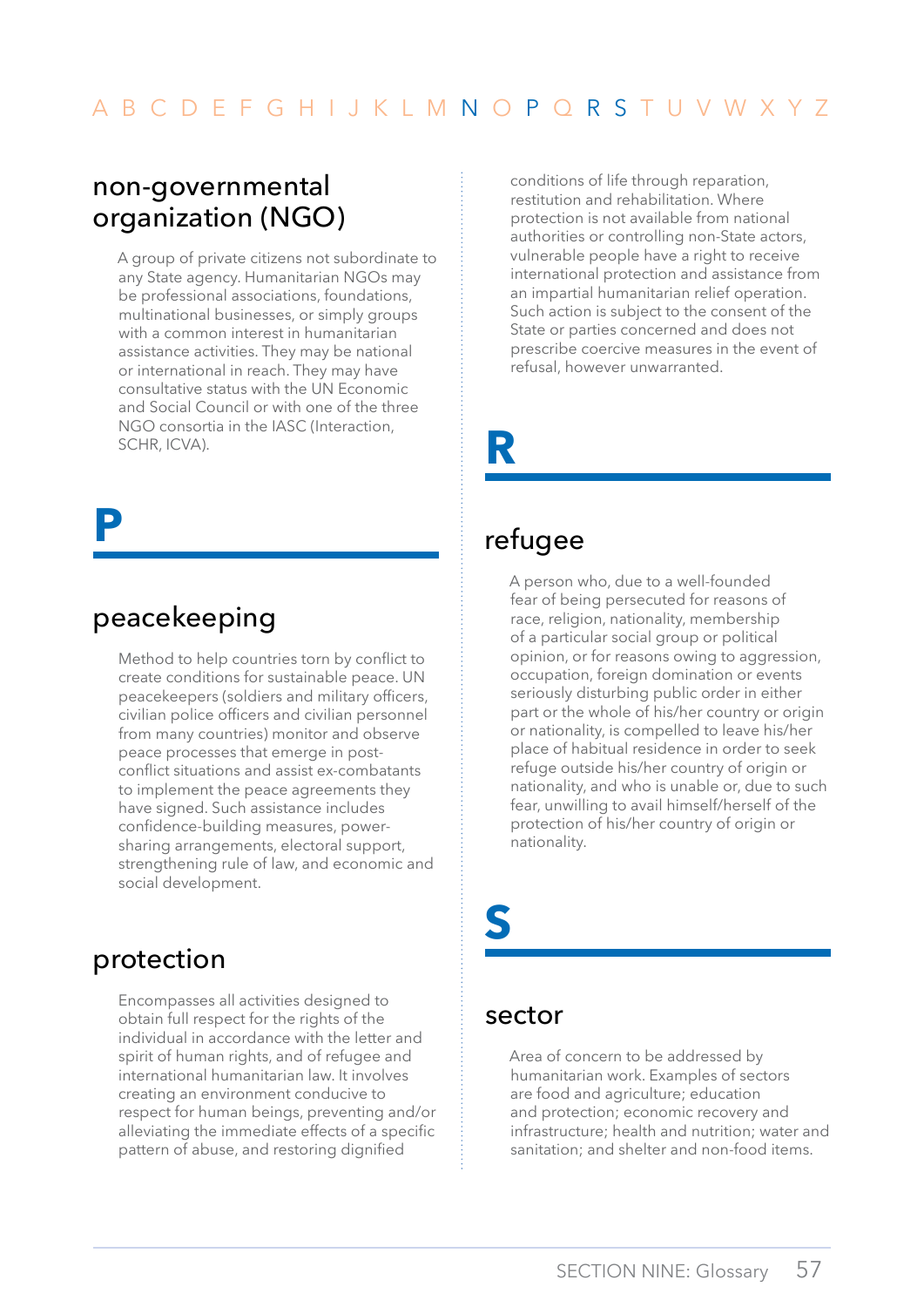### non-governmental organization (NGO)

A group of private citizens not subordinate to any State agency. Humanitarian NGOs may be professional associations, foundations, multinational businesses, or simply groups with a common interest in humanitarian assistance activities. They may be national or international in reach. They may have consultative status with the UN Economic and Social Council or with one of the three NGO consortia in the IASC (Interaction, SCHR, ICVA).

## P

### peacekeeping

Method to help countries torn by conflict to create conditions for sustainable peace. UN peacekeepers (soldiers and military officers, civilian police officers and civilian personnel from many countries) monitor and observe peace processes that emerge in post-conflict situations and assist ex-combatants to implement the peace agreements they have signed. Such assistance includes confidence-building measures, power-sharing arrangements, electoral support, strengthening rule of law, and economic and social development.

### protection

Encompasses all activities designed to obtain full respect for the rights of the individual in accordance with the letter and spirit of human rights, and of refugee and international humanitarian law. It involves creating an environment conducive to respect for human beings, preventing and/or alleviating the immediate effects of a specific pattern of abuse, and restoring dignified conditions of life through reparation, restitution and rehabilitation. Where protection is not available from national authorities or controlling non-State actors, vulnerable people have a right to receive international protection and assistance from an impartial humanitarian relief operation. Such action is subject to the consent of the State or parties concerned and does not prescribe coercive measures in the event of refusal, however unwarranted.

## R

### refugee

A person who, due to a well-founded fear of being persecuted for reasons of race, religion, nationality, membership of a particular social group or political opinion, or for reasons owing to aggression, occupation, foreign domination or events seriously disturbing public order in either part or the whole of his/her country or origin or nationality, is compelled to leave his/her place of habitual residence in order to seek refuge outside his/her country of origin or nationality, and who is unable or, due to such fear, unwilling to avail himself/herself of the protection of his/her country of origin or nationality.

## S

### sector

Area of concern to be addressed by humanitarian work. Examples of sectors are food and agriculture; education and protection; economic recovery and infrastructure; health and nutrition; water and sanitation; and shelter and non-food items.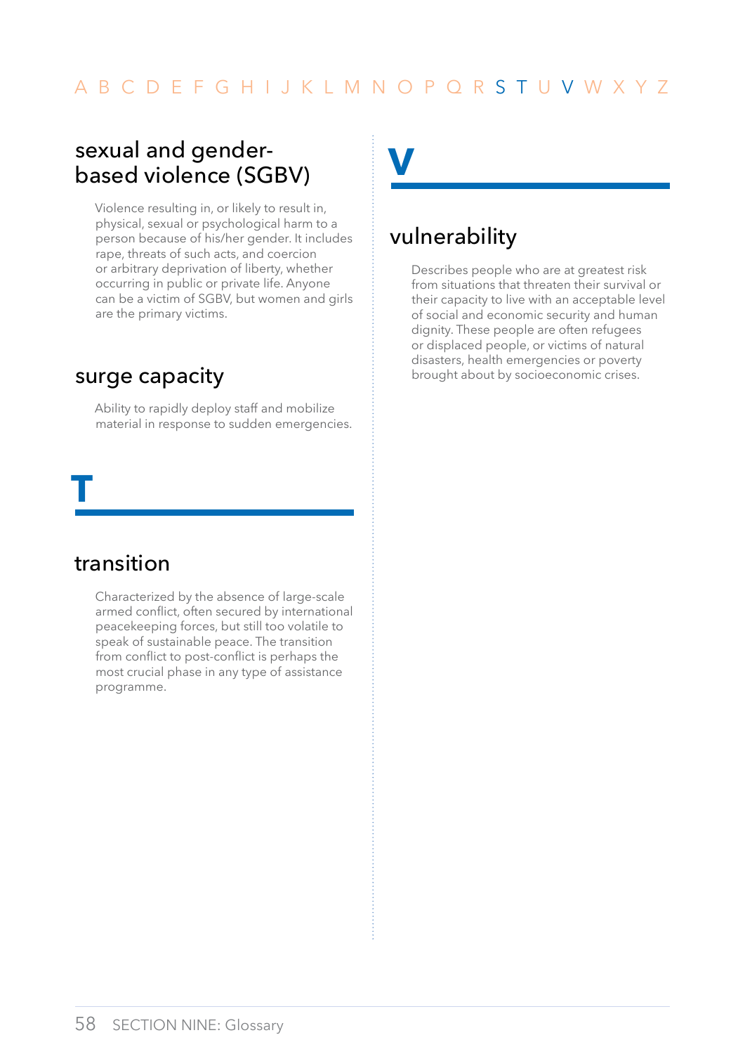## sexual and gender-based violence (SGBV)

Violence resulting in, or likely to result in, physical, sexual or psychological harm to a person because of his/her gender. It includes rape, threats of such acts, and coercion or arbitrary deprivation of liberty, whether occurring in public or private life. Anyone can be a victim of SGBV, but women and girls are the primary victims.

## surge capacity

Ability to rapidly deploy staff and mobilize material in response to sudden emergencies.

# T

## transition

Characterized by the absence of large-scale armed conflict, often secured by international peacekeeping forces, but still too volatile to speak of sustainable peace. The transition from conflict to post-conflict is perhaps the most crucial phase in any type of assistance programme.

# V

## vulnerability

Describes people who are at greatest risk from situations that threaten their survival or their capacity to live with an acceptable level of social and economic security and human dignity. These people are often refugees or displaced people, or victims of natural disasters, health emergencies or poverty brought about by socioeconomic crises.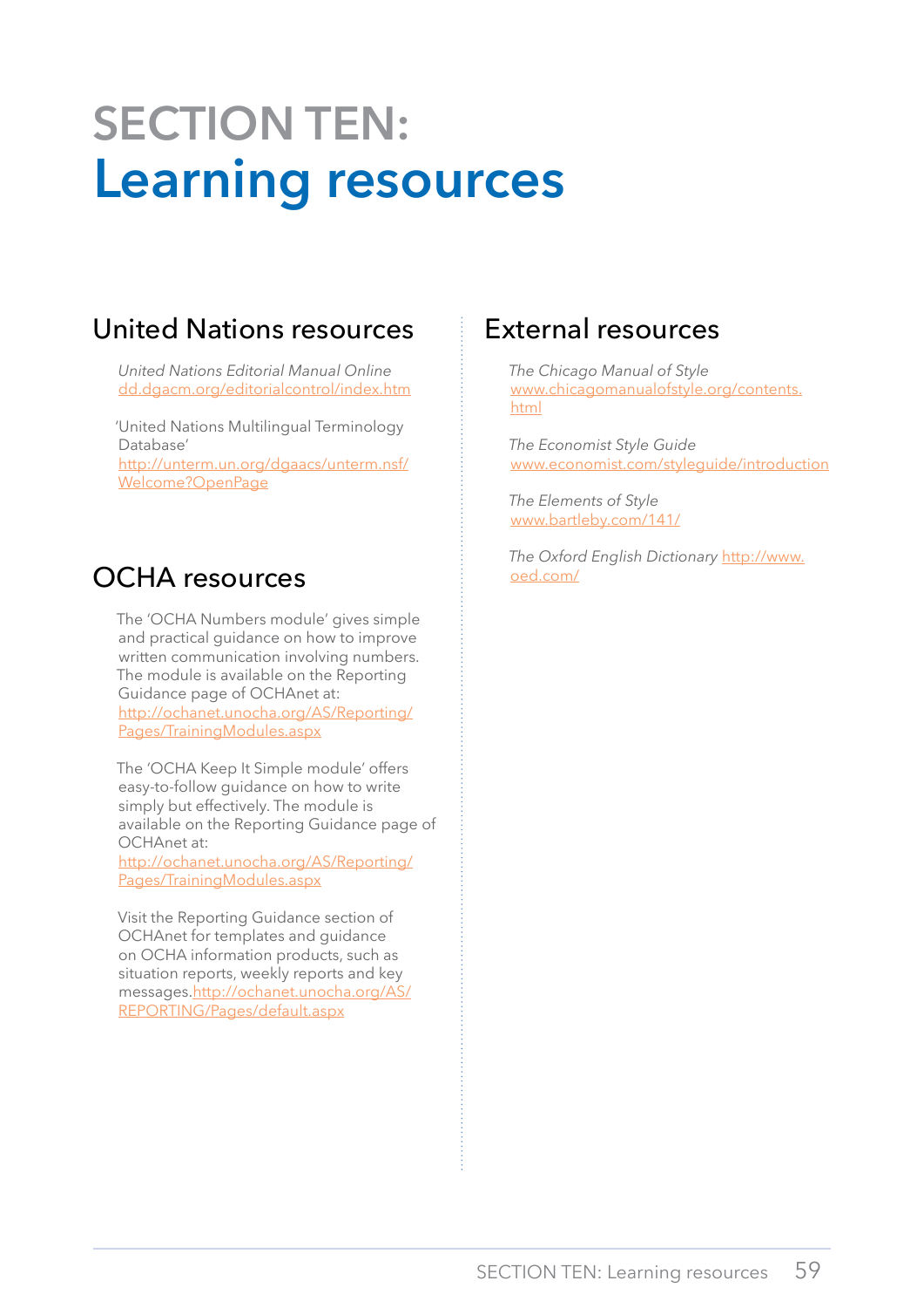# SECTION TEN: Learning resources

## United Nations resources

*United Nations Editorial Manual Online*
dd.dgacm.org/editorialcontrol/index.htm

'United Nations Multilingual Terminology Database'
http://unterm.un.org/dgaacs/unterm.nsf/Welcome?OpenPage

## OCHA resources

The 'OCHA Numbers module' gives simple and practical guidance on how to improve written communication involving numbers. The module is available on the Reporting Guidance page of OCHAnet at: http://ochanet.unocha.org/AS/Reporting/Pages/TrainingModules.aspx

The 'OCHA Keep It Simple module' offers easy-to-follow guidance on how to write simply but effectively. The module is available on the Reporting Guidance page of OCHAnet at: http://ochanet.unocha.org/AS/Reporting/Pages/TrainingModules.aspx

Visit the Reporting Guidance section of OCHAnet for templates and guidance on OCHA information products, such as situation reports, weekly reports and key messages.http://ochanet.unocha.org/AS/REPORTING/Pages/default.aspx

## External resources

*The Chicago Manual of Style*
www.chicagomanualofstyle.org/contents.html

*The Economist Style Guide*
www.economist.com/styleguide/introduction

*The Elements of Style*
www.bartleby.com/141/

*The Oxford English Dictionary* http://www.oed.com/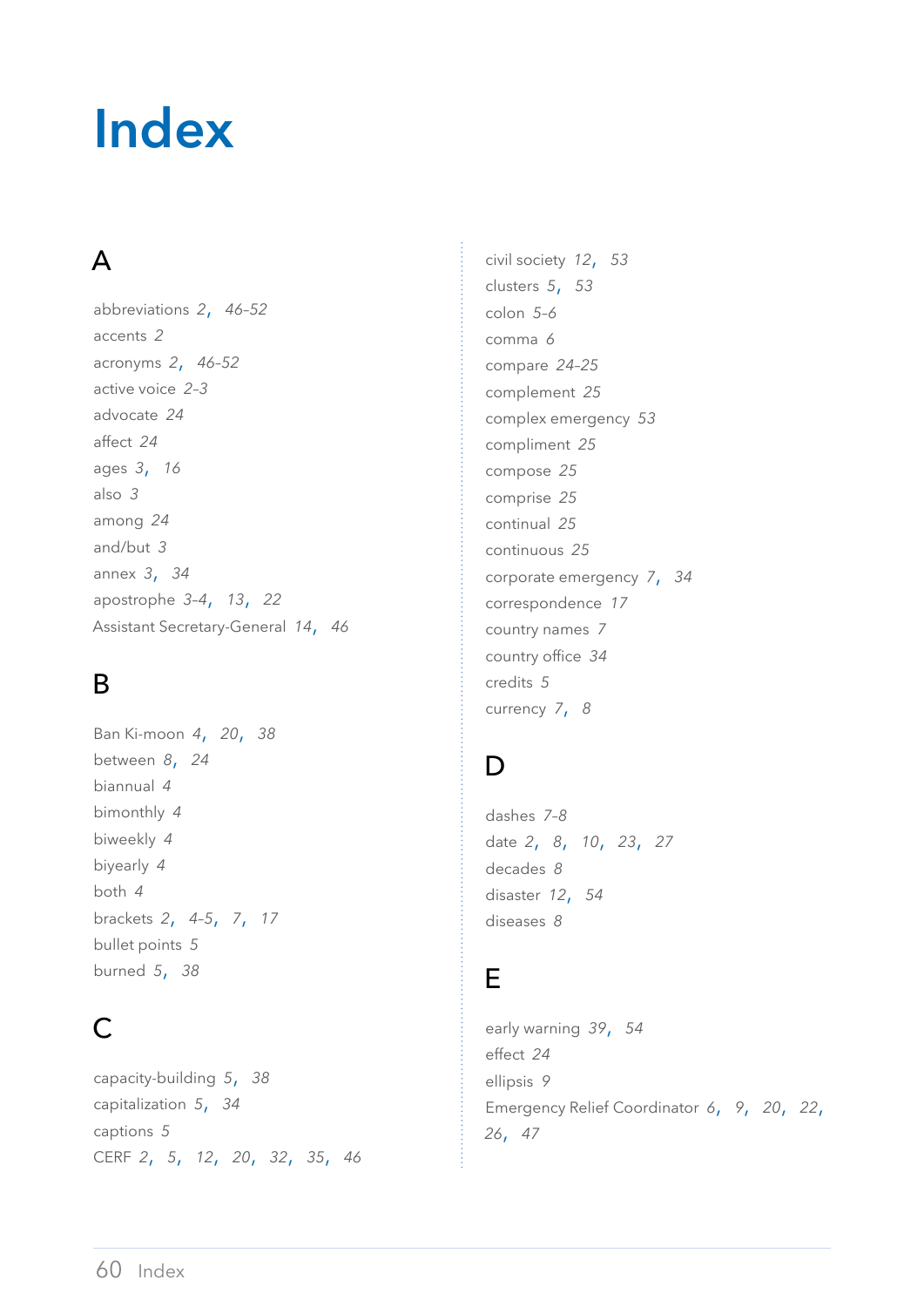# Index

## A

abbreviations *2, 46-52*
accents *2*
acronyms *2, 46-52*
active voice *2-3*
advocate *24*
affect *24*
ages *3, 16*
also *3*
among *24*
and/but *3*
annex *3, 34*
apostrophe *3-4, 13, 22*
Assistant Secretary-General *14, 46*

## B

Ban Ki-moon *4, 20, 38*
between *8, 24*
biannual *4*
bimonthly *4*
biweekly *4*
biyearly *4*
both *4*
brackets *2, 4-5, 7, 17*
bullet points *5*
burned *5, 38*

## C

capacity-building *5, 38*
capitalization *5, 34*
captions *5*
CERF *2, 5, 12, 20, 32, 35, 46*
civil society *12, 53*
clusters *5, 53*
colon *5-6*
comma *6*
compare *24-25*
complement *25*
complex emergency *53*
compliment *25*
compose *25*
comprise *25*
continual *25*
continuous *25*
corporate emergency *7, 34*
correspondence *17*
country names *7*
country office *34*
credits *5*
currency *7, 8*

## D

dashes *7-8*
date *2, 8, 10, 23, 27*
decades *8*
disaster *12, 54*
diseases *8*

## E

early warning *39, 54*
effect *24*
ellipsis *9*
Emergency Relief Coordinator *6, 9, 20, 22, 26, 47*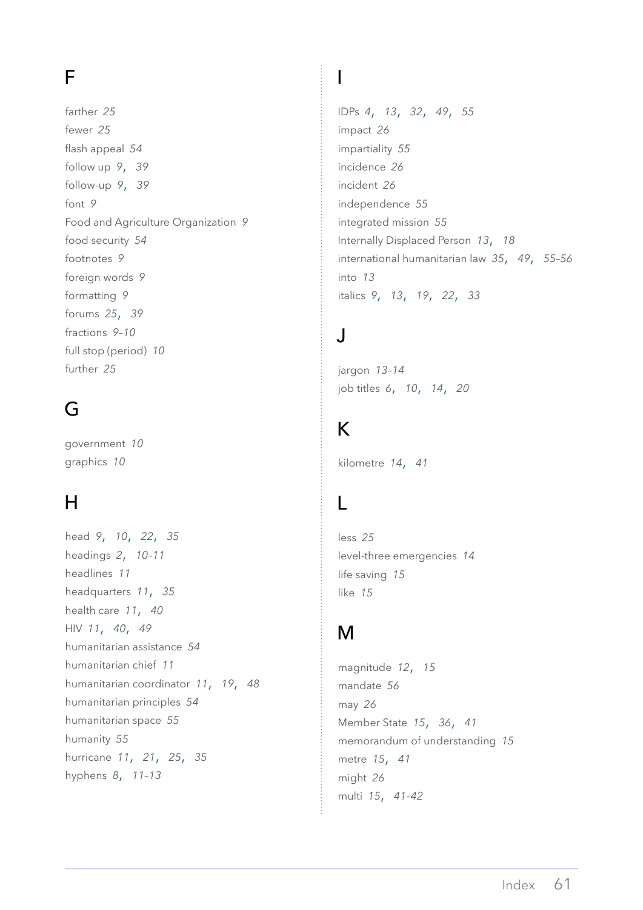## F

farther *25*
fewer *25*
flash appeal *54*
follow up *9, 39*
follow-up *9, 39*
font *9*
Food and Agriculture Organization *9*
food security *54*
footnotes *9*
foreign words *9*
formatting *9*
forums *25, 39*
fractions *9–10*
full stop (period) *10*
further *25*

## G

government *10*
graphics *10*

## H

head *9, 10, 22, 35*
headings *2, 10–11*
headlines *11*
headquarters *11, 35*
health care *11, 40*
HIV *11, 40, 49*
humanitarian assistance *54*
humanitarian chief *11*
humanitarian coordinator *11, 19, 48*
humanitarian principles *54*
humanitarian space *55*
humanity *55*
hurricane *11, 21, 25, 35*
hyphens *8, 11–13*

## I

IDPs *4, 13, 32, 49, 55*
impact *26*
impartiality *55*
incidence *26*
incident *26*
independence *55*
integrated mission *55*
Internally Displaced Person *13, 18*
international humanitarian law *35, 49, 55-56*
into *13*
italics *9, 13, 19, 22, 33*

## J

jargon *13–14*
job titles *6, 10, 14, 20*

## K

kilometre *14, 41*

## L

less *25*
level-three emergencies *14*
life saving *15*
like *15*

## M

magnitude *12, 15*
mandate *56*
may *26*
Member State *15, 36, 41*
memorandum of understanding *15*
metre *15, 41*
might *26*
multi *15, 41–42*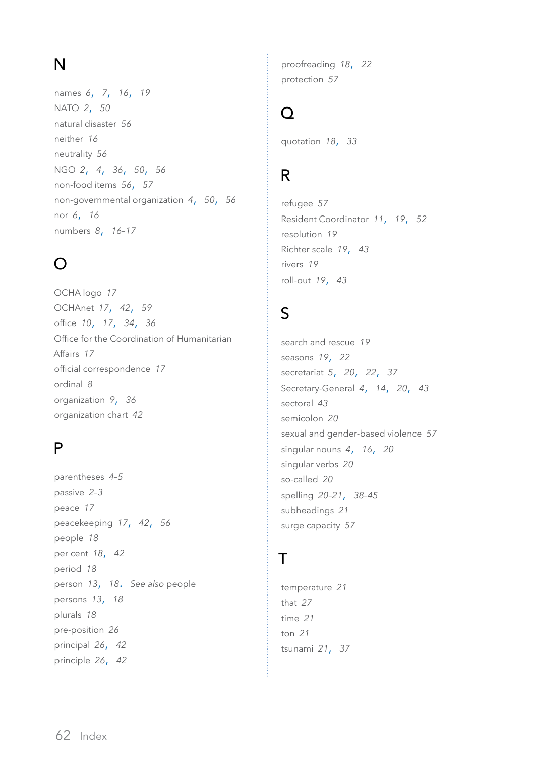## N

names *6, 7, 16, 19*
NATO *2, 50*
natural disaster *56*
neither *16*
neutrality *56*
NGO *2, 4, 36, 50, 56*
non-food items *56, 57*
non-governmental organization *4, 50, 56*
nor *6, 16*
numbers *8, 16–17*

## O

OCHA logo *17*
OCHAnet *17, 42, 59*
office *10, 17, 34, 36*
Office for the Coordination of Humanitarian Affairs *17*
official correspondence *17*
ordinal *8*
organization *9, 36*
organization chart *42*

## P

parentheses *4–5*
passive *2–3*
peace *17*
peacekeeping *17, 42, 56*
people *18*
per cent *18, 42*
period *18*
person *13, 18*. *See also* people
persons *13, 18*
plurals *18*
pre-position *26*
principal *26, 42*
principle *26, 42*
proofreading *18, 22*
protection *57*

## Q

quotation *18, 33*

## R

refugee *57*
Resident Coordinator *11, 19, 52*
resolution *19*
Richter scale *19, 43*
rivers *19*
roll-out *19, 43*

## S

search and rescue *19*
seasons *19, 22*
secretariat *5, 20, 22, 37*
Secretary-General *4, 14, 20, 43*
sectoral *43*
semicolon *20*
sexual and gender-based violence *57*
singular nouns *4, 16, 20*
singular verbs *20*
so-called *20*
spelling *20–21, 38–45*
subheadings *21*
surge capacity *57*

## T

temperature *21*
that *27*
time *21*
ton *21*
tsunami *21, 37*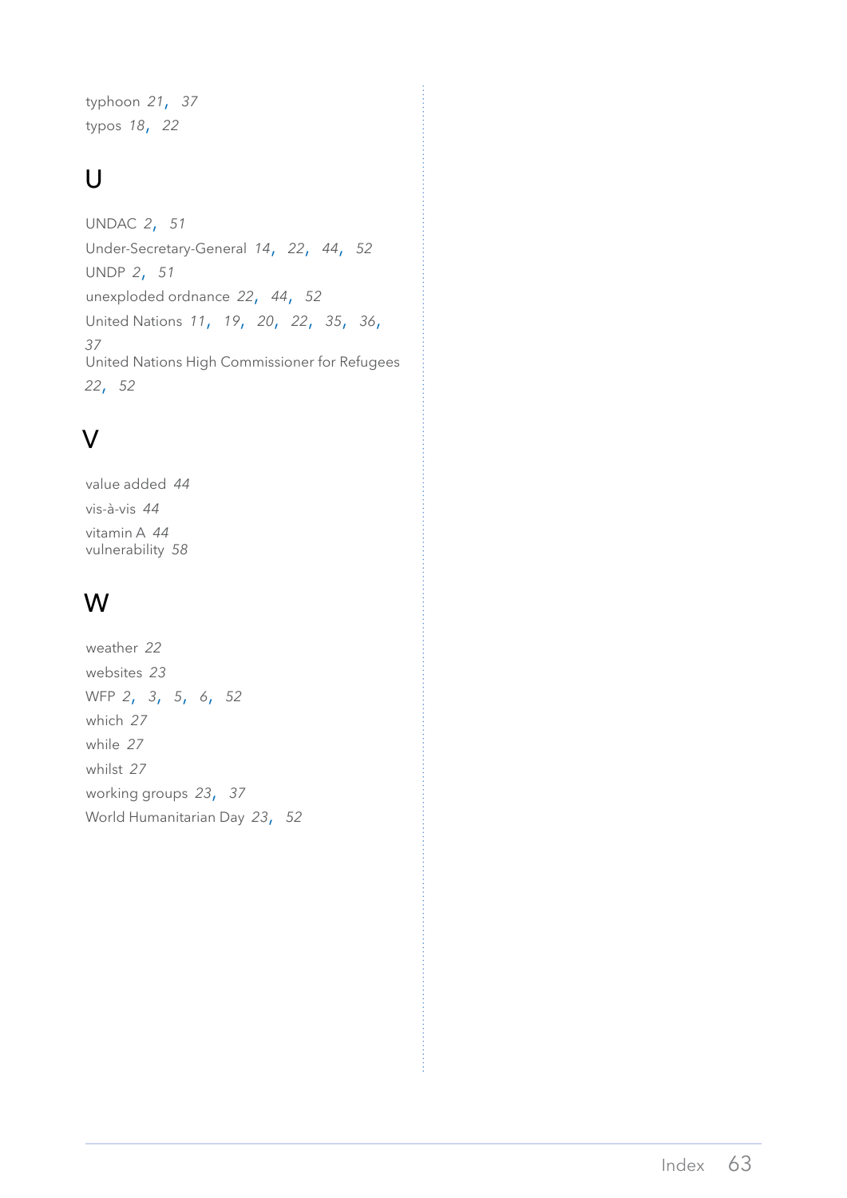typhoon *21*, *37*
typos *18*, *22*

## U

UNDAC *2*, *51*
Under-Secretary-General *14*, *22*, *44*, *52*
UNDP *2*, *51*
unexploded ordnance *22*, *44*, *52*
United Nations *11*, *19*, *20*, *22*, *35*, *36*, *37*
United Nations High Commissioner for Refugees *22*, *52*

## V

value added *44*
vis-à-vis *44*
vitamin A *44*
vulnerability *58*

## W

weather *22*
websites *23*
WFP *2*, *3*, *5*, *6*, *52*
which *27*
while *27*
whilst *27*
working groups *23*, *37*
World Humanitarian Day *23*, *52*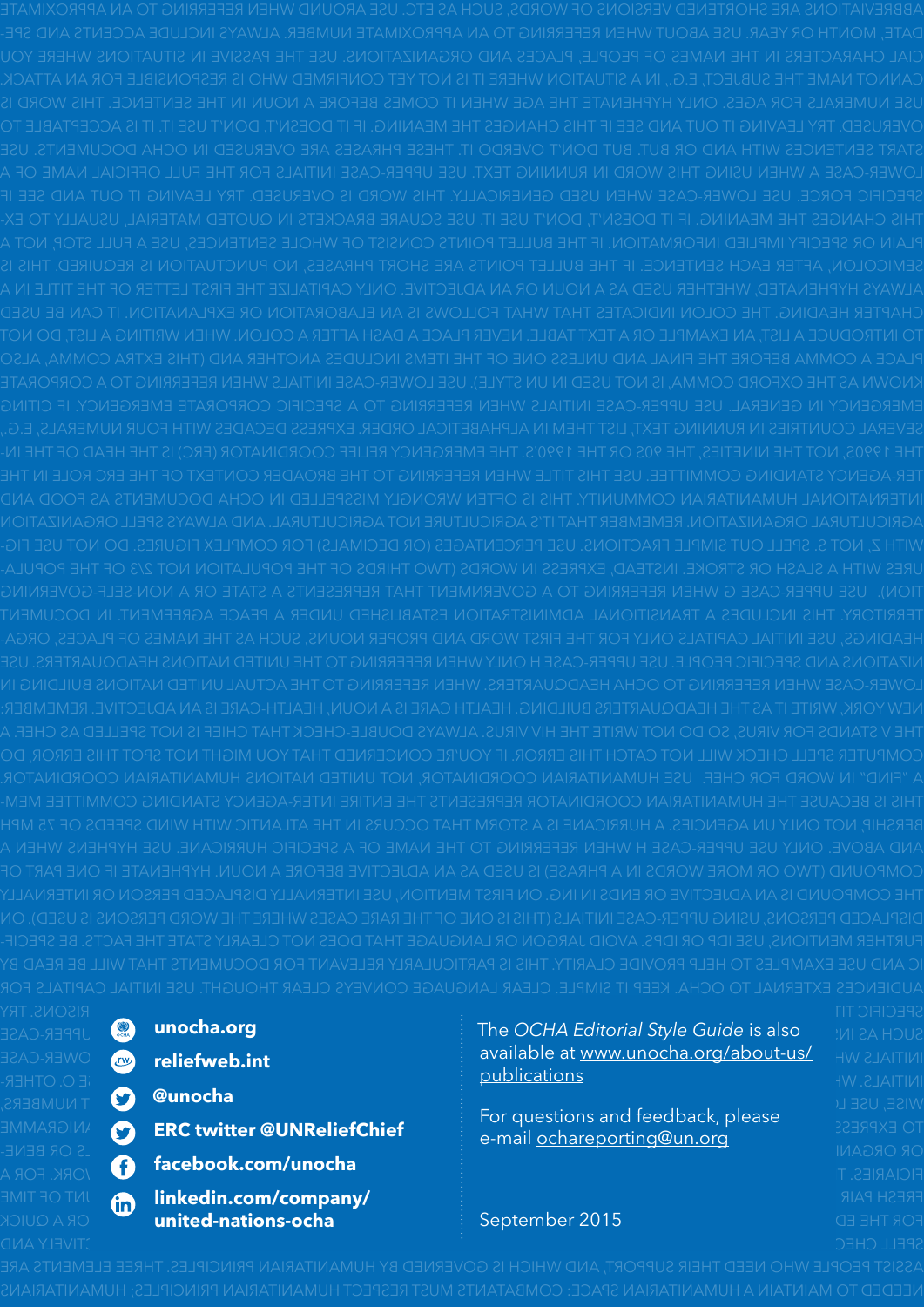unocha.org

reliefweb.int

@unocha

ERC twitter @UNReliefChief

facebook.com/unocha

linkedin.com/company/united-nations-ocha

The *OCHA Editorial Style Guide* is also available at www.unocha.org/about-us/publications

For questions and feedback, please e-mail ochareporting@un.org

September 2015